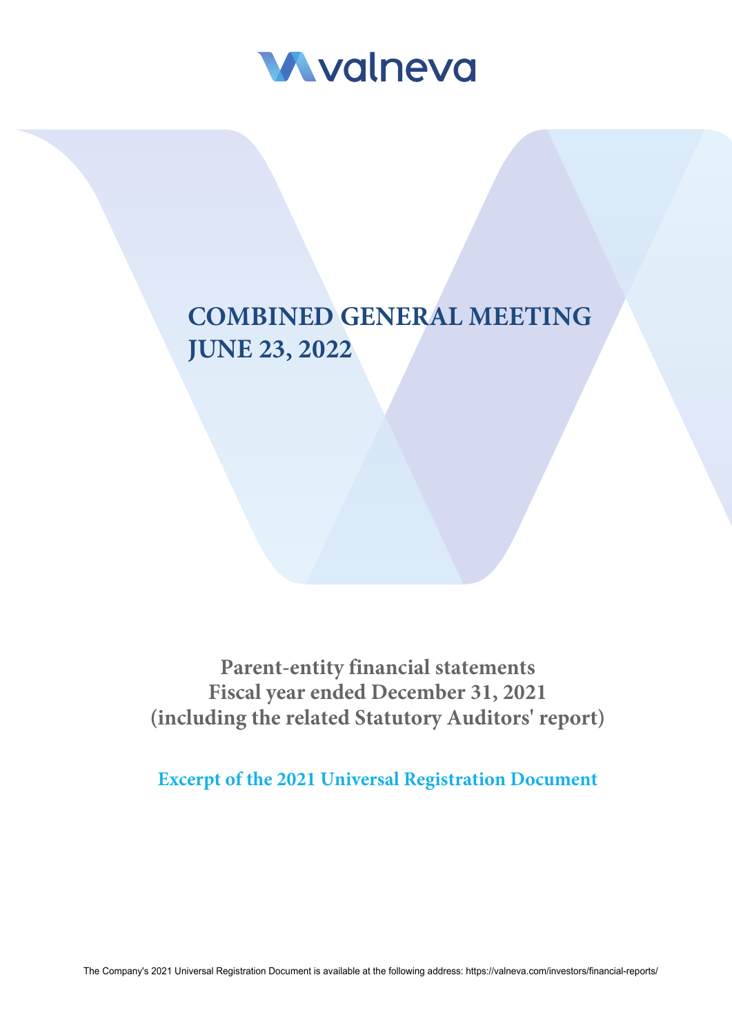valneva

# COMBINED GENERAL MEETING
# JUNE 23, 2022

## Parent-entity financial statements
## Fiscal year ended December 31, 2021
## (including the related Statutory Auditors' report)

### Excerpt of the 2021 Universal Registration Document

The Company's 2021 Universal Registration Document is available at the following address: https://valneva.com/investors/financial-reports/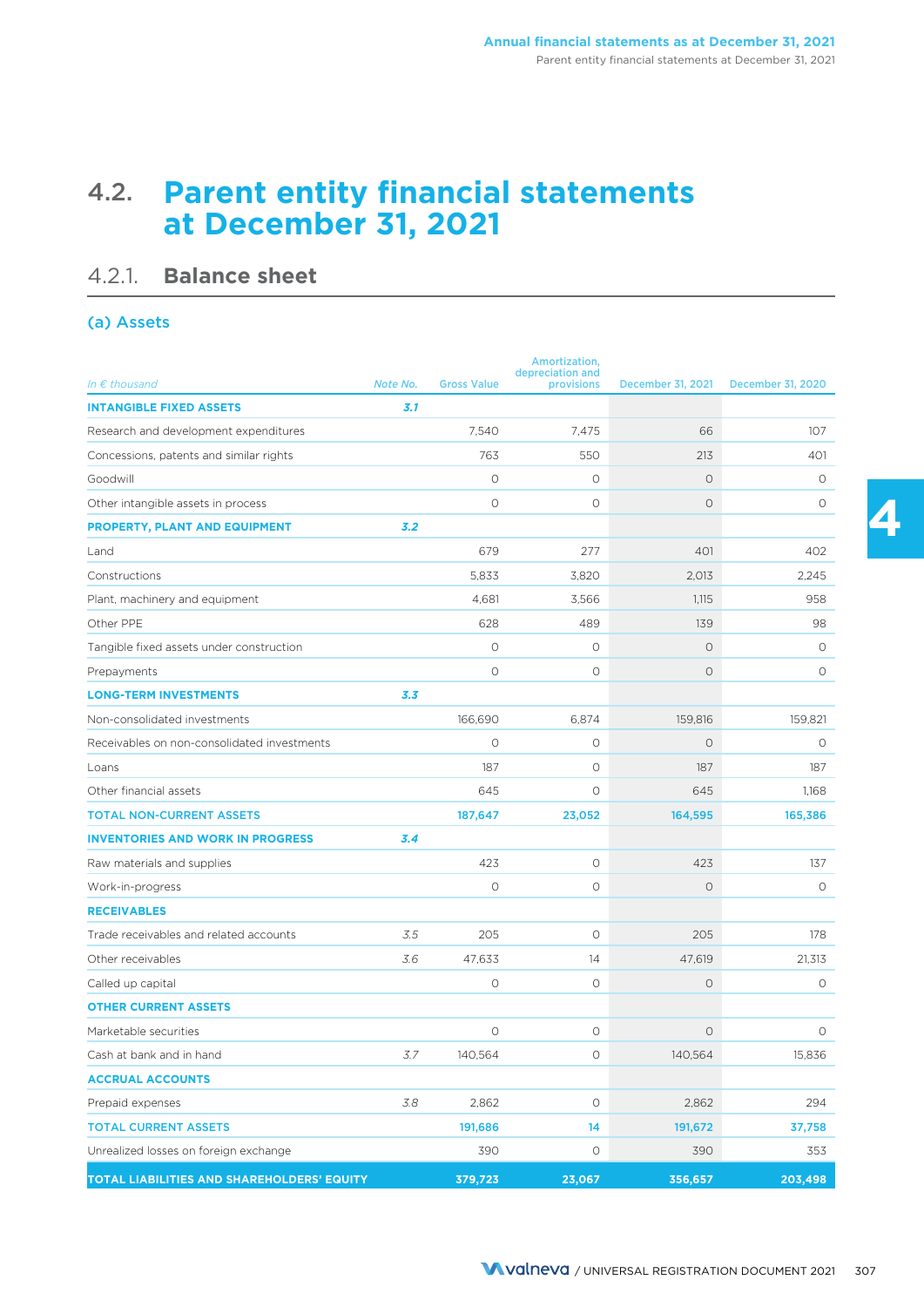## 4.2. Parent entity financial statements at December 31, 2021

### 4.2.1. Balance sheet

#### (a) Assets

| *In € thousand* | *Note No.* | Gross Value | Amortization, depreciation and provisions | December 31, 2021 | December 31, 2020 |
|---|---|---|---|---|---|
| **INTANGIBLE FIXED ASSETS** | *3.1* | | | | |
| Research and development expenditures | | 7,540 | 7,475 | 66 | 107 |
| Concessions, patents and similar rights | | 763 | 550 | 213 | 401 |
| Goodwill | | 0 | 0 | 0 | 0 |
| Other intangible assets in process | | 0 | 0 | 0 | 0 |
| **PROPERTY, PLANT AND EQUIPMENT** | *3.2* | | | | |
| Land | | 679 | 277 | 401 | 402 |
| Constructions | | 5,833 | 3,820 | 2,013 | 2,245 |
| Plant, machinery and equipment | | 4,681 | 3,566 | 1,115 | 958 |
| Other PPE | | 628 | 489 | 139 | 98 |
| Tangible fixed assets under construction | | 0 | 0 | 0 | 0 |
| Prepayments | | 0 | 0 | 0 | 0 |
| **LONG-TERM INVESTMENTS** | *3.3* | | | | |
| Non-consolidated investments | | 166,690 | 6,874 | 159,816 | 159,821 |
| Receivables on non-consolidated investments | | 0 | 0 | 0 | 0 |
| Loans | | 187 | 0 | 187 | 187 |
| Other financial assets | | 645 | 0 | 645 | 1,168 |
| **TOTAL NON-CURRENT ASSETS** | | **187,647** | **23,052** | **164,595** | **165,386** |
| **INVENTORIES AND WORK IN PROGRESS** | *3.4* | | | | |
| Raw materials and supplies | | 423 | 0 | 423 | 137 |
| Work-in-progress | | 0 | 0 | 0 | 0 |
| **RECEIVABLES** | | | | | |
| Trade receivables and related accounts | *3.5* | 205 | 0 | 205 | 178 |
| Other receivables | *3.6* | 47,633 | 14 | 47,619 | 21,313 |
| Called up capital | | 0 | 0 | 0 | 0 |
| **OTHER CURRENT ASSETS** | | | | | |
| Marketable securities | | 0 | 0 | 0 | 0 |
| Cash at bank and in hand | *3.7* | 140,564 | 0 | 140,564 | 15,836 |
| **ACCRUAL ACCOUNTS** | | | | | |
| Prepaid expenses | *3.8* | 2,862 | 0 | 2,862 | 294 |
| **TOTAL CURRENT ASSETS** | | **191,686** | **14** | **191,672** | **37,758** |
| Unrealized losses on foreign exchange | | 390 | 0 | 390 | 353 |
| **TOTAL LIABILITIES AND SHAREHOLDERS' EQUITY** | | **379,723** | **23,067** | **356,657** | **203,498** |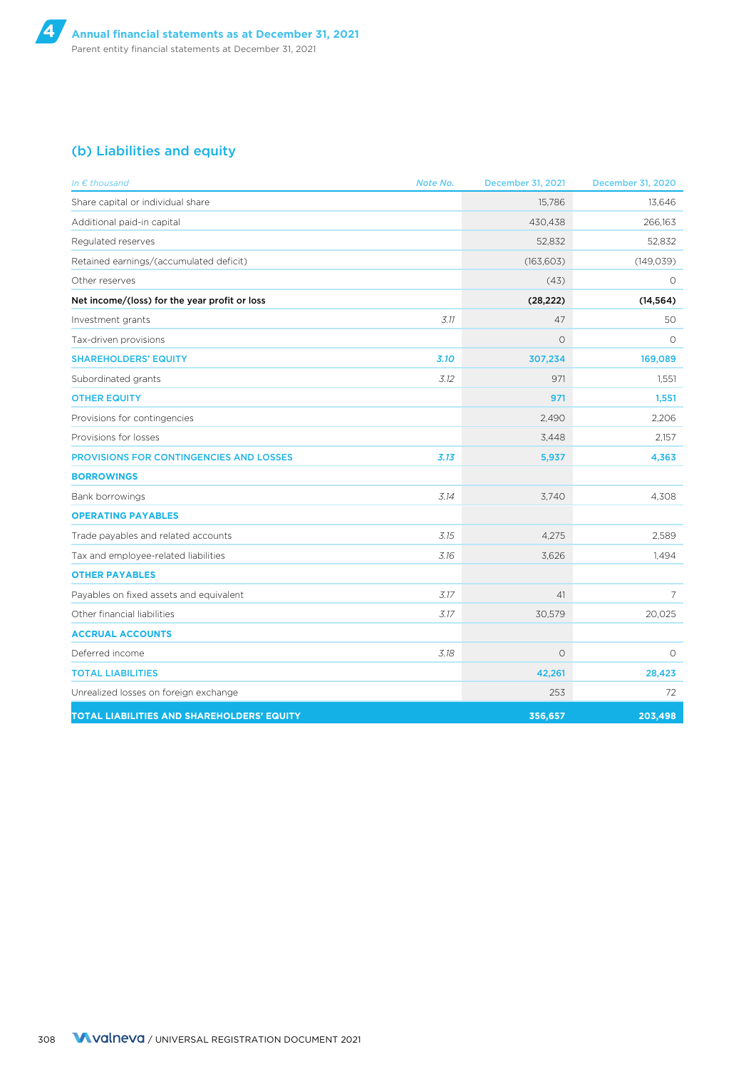## (b) Liabilities and equity

| *In € thousand* | *Note No.* | December 31, 2021 | December 31, 2020 |
|---|---|---|---|
| Share capital or individual share | | 15,786 | 13,646 |
| Additional paid-in capital | | 430,438 | 266,163 |
| Regulated reserves | | 52,832 | 52,832 |
| Retained earnings/(accumulated deficit) | | (163,603) | (149,039) |
| Other reserves | | (43) | 0 |
| **Net income/(loss) for the year profit or loss** | | **(28,222)** | **(14,564)** |
| Investment grants | *3.11* | 47 | 50 |
| Tax-driven provisions | | 0 | 0 |
| **SHAREHOLDERS' EQUITY** | ***3.10*** | **307,234** | **169,089** |
| Subordinated grants | *3.12* | 971 | 1,551 |
| **OTHER EQUITY** | | **971** | **1,551** |
| Provisions for contingencies | | 2,490 | 2,206 |
| Provisions for losses | | 3,448 | 2,157 |
| **PROVISIONS FOR CONTINGENCIES AND LOSSES** | ***3.13*** | **5,937** | **4,363** |
| **BORROWINGS** | | | |
| Bank borrowings | *3.14* | 3,740 | 4,308 |
| **OPERATING PAYABLES** | | | |
| Trade payables and related accounts | *3.15* | 4,275 | 2,589 |
| Tax and employee-related liabilities | *3.16* | 3,626 | 1,494 |
| **OTHER PAYABLES** | | | |
| Payables on fixed assets and equivalent | *3.17* | 41 | 7 |
| Other financial liabilities | *3.17* | 30,579 | 20,025 |
| **ACCRUAL ACCOUNTS** | | | |
| Deferred income | *3.18* | 0 | 0 |
| **TOTAL LIABILITIES** | | **42,261** | **28,423** |
| Unrealized losses on foreign exchange | | 253 | 72 |
| **TOTAL LIABILITIES AND SHAREHOLDERS' EQUITY** | | **356,657** | **203,498** |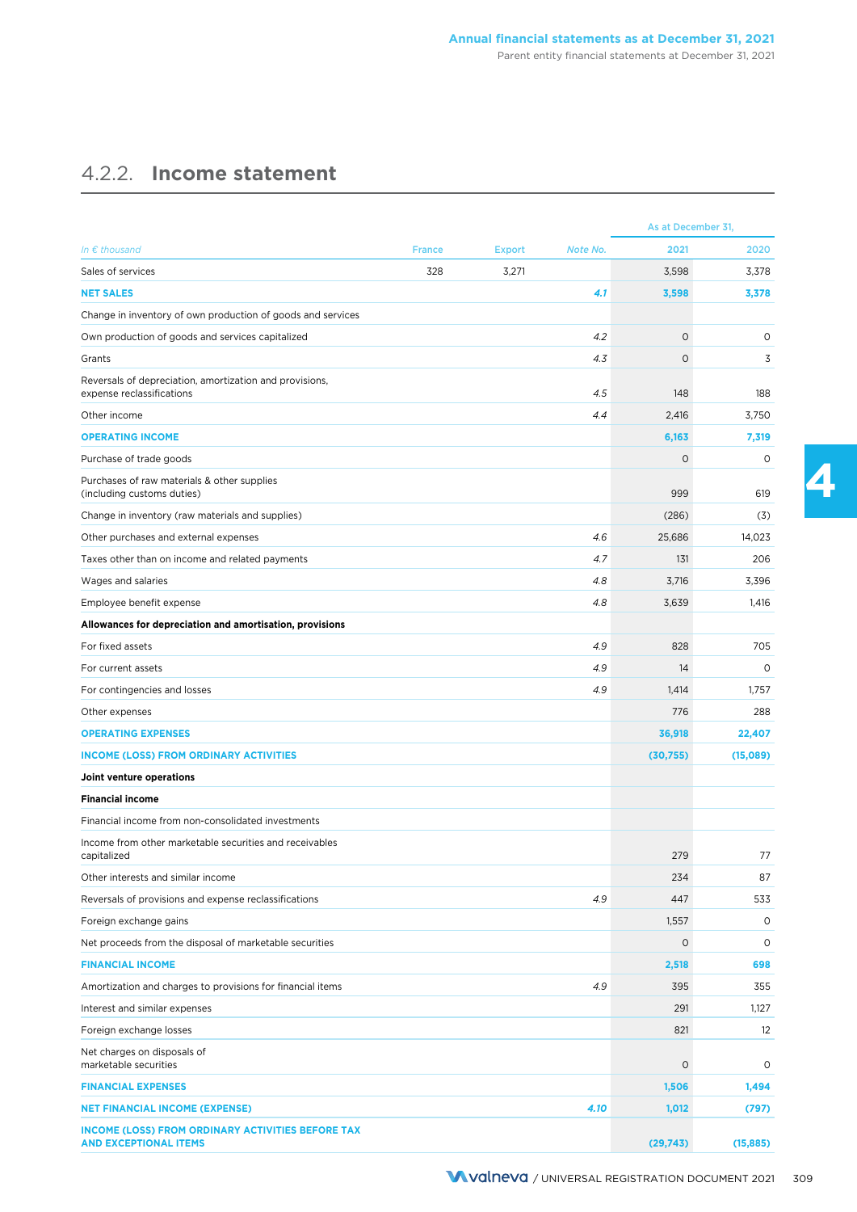## 4.2.2. Income statement

| In € thousand | France | Export | Note No. | As at December 31, 2021 | 2020 |
|---|---|---|---|---|---|
| Sales of services | 328 | 3,271 | | 3,598 | 3,378 |
| **NET SALES** | | | *4.1* | **3,598** | **3,378** |
| Change in inventory of own production of goods and services | | | | | |
| Own production of goods and services capitalized | | | *4.2* | 0 | 0 |
| Grants | | | *4.3* | 0 | 3 |
| Reversals of depreciation, amortization and provisions, expense reclassifications | | | *4.5* | 148 | 188 |
| Other income | | | *4.4* | 2,416 | 3,750 |
| **OPERATING INCOME** | | | | **6,163** | **7,319** |
| Purchase of trade goods | | | | 0 | 0 |
| Purchases of raw materials & other supplies (including customs duties) | | | | 999 | 619 |
| Change in inventory (raw materials and supplies) | | | | (286) | (3) |
| Other purchases and external expenses | | | *4.6* | 25,686 | 14,023 |
| Taxes other than on income and related payments | | | *4.7* | 131 | 206 |
| Wages and salaries | | | *4.8* | 3,716 | 3,396 |
| Employee benefit expense | | | *4.8* | 3,639 | 1,416 |
| **Allowances for depreciation and amortisation, provisions** | | | | | |
| For fixed assets | | | *4.9* | 828 | 705 |
| For current assets | | | *4.9* | 14 | 0 |
| For contingencies and losses | | | *4.9* | 1,414 | 1,757 |
| Other expenses | | | | 776 | 288 |
| **OPERATING EXPENSES** | | | | **36,918** | **22,407** |
| **INCOME (LOSS) FROM ORDINARY ACTIVITIES** | | | | **(30,755)** | **(15,089)** |
| **Joint venture operations** | | | | | |
| **Financial income** | | | | | |
| Financial income from non-consolidated investments | | | | | |
| Income from other marketable securities and receivables capitalized | | | | 279 | 77 |
| Other interests and similar income | | | | 234 | 87 |
| Reversals of provisions and expense reclassifications | | | *4.9* | 447 | 533 |
| Foreign exchange gains | | | | 1,557 | 0 |
| Net proceeds from the disposal of marketable securities | | | | 0 | 0 |
| **FINANCIAL INCOME** | | | | **2,518** | **698** |
| Amortization and charges to provisions for financial items | | | *4.9* | 395 | 355 |
| Interest and similar expenses | | | | 291 | 1,127 |
| Foreign exchange losses | | | | 821 | 12 |
| Net charges on disposals of marketable securities | | | | 0 | 0 |
| **FINANCIAL EXPENSES** | | | | **1,506** | **1,494** |
| **NET FINANCIAL INCOME (EXPENSE)** | | | *4.10* | **1,012** | **(797)** |
| **INCOME (LOSS) FROM ORDINARY ACTIVITIES BEFORE TAX AND EXCEPTIONAL ITEMS** | | | | **(29,743)** | **(15,885)** |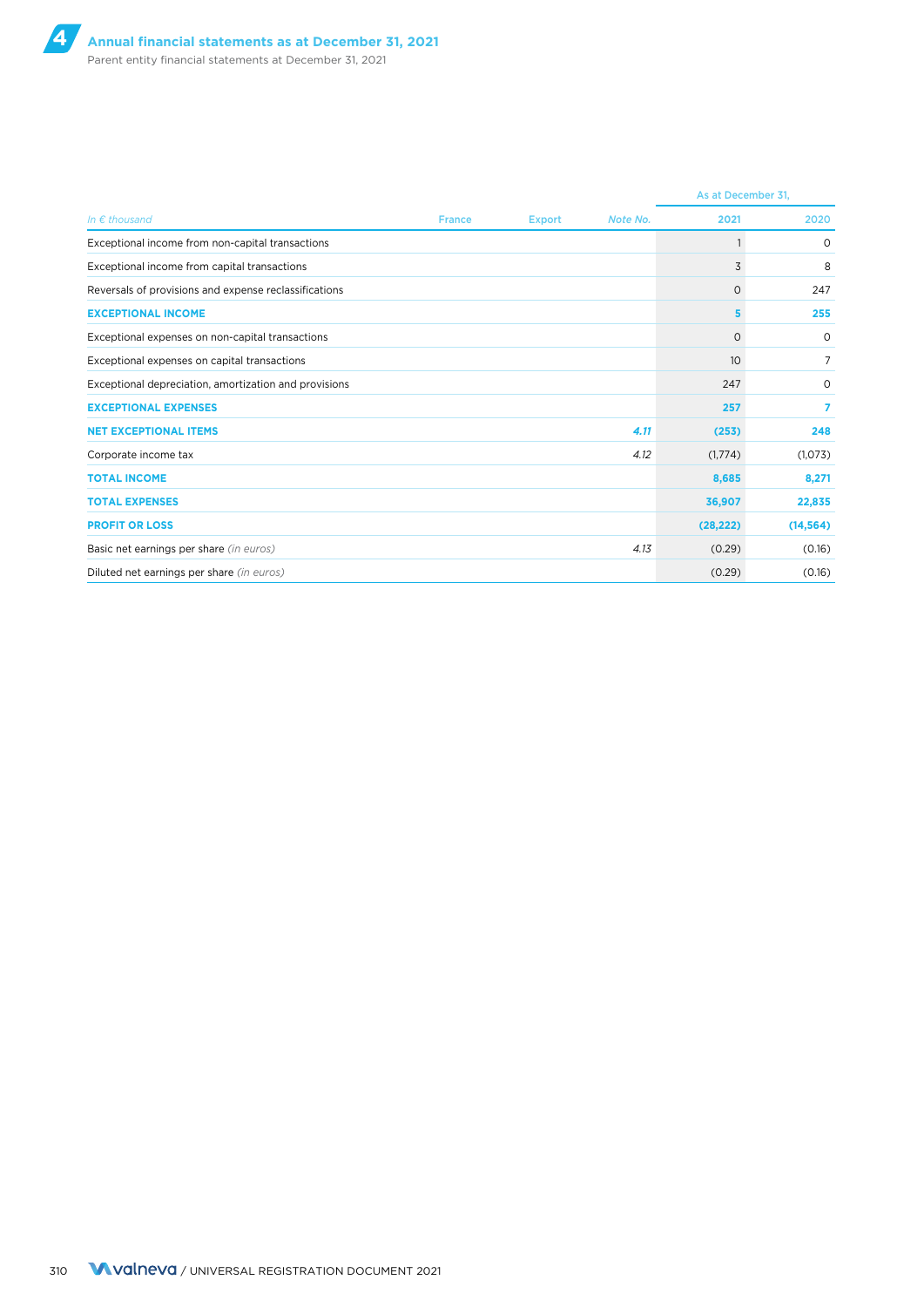| In € thousand | France | Export | Note No. | As at December 31, 2021 | 2020 |
|---|---|---|---|---|---|
| Exceptional income from non-capital transactions | | | | 1 | 0 |
| Exceptional income from capital transactions | | | | 3 | 8 |
| Reversals of provisions and expense reclassifications | | | | 0 | 247 |
| **EXCEPTIONAL INCOME** | | | | **5** | **255** |
| Exceptional expenses on non-capital transactions | | | | 0 | 0 |
| Exceptional expenses on capital transactions | | | | 10 | 7 |
| Exceptional depreciation, amortization and provisions | | | | 247 | 0 |
| **EXCEPTIONAL EXPENSES** | | | | **257** | **7** |
| **NET EXCEPTIONAL ITEMS** | | | *4.11* | **(253)** | **248** |
| Corporate income tax | | | *4.12* | (1,774) | (1,073) |
| **TOTAL INCOME** | | | | **8,685** | **8,271** |
| **TOTAL EXPENSES** | | | | **36,907** | **22,835** |
| **PROFIT OR LOSS** | | | | **(28,222)** | **(14,564)** |
| Basic net earnings per share *(in euros)* | | | *4.13* | (0.29) | (0.16) |
| Diluted net earnings per share *(in euros)* | | | | (0.29) | (0.16) |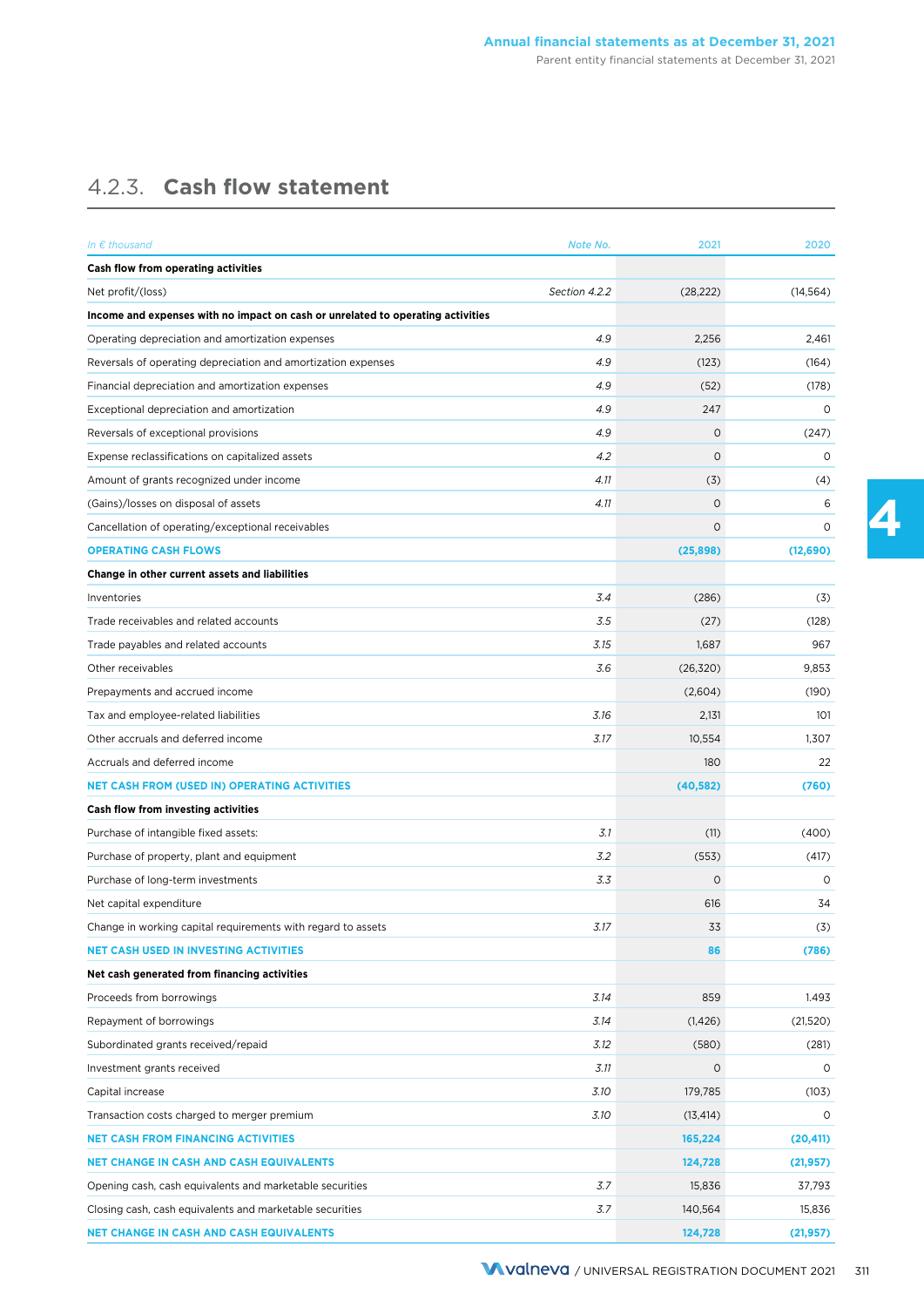## 4.2.3. Cash flow statement

| *In € thousand* | Note No. | 2021 | 2020 |
|---|---|---|---|
| **Cash flow from operating activities** | | | |
| Net profit/(loss) | *Section 4.2.2* | (28,222) | (14,564) |
| **Income and expenses with no impact on cash or unrelated to operating activities** | | | |
| Operating depreciation and amortization expenses | *4.9* | 2,256 | 2,461 |
| Reversals of operating depreciation and amortization expenses | *4.9* | (123) | (164) |
| Financial depreciation and amortization expenses | *4.9* | (52) | (178) |
| Exceptional depreciation and amortization | *4.9* | 247 | 0 |
| Reversals of exceptional provisions | *4.9* | 0 | (247) |
| Expense reclassifications on capitalized assets | *4.2* | 0 | 0 |
| Amount of grants recognized under income | *4.11* | (3) | (4) |
| (Gains)/losses on disposal of assets | *4.11* | 0 | 6 |
| Cancellation of operating/exceptional receivables | | 0 | 0 |
| **OPERATING CASH FLOWS** | | **(25,898)** | **(12,690)** |
| **Change in other current assets and liabilities** | | | |
| Inventories | *3.4* | (286) | (3) |
| Trade receivables and related accounts | *3.5* | (27) | (128) |
| Trade payables and related accounts | *3.15* | 1,687 | 967 |
| Other receivables | *3.6* | (26,320) | 9,853 |
| Prepayments and accrued income | | (2,604) | (190) |
| Tax and employee-related liabilities | *3.16* | 2,131 | 101 |
| Other accruals and deferred income | *3.17* | 10,554 | 1,307 |
| Accruals and deferred income | | 180 | 22 |
| **NET CASH FROM (USED IN) OPERATING ACTIVITIES** | | **(40,582)** | **(760)** |
| **Cash flow from investing activities** | | | |
| Purchase of intangible fixed assets: | *3.1* | (11) | (400) |
| Purchase of property, plant and equipment | *3.2* | (553) | (417) |
| Purchase of long-term investments | *3.3* | 0 | 0 |
| Net capital expenditure | | 616 | 34 |
| Change in working capital requirements with regard to assets | *3.17* | 33 | (3) |
| **NET CASH USED IN INVESTING ACTIVITIES** | | **86** | **(786)** |
| **Net cash generated from financing activities** | | | |
| Proceeds from borrowings | *3.14* | 859 | 1.493 |
| Repayment of borrowings | *3.14* | (1,426) | (21,520) |
| Subordinated grants received/repaid | *3.12* | (580) | (281) |
| Investment grants received | *3.11* | 0 | 0 |
| Capital increase | *3.10* | 179,785 | (103) |
| Transaction costs charged to merger premium | *3.10* | (13,414) | 0 |
| **NET CASH FROM FINANCING ACTIVITIES** | | **165,224** | **(20,411)** |
| **NET CHANGE IN CASH AND CASH EQUIVALENTS** | | **124,728** | **(21,957)** |
| Opening cash, cash equivalents and marketable securities | *3.7* | 15,836 | 37,793 |
| Closing cash, cash equivalents and marketable securities | *3.7* | 140,564 | 15,836 |
| **NET CHANGE IN CASH AND CASH EQUIVALENTS** | | **124,728** | **(21,957)** |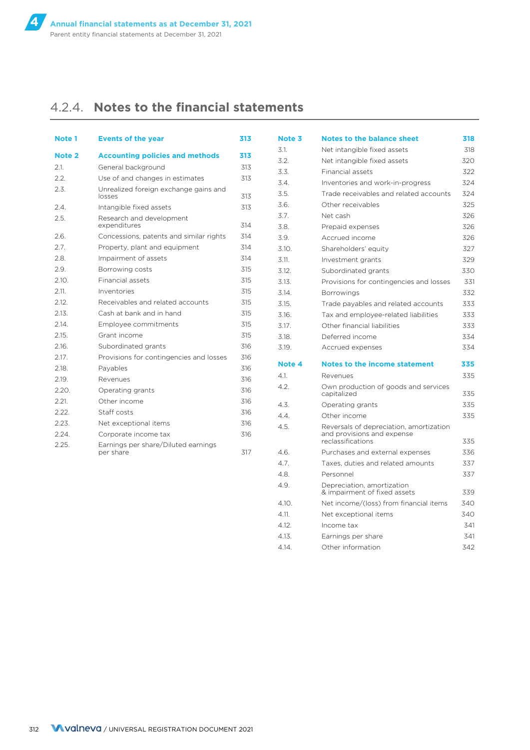## 4.2.4. Notes to the financial statements

| | | |
|---|---|---|
| **Note 1** | **Events of the year** | **313** |
| **Note 2** | **Accounting policies and methods** | **313** |
| 2.1. | General background | 313 |
| 2.2. | Use of and changes in estimates | 313 |
| 2.3. | Unrealized foreign exchange gains and losses | 313 |
| 2.4. | Intangible fixed assets | 313 |
| 2.5. | Research and development expenditures | 314 |
| 2.6. | Concessions, patents and similar rights | 314 |
| 2.7. | Property, plant and equipment | 314 |
| 2.8. | Impairment of assets | 314 |
| 2.9. | Borrowing costs | 315 |
| 2.10. | Financial assets | 315 |
| 2.11. | Inventories | 315 |
| 2.12. | Receivables and related accounts | 315 |
| 2.13. | Cash at bank and in hand | 315 |
| 2.14. | Employee commitments | 315 |
| 2.15. | Grant income | 315 |
| 2.16. | Subordinated grants | 316 |
| 2.17. | Provisions for contingencies and losses | 316 |
| 2.18. | Payables | 316 |
| 2.19. | Revenues | 316 |
| 2.20. | Operating grants | 316 |
| 2.21. | Other income | 316 |
| 2.22. | Staff costs | 316 |
| 2.23. | Net exceptional items | 316 |
| 2.24. | Corporate income tax | 316 |
| 2.25. | Earnings per share/Diluted earnings per share | 317 |
| **Note 3** | **Notes to the balance sheet** | **318** |
| 3.1. | Net intangible fixed assets | 318 |
| 3.2. | Net intangible fixed assets | 320 |
| 3.3. | Financial assets | 322 |
| 3.4. | Inventories and work-in-progress | 324 |
| 3.5. | Trade receivables and related accounts | 324 |
| 3.6. | Other receivables | 325 |
| 3.7. | Net cash | 326 |
| 3.8. | Prepaid expenses | 326 |
| 3.9. | Accrued income | 326 |
| 3.10. | Shareholders' equity | 327 |
| 3.11. | Investment grants | 329 |
| 3.12. | Subordinated grants | 330 |
| 3.13. | Provisions for contingencies and losses | 331 |
| 3.14. | Borrowings | 332 |
| 3.15. | Trade payables and related accounts | 333 |
| 3.16. | Tax and employee-related liabilities | 333 |
| 3.17. | Other financial liabilities | 333 |
| 3.18. | Deferred income | 334 |
| 3.19. | Accrued expenses | 334 |
| **Note 4** | **Notes to the income statement** | **335** |
| 4.1. | Revenues | 335 |
| 4.2. | Own production of goods and services capitalized | 335 |
| 4.3. | Operating grants | 335 |
| 4.4. | Other income | 335 |
| 4.5. | Reversals of depreciation, amortization and provisions and expense reclassifications | 335 |
| 4.6. | Purchases and external expenses | 336 |
| 4.7. | Taxes, duties and related amounts | 337 |
| 4.8. | Personnel | 337 |
| 4.9. | Depreciation, amortization & impairment of fixed assets | 339 |
| 4.10. | Net income/(loss) from financial items | 340 |
| 4.11. | Net exceptional items | 340 |
| 4.12. | Income tax | 341 |
| 4.13. | Earnings per share | 341 |
| 4.14. | Other information | 342 |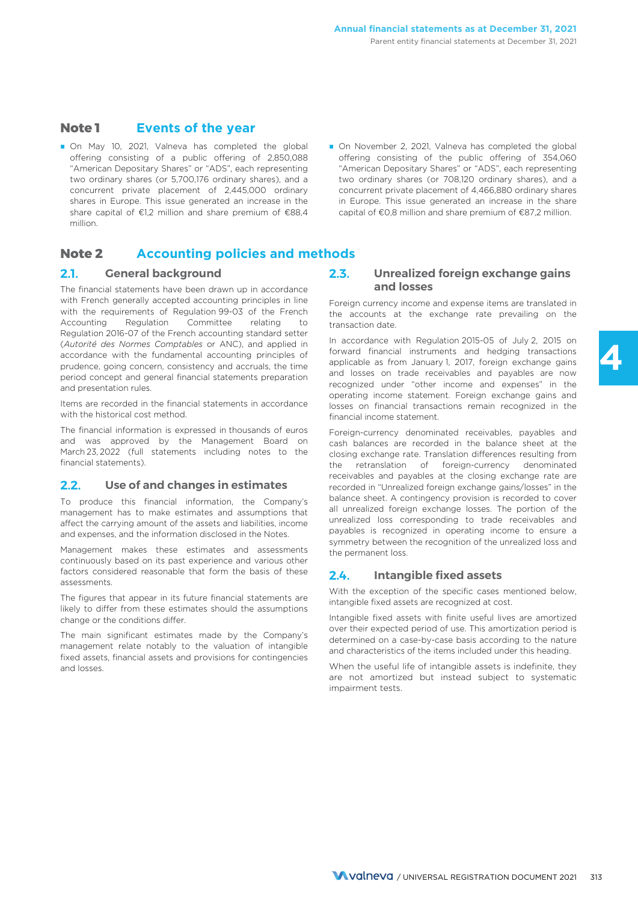## Note 1 Events of the year

- On May 10, 2021, Valneva has completed the global offering consisting of a public offering of 2,850,088 "American Depositary Shares" or "ADS", each representing two ordinary shares (or 5,700,176 ordinary shares), and a concurrent private placement of 2,445,000 ordinary shares in Europe. This issue generated an increase in the share capital of €1,2 million and share premium of €88,4 million.
- On November 2, 2021, Valneva has completed the global offering consisting of the public offering of 354,060 "American Depositary Shares" or "ADS", each representing two ordinary shares (or 708,120 ordinary shares), and a concurrent private placement of 4,466,880 ordinary shares in Europe. This issue generated an increase in the share capital of €0,8 million and share premium of €87,2 million.

## Note 2 Accounting policies and methods

### 2.1. General background

The financial statements have been drawn up in accordance with French generally accepted accounting principles in line with the requirements of Regulation 99-03 of the French Accounting Regulation Committee relating to Regulation 2016-07 of the French accounting standard setter (*Autorité des Normes Comptables* or ANC), and applied in accordance with the fundamental accounting principles of prudence, going concern, consistency and accruals, the time period concept and general financial statements preparation and presentation rules.

Items are recorded in the financial statements in accordance with the historical cost method.

The financial information is expressed in thousands of euros and was approved by the Management Board on March 23, 2022 (full statements including notes to the financial statements).

### 2.2. Use of and changes in estimates

To produce this financial information, the Company's management has to make estimates and assumptions that affect the carrying amount of the assets and liabilities, income and expenses, and the information disclosed in the Notes.

Management makes these estimates and assessments continuously based on its past experience and various other factors considered reasonable that form the basis of these assessments.

The figures that appear in its future financial statements are likely to differ from these estimates should the assumptions change or the conditions differ.

The main significant estimates made by the Company's management relate notably to the valuation of intangible fixed assets, financial assets and provisions for contingencies and losses.

### 2.3. Unrealized foreign exchange gains and losses

Foreign currency income and expense items are translated in the accounts at the exchange rate prevailing on the transaction date.

In accordance with Regulation 2015-05 of July 2, 2015 on forward financial instruments and hedging transactions applicable as from January 1, 2017, foreign exchange gains and losses on trade receivables and payables are now recognized under "other income and expenses" in the operating income statement. Foreign exchange gains and losses on financial transactions remain recognized in the financial income statement.

Foreign-currency denominated receivables, payables and cash balances are recorded in the balance sheet at the closing exchange rate. Translation differences resulting from the retranslation of foreign-currency denominated receivables and payables at the closing exchange rate are recorded in "Unrealized foreign exchange gains/losses" in the balance sheet. A contingency provision is recorded to cover all unrealized foreign exchange losses. The portion of the unrealized loss corresponding to trade receivables and payables is recognized in operating income to ensure a symmetry between the recognition of the unrealized loss and the permanent loss.

### 2.4. Intangible fixed assets

With the exception of the specific cases mentioned below, intangible fixed assets are recognized at cost.

Intangible fixed assets with finite useful lives are amortized over their expected period of use. This amortization period is determined on a case-by-case basis according to the nature and characteristics of the items included under this heading.

When the useful life of intangible assets is indefinite, they are not amortized but instead subject to systematic impairment tests.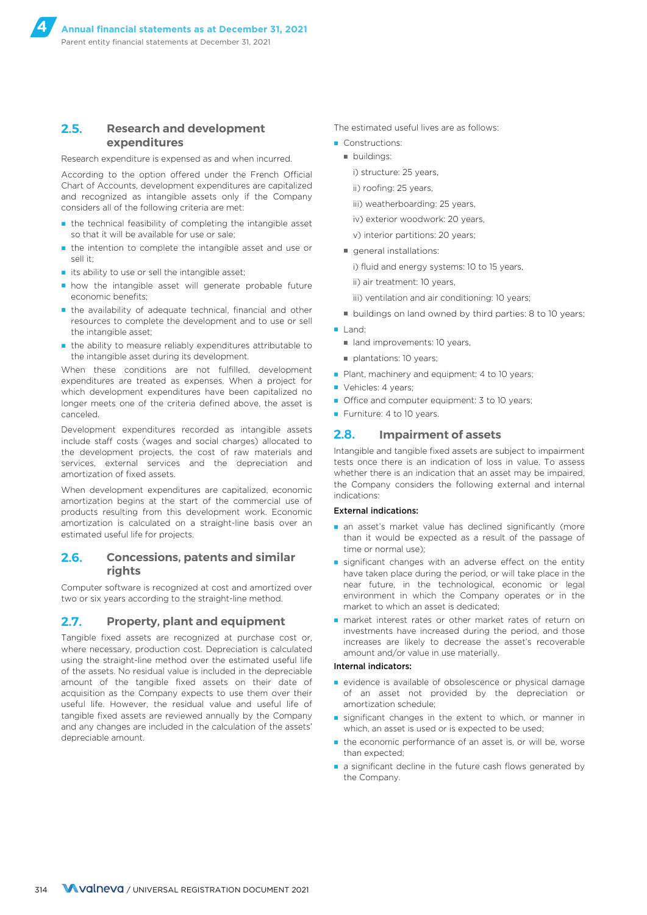## 2.5. Research and development expenditures

Research expenditure is expensed as and when incurred.

According to the option offered under the French Official Chart of Accounts, development expenditures are capitalized and recognized as intangible assets only if the Company considers all of the following criteria are met:

- the technical feasibility of completing the intangible asset so that it will be available for use or sale;
- the intention to complete the intangible asset and use or sell it;
- its ability to use or sell the intangible asset;
- how the intangible asset will generate probable future economic benefits;
- the availability of adequate technical, financial and other resources to complete the development and to use or sell the intangible asset;
- the ability to measure reliably expenditures attributable to the intangible asset during its development.

When these conditions are not fulfilled, development expenditures are treated as expenses. When a project for which development expenditures have been capitalized no longer meets one of the criteria defined above, the asset is canceled.

Development expenditures recorded as intangible assets include staff costs (wages and social charges) allocated to the development projects, the cost of raw materials and services, external services and the depreciation and amortization of fixed assets.

When development expenditures are capitalized, economic amortization begins at the start of the commercial use of products resulting from this development work. Economic amortization is calculated on a straight-line basis over an estimated useful life for projects.

## 2.6. Concessions, patents and similar rights

Computer software is recognized at cost and amortized over two or six years according to the straight-line method.

## 2.7. Property, plant and equipment

Tangible fixed assets are recognized at purchase cost or, where necessary, production cost. Depreciation is calculated using the straight-line method over the estimated useful life of the assets. No residual value is included in the depreciable amount of the tangible fixed assets on their date of acquisition as the Company expects to use them over their useful life. However, the residual value and useful life of tangible fixed assets are reviewed annually by the Company and any changes are included in the calculation of the assets' depreciable amount.

The estimated useful lives are as follows:

- Constructions:
  - buildings:
    - i) structure: 25 years,
    - ii) roofing: 25 years,
    - iii) weatherboarding: 25 years,
    - iv) exterior woodwork: 20 years,
    - v) interior partitions: 20 years;
  - general installations:
    - i) fluid and energy systems: 10 to 15 years,
    - ii) air treatment: 10 years,
    - iii) ventilation and air conditioning: 10 years;
  - buildings on land owned by third parties: 8 to 10 years;
- Land:
  - land improvements: 10 years,
  - plantations: 10 years;
- Plant, machinery and equipment: 4 to 10 years;
- Vehicles: 4 years;
- Office and computer equipment: 3 to 10 years;
- Furniture: 4 to 10 years.

## 2.8. Impairment of assets

Intangible and tangible fixed assets are subject to impairment tests once there is an indication of loss in value. To assess whether there is an indication that an asset may be impaired, the Company considers the following external and internal indications:

**External indications:**

- an asset's market value has declined significantly (more than it would be expected as a result of the passage of time or normal use);
- significant changes with an adverse effect on the entity have taken place during the period, or will take place in the near future, in the technological, economic or legal environment in which the Company operates or in the market to which an asset is dedicated;
- market interest rates or other market rates of return on investments have increased during the period, and those increases are likely to decrease the asset's recoverable amount and/or value in use materially.

**Internal indicators:**

- evidence is available of obsolescence or physical damage of an asset not provided by the depreciation or amortization schedule;
- significant changes in the extent to which, or manner in which, an asset is used or is expected to be used;
- the economic performance of an asset is, or will be, worse than expected;
- a significant decline in the future cash flows generated by the Company.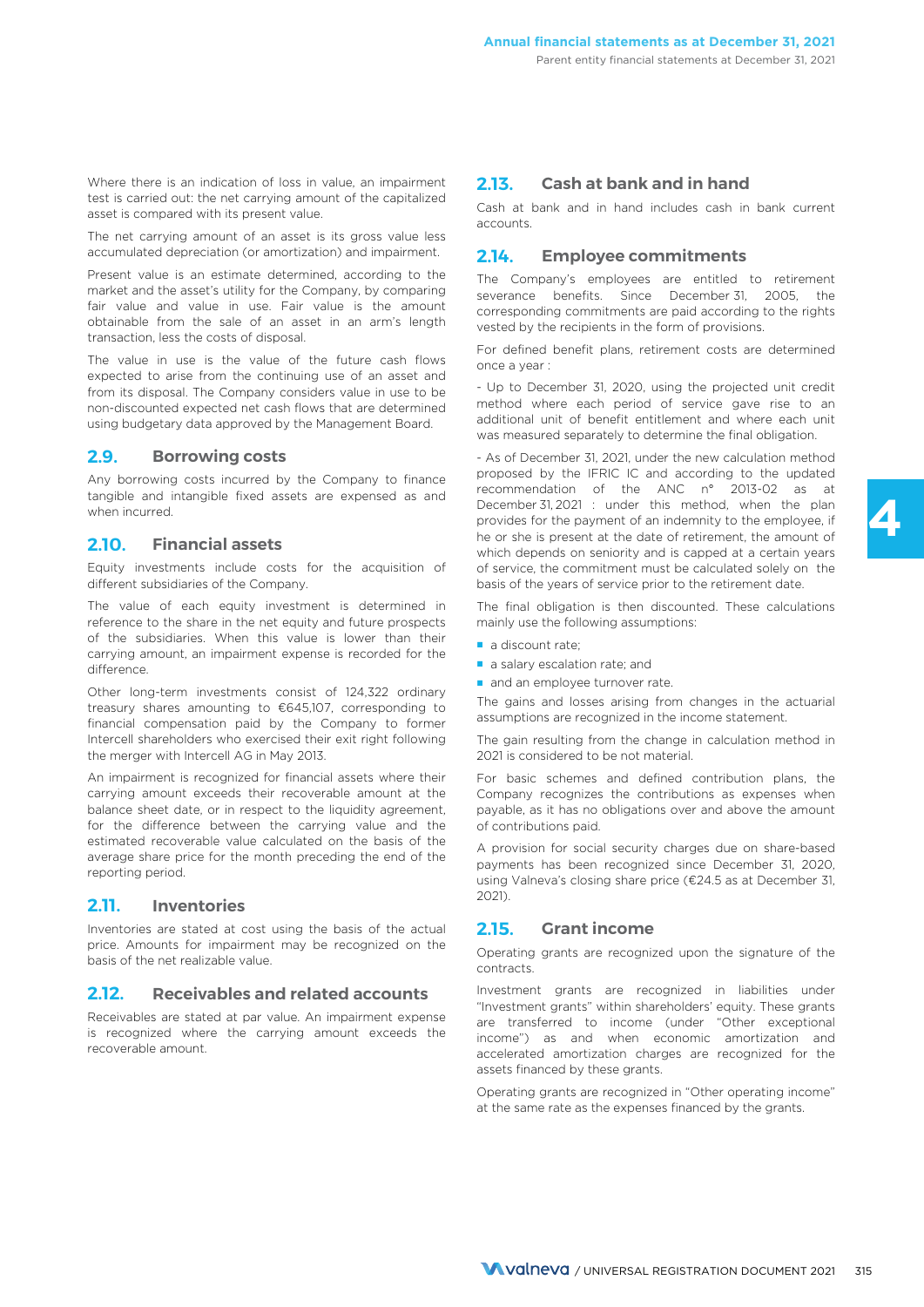Where there is an indication of loss in value, an impairment test is carried out: the net carrying amount of the capitalized asset is compared with its present value.

The net carrying amount of an asset is its gross value less accumulated depreciation (or amortization) and impairment.

Present value is an estimate determined, according to the market and the asset's utility for the Company, by comparing fair value and value in use. Fair value is the amount obtainable from the sale of an asset in an arm's length transaction, less the costs of disposal.

The value in use is the value of the future cash flows expected to arise from the continuing use of an asset and from its disposal. The Company considers value in use to be non-discounted expected net cash flows that are determined using budgetary data approved by the Management Board.

## 2.9. Borrowing costs

Any borrowing costs incurred by the Company to finance tangible and intangible fixed assets are expensed as and when incurred.

## 2.10. Financial assets

Equity investments include costs for the acquisition of different subsidiaries of the Company.

The value of each equity investment is determined in reference to the share in the net equity and future prospects of the subsidiaries. When this value is lower than their carrying amount, an impairment expense is recorded for the difference.

Other long-term investments consist of 124,322 ordinary treasury shares amounting to €645,107, corresponding to financial compensation paid by the Company to former Intercell shareholders who exercised their exit right following the merger with Intercell AG in May 2013.

An impairment is recognized for financial assets where their carrying amount exceeds their recoverable amount at the balance sheet date, or in respect to the liquidity agreement, for the difference between the carrying value and the estimated recoverable value calculated on the basis of the average share price for the month preceding the end of the reporting period.

## 2.11. Inventories

Inventories are stated at cost using the basis of the actual price. Amounts for impairment may be recognized on the basis of the net realizable value.

## 2.12. Receivables and related accounts

Receivables are stated at par value. An impairment expense is recognized where the carrying amount exceeds the recoverable amount.

## 2.13. Cash at bank and in hand

Cash at bank and in hand includes cash in bank current accounts.

## 2.14. Employee commitments

The Company's employees are entitled to retirement severance benefits. Since December 31, 2005, the corresponding commitments are paid according to the rights vested by the recipients in the form of provisions.

For defined benefit plans, retirement costs are determined once a year :

- Up to December 31, 2020, using the projected unit credit method where each period of service gave rise to an additional unit of benefit entitlement and where each unit was measured separately to determine the final obligation.

- As of December 31, 2021, under the new calculation method proposed by the IFRIC IC and according to the updated recommendation of the ANC n° 2013-02 as at December 31, 2021 : under this method, when the plan provides for the payment of an indemnity to the employee, if he or she is present at the date of retirement, the amount of which depends on seniority and is capped at a certain years of service, the commitment must be calculated solely on the basis of the years of service prior to the retirement date.

The final obligation is then discounted. These calculations mainly use the following assumptions:

- a discount rate;
- a salary escalation rate; and
- and an employee turnover rate.

The gains and losses arising from changes in the actuarial assumptions are recognized in the income statement.

The gain resulting from the change in calculation method in 2021 is considered to be not material.

For basic schemes and defined contribution plans, the Company recognizes the contributions as expenses when payable, as it has no obligations over and above the amount of contributions paid.

A provision for social security charges due on share-based payments has been recognized since December 31, 2020, using Valneva's closing share price (€24.5 as at December 31, 2021).

## 2.15. Grant income

Operating grants are recognized upon the signature of the contracts.

Investment grants are recognized in liabilities under "Investment grants" within shareholders' equity. These grants are transferred to income (under "Other exceptional income") as and when economic amortization and accelerated amortization charges are recognized for the assets financed by these grants.

Operating grants are recognized in "Other operating income" at the same rate as the expenses financed by the grants.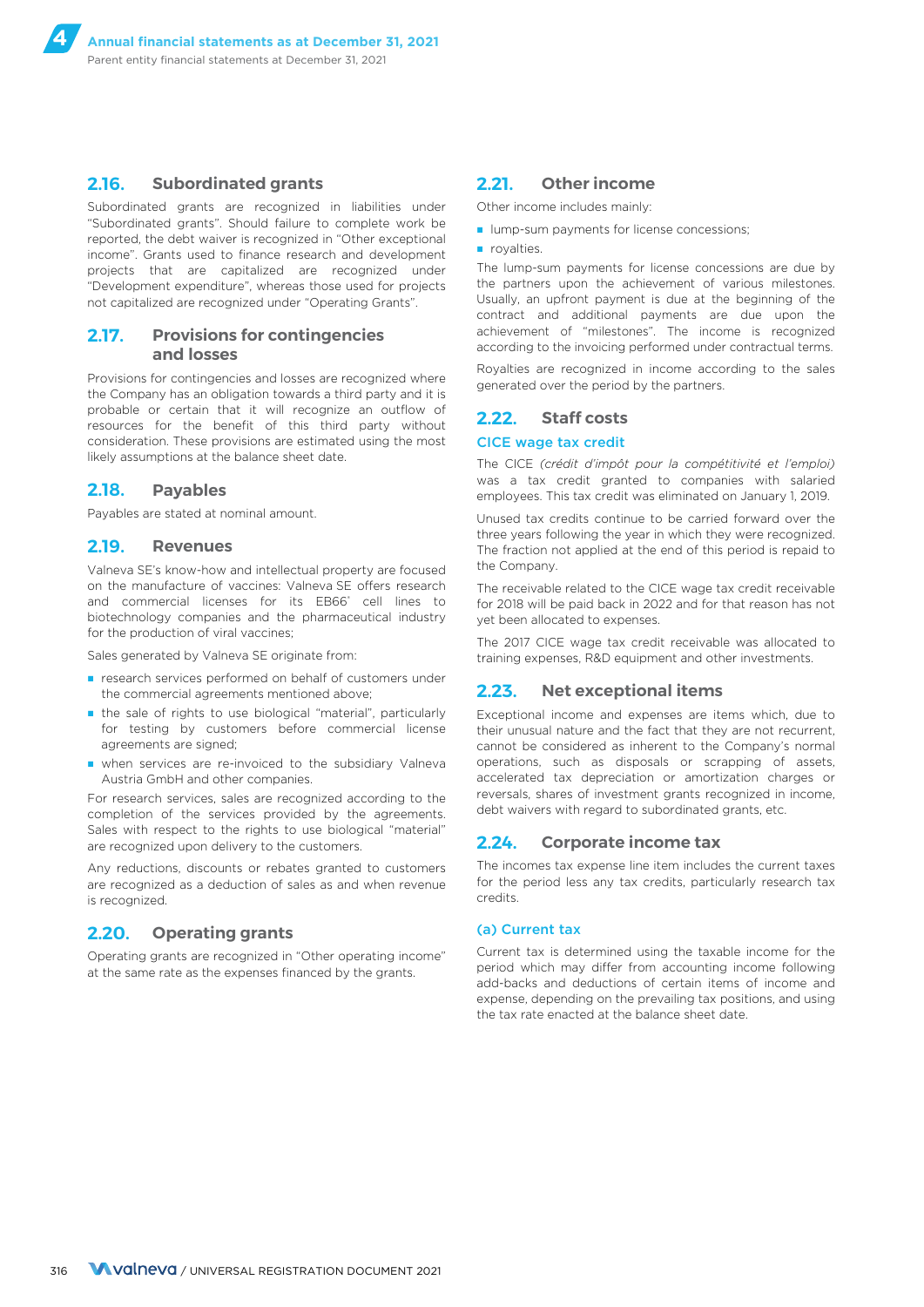### 2.16. Subordinated grants

Subordinated grants are recognized in liabilities under "Subordinated grants". Should failure to complete work be reported, the debt waiver is recognized in "Other exceptional income". Grants used to finance research and development projects that are capitalized are recognized under "Development expenditure", whereas those used for projects not capitalized are recognized under "Operating Grants".

### 2.17. Provisions for contingencies and losses

Provisions for contingencies and losses are recognized where the Company has an obligation towards a third party and it is probable or certain that it will recognize an outflow of resources for the benefit of this third party without consideration. These provisions are estimated using the most likely assumptions at the balance sheet date.

### 2.18. Payables

Payables are stated at nominal amount.

### 2.19. Revenues

Valneva SE's know-how and intellectual property are focused on the manufacture of vaccines: Valneva SE offers research and commercial licenses for its EB66® cell lines to biotechnology companies and the pharmaceutical industry for the production of viral vaccines;

Sales generated by Valneva SE originate from:

- research services performed on behalf of customers under the commercial agreements mentioned above;
- the sale of rights to use biological "material", particularly for testing by customers before commercial license agreements are signed;
- when services are re-invoiced to the subsidiary Valneva Austria GmbH and other companies.

For research services, sales are recognized according to the completion of the services provided by the agreements. Sales with respect to the rights to use biological "material" are recognized upon delivery to the customers.

Any reductions, discounts or rebates granted to customers are recognized as a deduction of sales as and when revenue is recognized.

### 2.20. Operating grants

Operating grants are recognized in "Other operating income" at the same rate as the expenses financed by the grants.

### 2.21. Other income

Other income includes mainly:

- lump-sum payments for license concessions;
- royalties.

The lump-sum payments for license concessions are due by the partners upon the achievement of various milestones. Usually, an upfront payment is due at the beginning of the contract and additional payments are due upon the achievement of "milestones". The income is recognized according to the invoicing performed under contractual terms.

Royalties are recognized in income according to the sales generated over the period by the partners.

### 2.22. Staff costs

#### CICE wage tax credit

The CICE *(crédit d'impôt pour la compétitivité et l'emploi)* was a tax credit granted to companies with salaried employees. This tax credit was eliminated on January 1, 2019.

Unused tax credits continue to be carried forward over the three years following the year in which they were recognized. The fraction not applied at the end of this period is repaid to the Company.

The receivable related to the CICE wage tax credit receivable for 2018 will be paid back in 2022 and for that reason has not yet been allocated to expenses.

The 2017 CICE wage tax credit receivable was allocated to training expenses, R&D equipment and other investments.

### 2.23. Net exceptional items

Exceptional income and expenses are items which, due to their unusual nature and the fact that they are not recurrent, cannot be considered as inherent to the Company's normal operations, such as disposals or scrapping of assets, accelerated tax depreciation or amortization charges or reversals, shares of investment grants recognized in income, debt waivers with regard to subordinated grants, etc.

### 2.24. Corporate income tax

The incomes tax expense line item includes the current taxes for the period less any tax credits, particularly research tax credits.

#### (a) Current tax

Current tax is determined using the taxable income for the period which may differ from accounting income following add-backs and deductions of certain items of income and expense, depending on the prevailing tax positions, and using the tax rate enacted at the balance sheet date.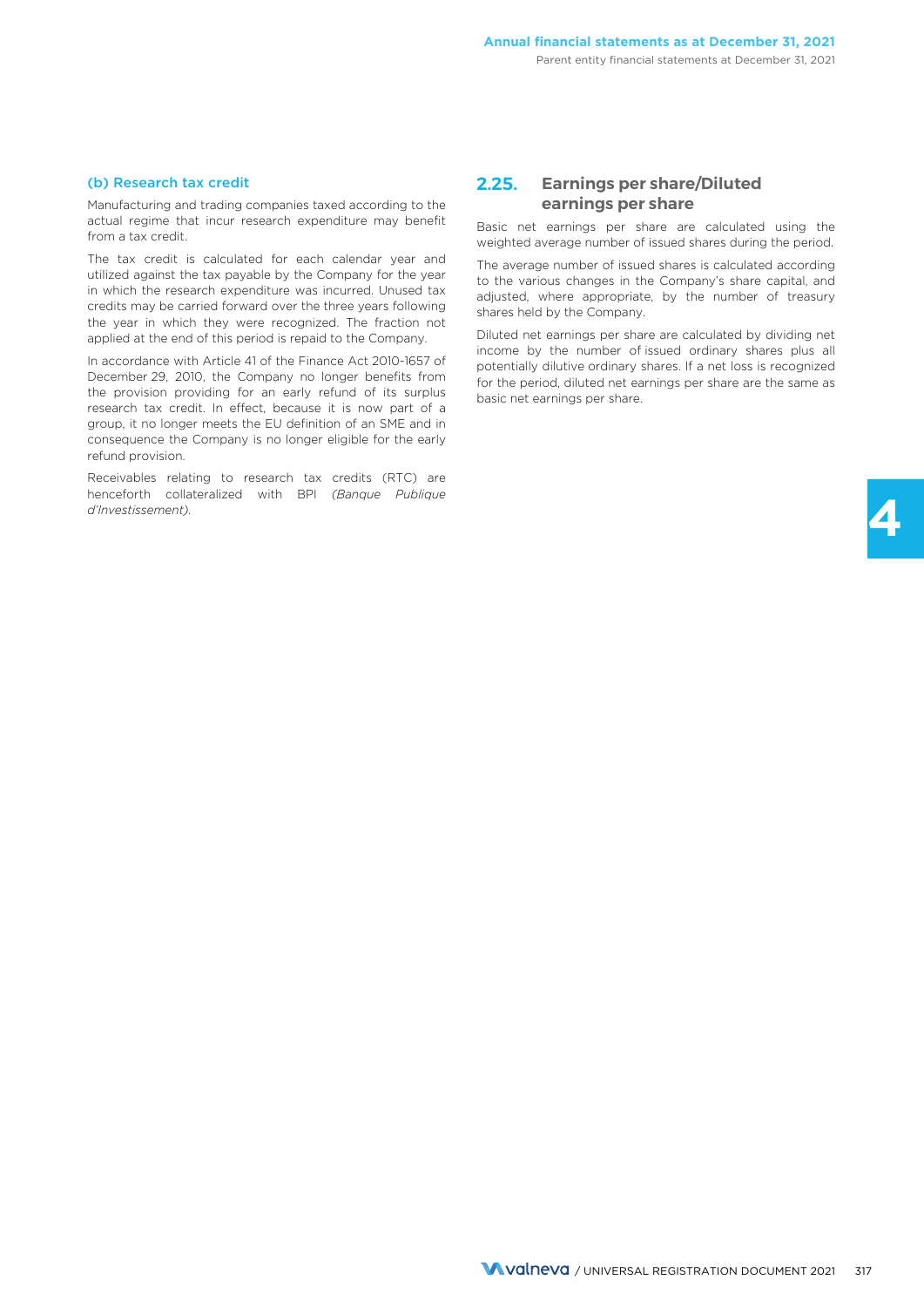### (b) Research tax credit

Manufacturing and trading companies taxed according to the actual regime that incur research expenditure may benefit from a tax credit.

The tax credit is calculated for each calendar year and utilized against the tax payable by the Company for the year in which the research expenditure was incurred. Unused tax credits may be carried forward over the three years following the year in which they were recognized. The fraction not applied at the end of this period is repaid to the Company.

In accordance with Article 41 of the Finance Act 2010-1657 of December 29, 2010, the Company no longer benefits from the provision providing for an early refund of its surplus research tax credit. In effect, because it is now part of a group, it no longer meets the EU definition of an SME and in consequence the Company is no longer eligible for the early refund provision.

Receivables relating to research tax credits (RTC) are henceforth collateralized with BPI *(Banque Publique d'Investissement)*.

## 2.25. Earnings per share/Diluted earnings per share

Basic net earnings per share are calculated using the weighted average number of issued shares during the period.

The average number of issued shares is calculated according to the various changes in the Company's share capital, and adjusted, where appropriate, by the number of treasury shares held by the Company.

Diluted net earnings per share are calculated by dividing net income by the number of issued ordinary shares plus all potentially dilutive ordinary shares. If a net loss is recognized for the period, diluted net earnings per share are the same as basic net earnings per share.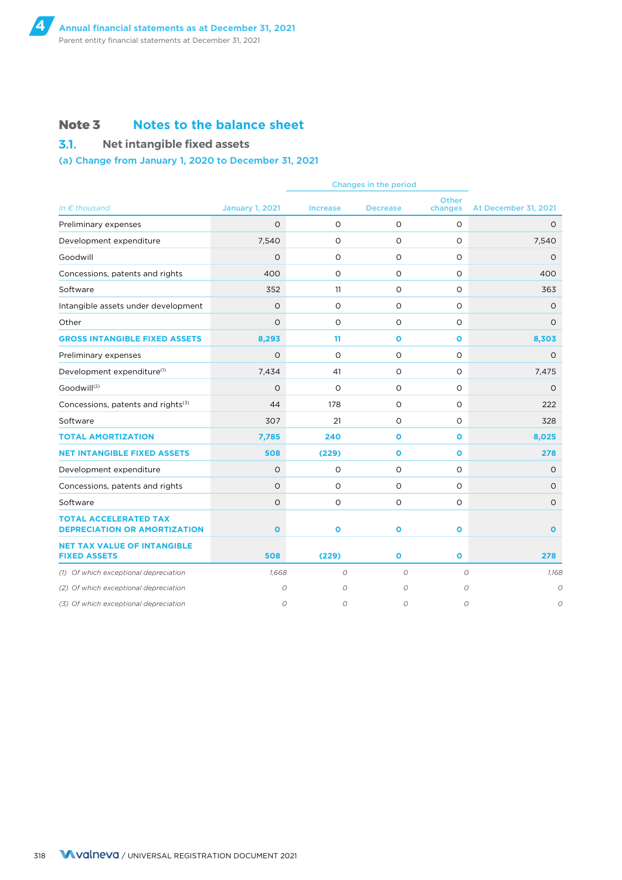## Note 3 Notes to the balance sheet

### 3.1. Net intangible fixed assets

#### (a) Change from January 1, 2020 to December 31, 2021

| *In € thousand* | January 1, 2021 | Changes in the period | | | At December 31, 2021 |
|---|---|---|---|---|---|
| | | Increase | Decrease | Other changes | |
| Preliminary expenses | 0 | 0 | 0 | 0 | 0 |
| Development expenditure | 7,540 | 0 | 0 | 0 | 7,540 |
| Goodwill | 0 | 0 | 0 | 0 | 0 |
| Concessions, patents and rights | 400 | 0 | 0 | 0 | 400 |
| Software | 352 | 11 | 0 | 0 | 363 |
| Intangible assets under development | 0 | 0 | 0 | 0 | 0 |
| Other | 0 | 0 | 0 | 0 | 0 |
| **GROSS INTANGIBLE FIXED ASSETS** | **8,293** | **11** | **0** | **0** | **8,303** |
| Preliminary expenses | 0 | 0 | 0 | 0 | 0 |
| Development expenditure[(1)] | 7,434 | 41 | 0 | 0 | 7,475 |
| Goodwill[(2)] | 0 | 0 | 0 | 0 | 0 |
| Concessions, patents and rights[(3)] | 44 | 178 | 0 | 0 | 222 |
| Software | 307 | 21 | 0 | 0 | 328 |
| **TOTAL AMORTIZATION** | **7,785** | **240** | **0** | **0** | **8,025** |
| **NET INTANGIBLE FIXED ASSETS** | **508** | **(229)** | **0** | **0** | **278** |
| Development expenditure | 0 | 0 | 0 | 0 | 0 |
| Concessions, patents and rights | 0 | 0 | 0 | 0 | 0 |
| Software | 0 | 0 | 0 | 0 | 0 |
| **TOTAL ACCELERATED TAX DEPRECIATION OR AMORTIZATION** | **0** | **0** | **0** | **0** | **0** |
| **NET TAX VALUE OF INTANGIBLE FIXED ASSETS** | **508** | **(229)** | **0** | **0** | **278** |
| *(1) Of which exceptional depreciation* | *1,668* | *0* | *0* | *0* | *1,168* |
| *(2) Of which exceptional depreciation* | *0* | *0* | *0* | *0* | *0* |
| *(3) Of which exceptional depreciation* | *0* | *0* | *0* | *0* | *0* |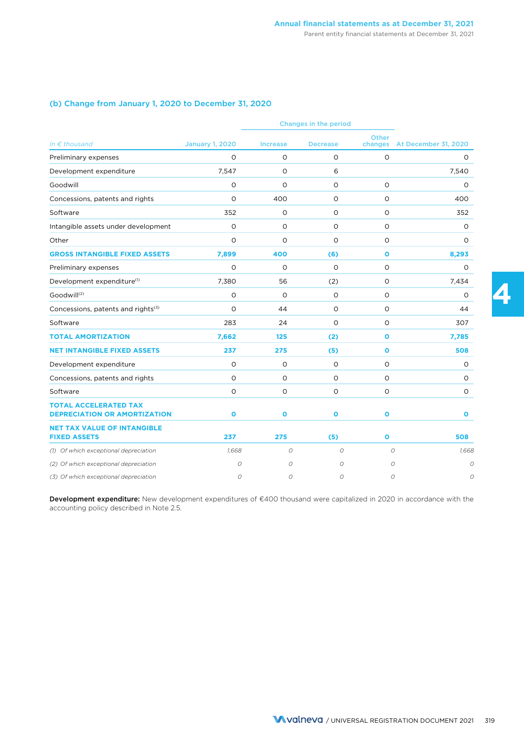### (b) Change from January 1, 2020 to December 31, 2020

| *In € thousand* | January 1, 2020 | Changes in the period | | | At December 31, 2020 |
|---|---|---|---|---|---|
| | | Increase | Decrease | Other changes | |
| Preliminary expenses | 0 | 0 | 0 | 0 | 0 |
| Development expenditure | 7,547 | 0 | 6 | | 7,540 |
| Goodwill | 0 | 0 | 0 | 0 | 0 |
| Concessions, patents and rights | 0 | 400 | 0 | 0 | 400 |
| Software | 352 | 0 | 0 | 0 | 352 |
| Intangible assets under development | 0 | 0 | 0 | 0 | 0 |
| Other | 0 | 0 | 0 | 0 | 0 |
| **GROSS INTANGIBLE FIXED ASSETS** | **7,899** | **400** | **(6)** | **0** | **8,293** |
| Preliminary expenses | 0 | 0 | 0 | 0 | 0 |
| Development expenditure[(1)] | 7,380 | 56 | (2) | 0 | 7,434 |
| Goodwill[(2)] | 0 | 0 | 0 | 0 | 0 |
| Concessions, patents and rights[(3)] | 0 | 44 | 0 | 0 | 44 |
| Software | 283 | 24 | 0 | 0 | 307 |
| **TOTAL AMORTIZATION** | **7,662** | **125** | **(2)** | **0** | **7,785** |
| **NET INTANGIBLE FIXED ASSETS** | **237** | **275** | **(5)** | **0** | **508** |
| Development expenditure | 0 | 0 | 0 | 0 | 0 |
| Concessions, patents and rights | 0 | 0 | 0 | 0 | 0 |
| Software | 0 | 0 | 0 | 0 | 0 |
| **TOTAL ACCELERATED TAX DEPRECIATION OR AMORTIZATION** | **0** | **0** | **0** | **0** | **0** |
| **NET TAX VALUE OF INTANGIBLE FIXED ASSETS** | **237** | **275** | **(5)** | **0** | **508** |
| *(1) Of which exceptional depreciation* | *1,668* | *0* | *0* | *0* | *1,668* |
| *(2) Of which exceptional depreciation* | *0* | *0* | *0* | *0* | *0* |
| *(3) Of which exceptional depreciation* | *0* | *0* | *0* | *0* | *0* |

**Development expenditure:** New development expenditures of €400 thousand were capitalized in 2020 in accordance with the accounting policy described in Note 2.5.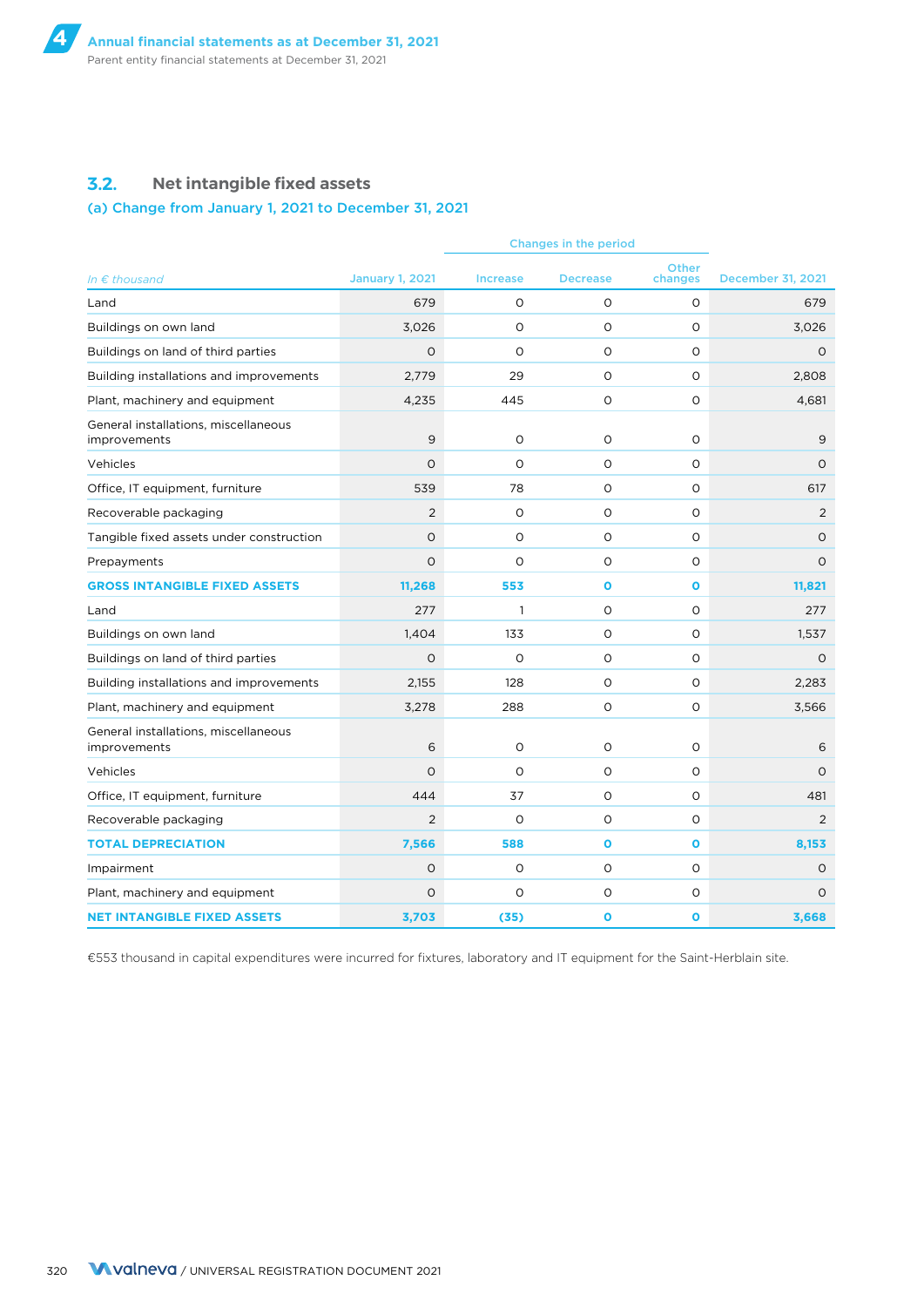## 3.2. Net intangible fixed assets

### (a) Change from January 1, 2021 to December 31, 2021

| *In € thousand* | January 1, 2021 | Changes in the period | | | December 31, 2021 |
|---|---|---|---|---|---|
| | | Increase | Decrease | Other changes | |
| Land | 679 | 0 | 0 | 0 | 679 |
| Buildings on own land | 3,026 | 0 | 0 | 0 | 3,026 |
| Buildings on land of third parties | 0 | 0 | 0 | 0 | 0 |
| Building installations and improvements | 2,779 | 29 | 0 | 0 | 2,808 |
| Plant, machinery and equipment | 4,235 | 445 | 0 | 0 | 4,681 |
| General installations, miscellaneous improvements | 9 | 0 | 0 | 0 | 9 |
| Vehicles | 0 | 0 | 0 | 0 | 0 |
| Office, IT equipment, furniture | 539 | 78 | 0 | 0 | 617 |
| Recoverable packaging | 2 | 0 | 0 | 0 | 2 |
| Tangible fixed assets under construction | 0 | 0 | 0 | 0 | 0 |
| Prepayments | 0 | 0 | 0 | 0 | 0 |
| **GROSS INTANGIBLE FIXED ASSETS** | **11,268** | **553** | **0** | **0** | **11,821** |
| Land | 277 | 1 | 0 | 0 | 277 |
| Buildings on own land | 1,404 | 133 | 0 | 0 | 1,537 |
| Buildings on land of third parties | 0 | 0 | 0 | 0 | 0 |
| Building installations and improvements | 2,155 | 128 | 0 | 0 | 2,283 |
| Plant, machinery and equipment | 3,278 | 288 | 0 | 0 | 3,566 |
| General installations, miscellaneous improvements | 6 | 0 | 0 | 0 | 6 |
| Vehicles | 0 | 0 | 0 | 0 | 0 |
| Office, IT equipment, furniture | 444 | 37 | 0 | 0 | 481 |
| Recoverable packaging | 2 | 0 | 0 | 0 | 2 |
| **TOTAL DEPRECIATION** | **7,566** | **588** | **0** | **0** | **8,153** |
| Impairment | 0 | 0 | 0 | 0 | 0 |
| Plant, machinery and equipment | 0 | 0 | 0 | 0 | 0 |
| **NET INTANGIBLE FIXED ASSETS** | **3,703** | **(35)** | **0** | **0** | **3,668** |

€553 thousand in capital expenditures were incurred for fixtures, laboratory and IT equipment for the Saint-Herblain site.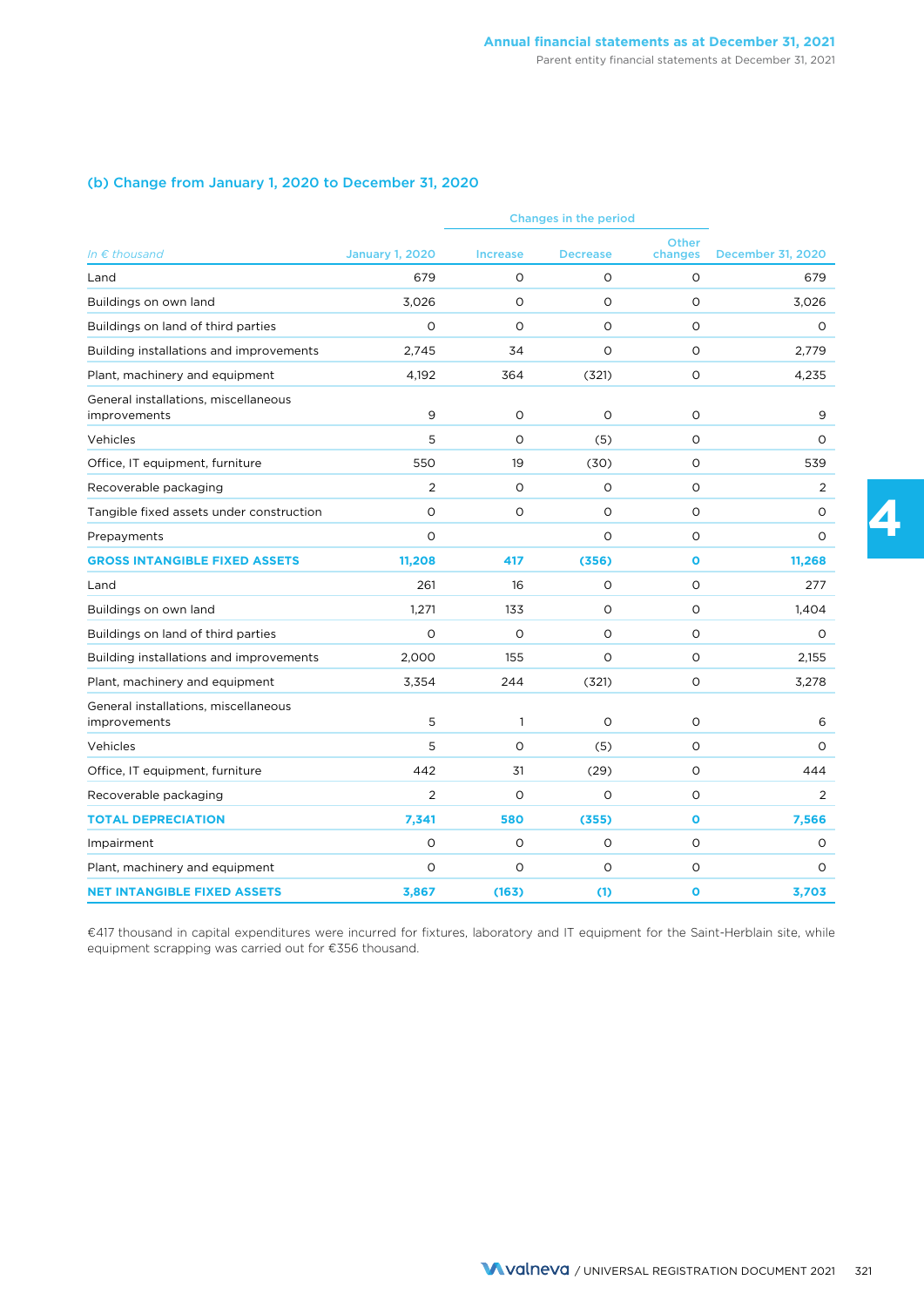### (b) Change from January 1, 2020 to December 31, 2020

| *In € thousand* | January 1, 2020 | Changes in the period | | | December 31, 2020 |
|---|---|---|---|---|---|
| | | Increase | Decrease | Other changes | |
| Land | 679 | 0 | 0 | 0 | 679 |
| Buildings on own land | 3,026 | 0 | 0 | 0 | 3,026 |
| Buildings on land of third parties | 0 | 0 | 0 | 0 | 0 |
| Building installations and improvements | 2,745 | 34 | 0 | 0 | 2,779 |
| Plant, machinery and equipment | 4,192 | 364 | (321) | 0 | 4,235 |
| General installations, miscellaneous improvements | 9 | 0 | 0 | 0 | 9 |
| Vehicles | 5 | 0 | (5) | 0 | 0 |
| Office, IT equipment, furniture | 550 | 19 | (30) | 0 | 539 |
| Recoverable packaging | 2 | 0 | 0 | 0 | 2 |
| Tangible fixed assets under construction | 0 | 0 | 0 | 0 | 0 |
| Prepayments | 0 | | 0 | 0 | 0 |
| **GROSS INTANGIBLE FIXED ASSETS** | **11,208** | **417** | **(356)** | **0** | **11,268** |
| Land | 261 | 16 | 0 | 0 | 277 |
| Buildings on own land | 1,271 | 133 | 0 | 0 | 1,404 |
| Buildings on land of third parties | 0 | 0 | 0 | 0 | 0 |
| Building installations and improvements | 2,000 | 155 | 0 | 0 | 2,155 |
| Plant, machinery and equipment | 3,354 | 244 | (321) | 0 | 3,278 |
| General installations, miscellaneous improvements | 5 | 1 | 0 | 0 | 6 |
| Vehicles | 5 | 0 | (5) | 0 | 0 |
| Office, IT equipment, furniture | 442 | 31 | (29) | 0 | 444 |
| Recoverable packaging | 2 | 0 | 0 | 0 | 2 |
| **TOTAL DEPRECIATION** | **7,341** | **580** | **(355)** | **0** | **7,566** |
| Impairment | 0 | 0 | 0 | 0 | 0 |
| Plant, machinery and equipment | 0 | 0 | 0 | 0 | 0 |
| **NET INTANGIBLE FIXED ASSETS** | **3,867** | **(163)** | **(1)** | **0** | **3,703** |

€417 thousand in capital expenditures were incurred for fixtures, laboratory and IT equipment for the Saint-Herblain site, while equipment scrapping was carried out for €356 thousand.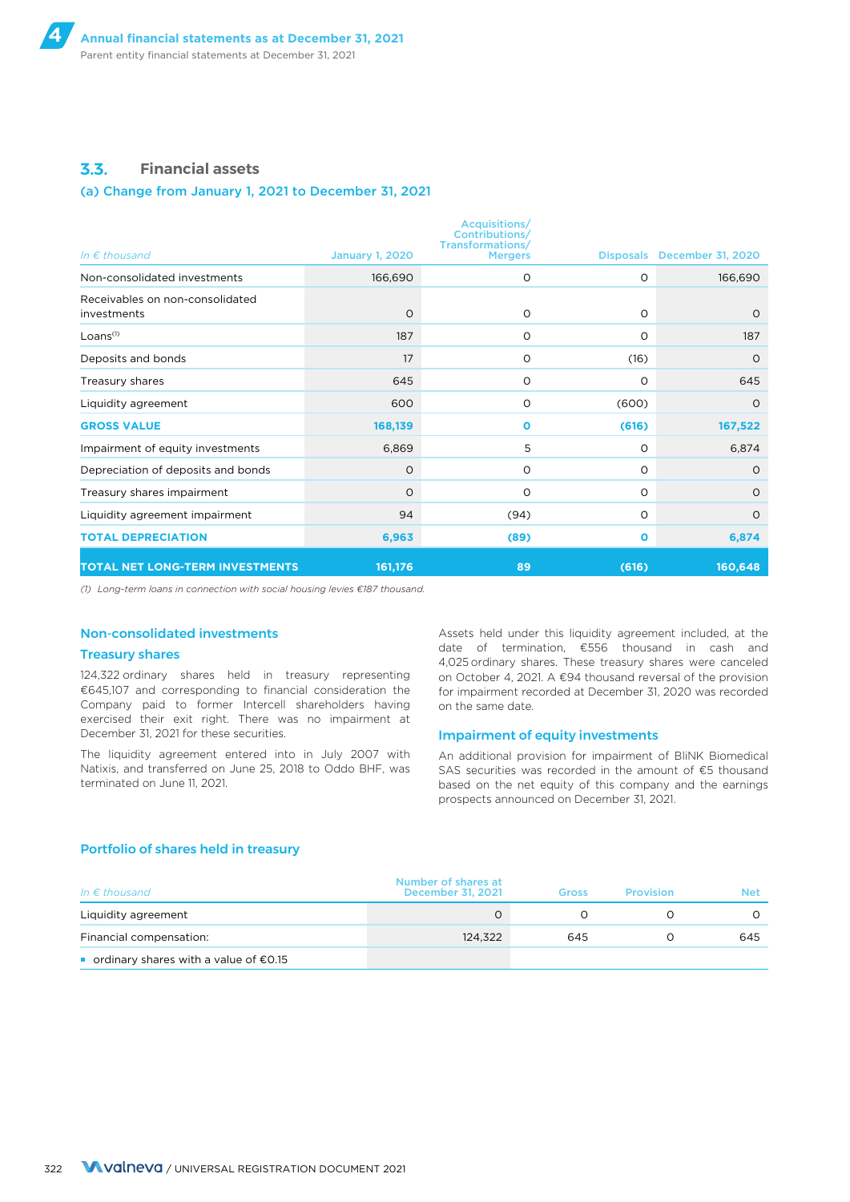## 3.3. Financial assets

### (a) Change from January 1, 2021 to December 31, 2021

| In € thousand | January 1, 2020 | Acquisitions/ Contributions/ Transformations/ Mergers | Disposals | December 31, 2020 |
|---|---|---|---|---|
| Non-consolidated investments | 166,690 | 0 | 0 | 166,690 |
| Receivables on non-consolidated investments | 0 | 0 | 0 | 0 |
| Loans[1] | 187 | 0 | 0 | 187 |
| Deposits and bonds | 17 | 0 | (16) | 0 |
| Treasury shares | 645 | 0 | 0 | 645 |
| Liquidity agreement | 600 | 0 | (600) | 0 |
| **GROSS VALUE** | **168,139** | **0** | **(616)** | **167,522** |
| Impairment of equity investments | 6,869 | 5 | 0 | 6,874 |
| Depreciation of deposits and bonds | 0 | 0 | 0 | 0 |
| Treasury shares impairment | 0 | 0 | 0 | 0 |
| Liquidity agreement impairment | 94 | (94) | 0 | 0 |
| **TOTAL DEPRECIATION** | **6,963** | **(89)** | **0** | **6,874** |
| **TOTAL NET LONG-TERM INVESTMENTS** | **161,176** | **89** | **(616)** | **160,648** |

*(1) Long-term loans in connection with social housing levies €187 thousand.*

### Non-consolidated investments

### Treasury shares

124,322 ordinary shares held in treasury representing €645,107 and corresponding to financial consideration the Company paid to former Intercell shareholders having exercised their exit right. There was no impairment at December 31, 2021 for these securities.

The liquidity agreement entered into in July 2007 with Natixis, and transferred on June 25, 2018 to Oddo BHF, was terminated on June 11, 2021.

Assets held under this liquidity agreement included, at the date of termination, €556 thousand in cash and 4,025 ordinary shares. These treasury shares were canceled on October 4, 2021. A €94 thousand reversal of the provision for impairment recorded at December 31, 2020 was recorded on the same date.

### Impairment of equity investments

An additional provision for impairment of BliNK Biomedical SAS securities was recorded in the amount of €5 thousand based on the net equity of this company and the earnings prospects announced on December 31, 2021.

### Portfolio of shares held in treasury

| In € thousand | Number of shares at December 31, 2021 | Gross | Provision | Net |
|---|---|---|---|---|
| Liquidity agreement | 0 | 0 | 0 | 0 |
| Financial compensation: | 124,322 | 645 | 0 | 645 |
| ▪ ordinary shares with a value of €0.15 | | | | |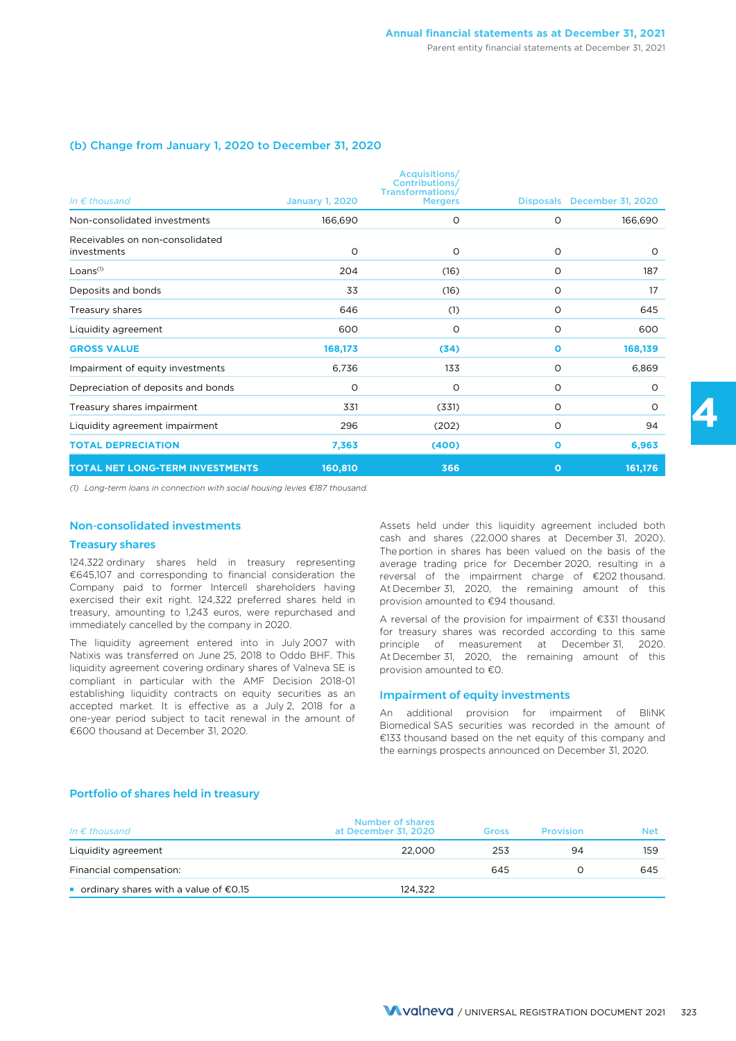### (b) Change from January 1, 2020 to December 31, 2020

| *In € thousand* | January 1, 2020 | Acquisitions/ Contributions/ Transformations/ Mergers | Disposals | December 31, 2020 |
|---|---|---|---|---|
| Non-consolidated investments | 166,690 | 0 | 0 | 166,690 |
| Receivables on non-consolidated investments | 0 | 0 | 0 | 0 |
| Loans[(1)] | 204 | (16) | 0 | 187 |
| Deposits and bonds | 33 | (16) | 0 | 17 |
| Treasury shares | 646 | (1) | 0 | 645 |
| Liquidity agreement | 600 | 0 | 0 | 600 |
| **GROSS VALUE** | **168,173** | **(34)** | **0** | **168,139** |
| Impairment of equity investments | 6,736 | 133 | 0 | 6,869 |
| Depreciation of deposits and bonds | 0 | 0 | 0 | 0 |
| Treasury shares impairment | 331 | (331) | 0 | 0 |
| Liquidity agreement impairment | 296 | (202) | 0 | 94 |
| **TOTAL DEPRECIATION** | **7,363** | **(400)** | **0** | **6,963** |
| **TOTAL NET LONG-TERM INVESTMENTS** | **160,810** | **366** | **0** | **161,176** |

*(1) Long-term loans in connection with social housing levies €187 thousand.*

### Non-consolidated investments

### Treasury shares

124,322 ordinary shares held in treasury representing €645,107 and corresponding to financial consideration the Company paid to former Intercell shareholders having exercised their exit right. 124,322 preferred shares held in treasury, amounting to 1,243 euros, were repurchased and immediately cancelled by the company in 2020.

The liquidity agreement entered into in July 2007 with Natixis was transferred on June 25, 2018 to Oddo BHF. This liquidity agreement covering ordinary shares of Valneva SE is compliant in particular with the AMF Decision 2018-01 establishing liquidity contracts on equity securities as an accepted market. It is effective as a July 2, 2018 for a one-year period subject to tacit renewal in the amount of €600 thousand at December 31, 2020.

Assets held under this liquidity agreement included both cash and shares (22,000 shares at December 31, 2020). The portion in shares has been valued on the basis of the average trading price for December 2020, resulting in a reversal of the impairment charge of €202 thousand. At December 31, 2020, the remaining amount of this provision amounted to €94 thousand.

A reversal of the provision for impairment of €331 thousand for treasury shares was recorded according to this same principle of measurement at December 31, 2020. At December 31, 2020, the remaining amount of this provision amounted to €0.

### Impairment of equity investments

An additional provision for impairment of BliNK Biomedical SAS securities was recorded in the amount of €133 thousand based on the net equity of this company and the earnings prospects announced on December 31, 2020.

### Portfolio of shares held in treasury

| *In € thousand* | Number of shares at December 31, 2020 | Gross | Provision | Net |
|---|---|---|---|---|
| Liquidity agreement | 22,000 | 253 | 94 | 159 |
| Financial compensation: | | 645 | 0 | 645 |
| ▪ ordinary shares with a value of €0.15 | 124,322 | | | |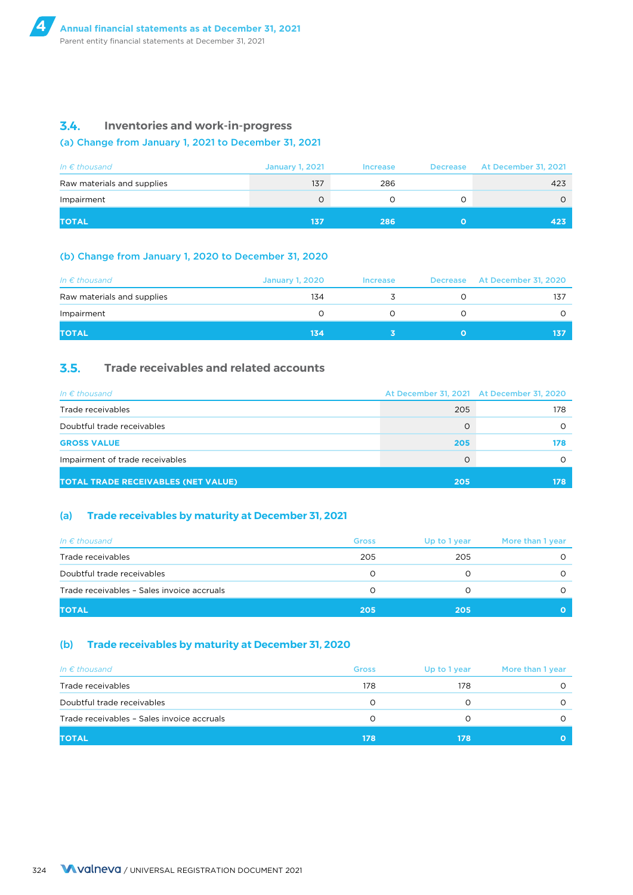### 3.4. Inventories and work-in-progress

#### (a) Change from January 1, 2021 to December 31, 2021

| *In € thousand* | January 1, 2021 | Increase | Decrease | At December 31, 2021 |
|---|---|---|---|---|
| Raw materials and supplies | 137 | 286 | | 423 |
| Impairment | 0 | 0 | 0 | 0 |
| **TOTAL** | **137** | **286** | **0** | **423** |

#### (b) Change from January 1, 2020 to December 31, 2020

| *In € thousand* | January 1, 2020 | Increase | Decrease | At December 31, 2020 |
|---|---|---|---|---|
| Raw materials and supplies | 134 | 3 | 0 | 137 |
| Impairment | 0 | 0 | 0 | 0 |
| **TOTAL** | **134** | **3** | **0** | **137** |

### 3.5. Trade receivables and related accounts

| *In € thousand* | At December 31, 2021 | At December 31, 2020 |
|---|---|---|
| Trade receivables | 205 | 178 |
| Doubtful trade receivables | 0 | 0 |
| **GROSS VALUE** | **205** | **178** |
| Impairment of trade receivables | 0 | 0 |
| **TOTAL TRADE RECEIVABLES (NET VALUE)** | **205** | **178** |

#### (a) Trade receivables by maturity at December 31, 2021

| *In € thousand* | Gross | Up to 1 year | More than 1 year |
|---|---|---|---|
| Trade receivables | 205 | 205 | 0 |
| Doubtful trade receivables | 0 | 0 | 0 |
| Trade receivables – Sales invoice accruals | 0 | 0 | 0 |
| **TOTAL** | **205** | **205** | **0** |

#### (b) Trade receivables by maturity at December 31, 2020

| *In € thousand* | Gross | Up to 1 year | More than 1 year |
|---|---|---|---|
| Trade receivables | 178 | 178 | 0 |
| Doubtful trade receivables | 0 | 0 | 0 |
| Trade receivables – Sales invoice accruals | 0 | 0 | 0 |
| **TOTAL** | **178** | **178** | **0** |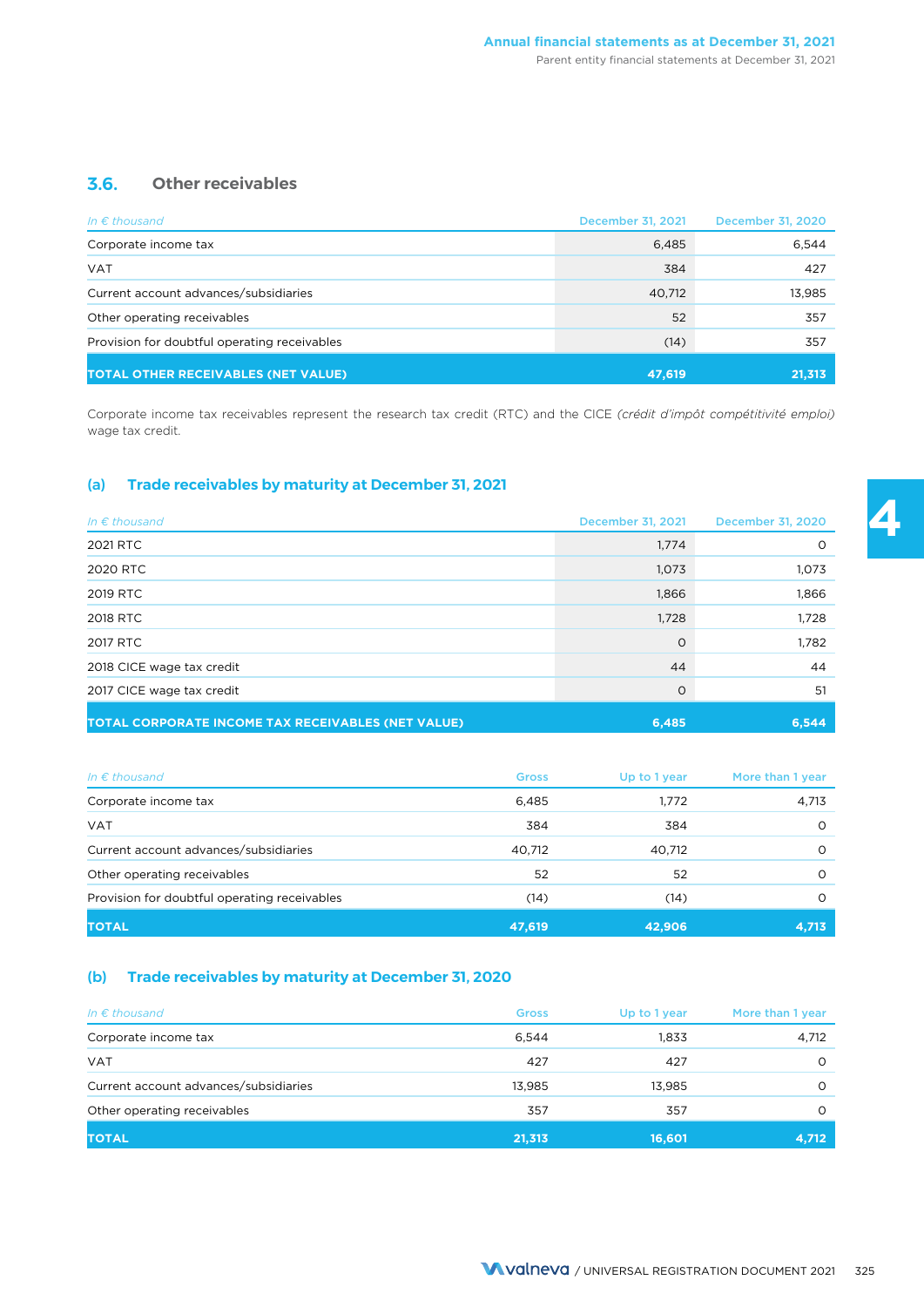## 3.6. Other receivables

| In € thousand | December 31, 2021 | December 31, 2020 |
|---|---|---|
| Corporate income tax | 6,485 | 6,544 |
| VAT | 384 | 427 |
| Current account advances/subsidiaries | 40,712 | 13,985 |
| Other operating receivables | 52 | 357 |
| Provision for doubtful operating receivables | (14) | 357 |
| **TOTAL OTHER RECEIVABLES (NET VALUE)** | **47,619** | **21,313** |

Corporate income tax receivables represent the research tax credit (RTC) and the CICE *(crédit d'impôt compétitivité emploi)* wage tax credit.

### (a) Trade receivables by maturity at December 31, 2021

| In € thousand | December 31, 2021 | December 31, 2020 |
|---|---|---|
| 2021 RTC | 1,774 | 0 |
| 2020 RTC | 1,073 | 1,073 |
| 2019 RTC | 1,866 | 1,866 |
| 2018 RTC | 1,728 | 1,728 |
| 2017 RTC | 0 | 1,782 |
| 2018 CICE wage tax credit | 44 | 44 |
| 2017 CICE wage tax credit | 0 | 51 |
| **TOTAL CORPORATE INCOME TAX RECEIVABLES (NET VALUE)** | **6,485** | **6,544** |

| In € thousand | Gross | Up to 1 year | More than 1 year |
|---|---|---|---|
| Corporate income tax | 6,485 | 1,772 | 4,713 |
| VAT | 384 | 384 | 0 |
| Current account advances/subsidiaries | 40,712 | 40,712 | 0 |
| Other operating receivables | 52 | 52 | 0 |
| Provision for doubtful operating receivables | (14) | (14) | 0 |
| **TOTAL** | **47,619** | **42,906** | **4,713** |

### (b) Trade receivables by maturity at December 31, 2020

| In € thousand | Gross | Up to 1 year | More than 1 year |
|---|---|---|---|
| Corporate income tax | 6,544 | 1,833 | 4,712 |
| VAT | 427 | 427 | 0 |
| Current account advances/subsidiaries | 13,985 | 13,985 | 0 |
| Other operating receivables | 357 | 357 | 0 |
| **TOTAL** | **21,313** | **16,601** | **4,712** |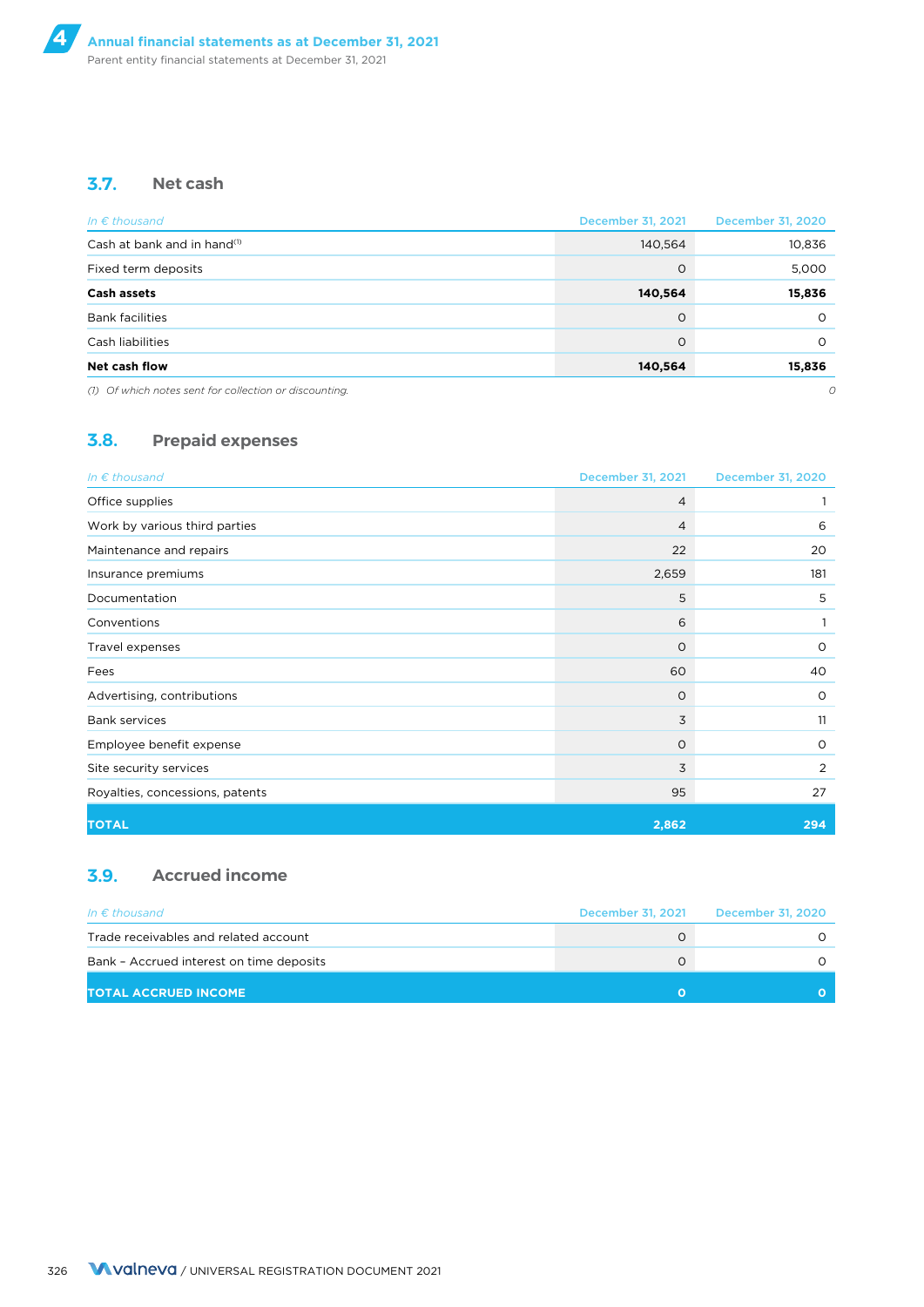### 3.7. Net cash

| *In € thousand* | December 31, 2021 | December 31, 2020 |
|---|---|---|
| Cash at bank and in hand[(1)] | 140,564 | 10,836 |
| Fixed term deposits | 0 | 5,000 |
| **Cash assets** | **140,564** | **15,836** |
| Bank facilities | 0 | 0 |
| Cash liabilities | 0 | 0 |
| **Net cash flow** | **140,564** | **15,836** |

*(1) Of which notes sent for collection or discounting.* *0*

### 3.8. Prepaid expenses

| *In € thousand* | December 31, 2021 | December 31, 2020 |
|---|---|---|
| Office supplies | 4 | 1 |
| Work by various third parties | 4 | 6 |
| Maintenance and repairs | 22 | 20 |
| Insurance premiums | 2,659 | 181 |
| Documentation | 5 | 5 |
| Conventions | 6 | 1 |
| Travel expenses | 0 | 0 |
| Fees | 60 | 40 |
| Advertising, contributions | 0 | 0 |
| Bank services | 3 | 11 |
| Employee benefit expense | 0 | 0 |
| Site security services | 3 | 2 |
| Royalties, concessions, patents | 95 | 27 |
| **TOTAL** | **2,862** | **294** |

### 3.9. Accrued income

| *In € thousand* | December 31, 2021 | December 31, 2020 |
|---|---|---|
| Trade receivables and related account | 0 | 0 |
| Bank – Accrued interest on time deposits | 0 | 0 |
| **TOTAL ACCRUED INCOME** | **0** | **0** |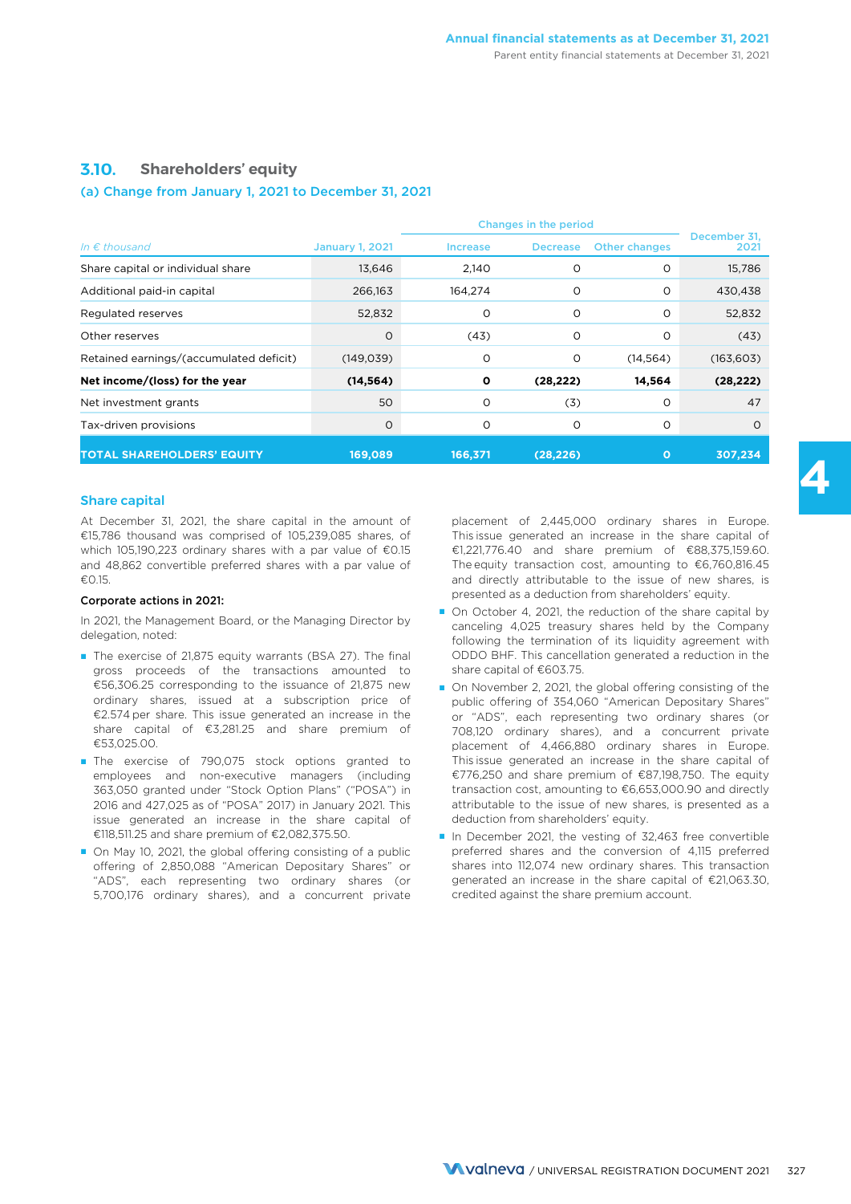## 3.10. Shareholders' equity

### (a) Change from January 1, 2021 to December 31, 2021

| In € thousand | January 1, 2021 | Changes in the period | | | December 31, 2021 |
|---|---|---|---|---|---|
| | | Increase | Decrease | Other changes | |
| Share capital or individual share | 13,646 | 2,140 | 0 | 0 | 15,786 |
| Additional paid-in capital | 266,163 | 164,274 | 0 | 0 | 430,438 |
| Regulated reserves | 52,832 | 0 | 0 | 0 | 52,832 |
| Other reserves | 0 | (43) | 0 | 0 | (43) |
| Retained earnings/(accumulated deficit) | (149,039) | 0 | 0 | (14,564) | (163,603) |
| **Net income/(loss) for the year** | **(14,564)** | **0** | **(28,222)** | **14,564** | **(28,222)** |
| Net investment grants | 50 | 0 | (3) | 0 | 47 |
| Tax-driven provisions | 0 | 0 | 0 | 0 | 0 |
| **TOTAL SHAREHOLDERS' EQUITY** | **169,089** | **166,371** | **(28,226)** | **0** | **307,234** |

### Share capital

At December 31, 2021, the share capital in the amount of €15,786 thousand was comprised of 105,239,085 shares, of which 105,190,223 ordinary shares with a par value of €0.15 and 48,862 convertible preferred shares with a par value of €0.15.

**Corporate actions in 2021:**

In 2021, the Management Board, or the Managing Director by delegation, noted:

- The exercise of 21,875 equity warrants (BSA 27). The final gross proceeds of the transactions amounted to €56,306.25 corresponding to the issuance of 21,875 new ordinary shares, issued at a subscription price of €2.574 per share. This issue generated an increase in the share capital of €3,281.25 and share premium of €53,025.00.
- The exercise of 790,075 stock options granted to employees and non-executive managers (including 363,050 granted under "Stock Option Plans" ("POSA") in 2016 and 427,025 as of "POSA" 2017) in January 2021. This issue generated an increase in the share capital of €118,511.25 and share premium of €2,082,375.50.
- On May 10, 2021, the global offering consisting of a public offering of 2,850,088 "American Depositary Shares" or "ADS", each representing two shares (or 5,700,176 ordinary shares), and a concurrent private placement of 2,445,000 ordinary shares in Europe. This issue generated an increase in the share capital of €1,221,776.40 and share premium of €88,375,159.60. The equity transaction cost, amounting to €6,760,816.45 and directly attributable to the issue of new shares, is presented as a deduction from shareholders' equity.
- On October 4, 2021, the reduction of the share capital by canceling 4,025 treasury shares held by the Company following the termination of its liquidity agreement with ODDO BHF. This cancellation generated a reduction in the share capital of €603.75.
- On November 2, 2021, the global offering consisting of the public offering of 354,060 "American Depositary Shares" or "ADS", each representing two ordinary shares (or 708,120 ordinary shares), and a concurrent private placement of 4,466,880 ordinary shares in Europe. This issue generated an increase in the share capital of €776,250 and share premium of €87,198,750. The equity transaction cost, amounting to €6,653,000.90 and directly attributable to the issue of new shares, is presented as a deduction from shareholders' equity.
- In December 2021, the vesting of 32,463 free convertible preferred shares and the conversion of 4,115 preferred shares into 112,074 new ordinary shares. This transaction generated an increase in the share capital of €21,063.30, credited against the share premium account.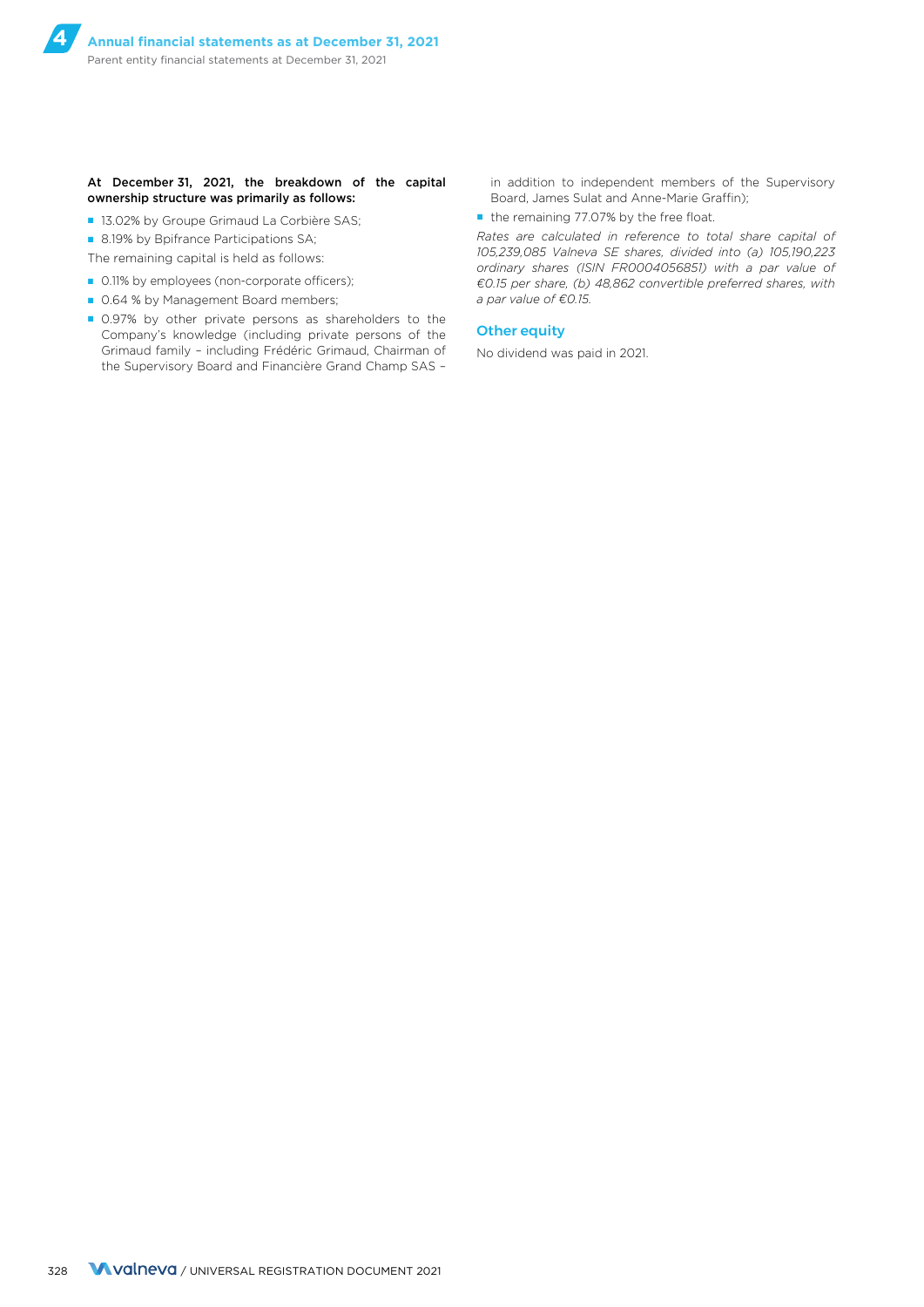**At December 31, 2021, the breakdown of the capital ownership structure was primarily as follows:**

- 13.02% by Groupe Grimaud La Corbière SAS;
- 8.19% by Bpifrance Participations SA;

The remaining capital is held as follows:

- 0.11% by employees (non-corporate officers);
- 0.64 % by Management Board members;
- 0.97% by other private persons as shareholders to the Company's knowledge (including private persons of the Grimaud family – including Frédéric Grimaud, Chairman of the Supervisory Board and Financière Grand Champ SAS – in addition to independent members of the Supervisory Board, James Sulat and Anne-Marie Graffin);
- the remaining 77.07% by the free float.

*Rates are calculated in reference to total share capital of 105,239,085 Valneva SE shares, divided into (a) 105,190,223 ordinary shares (ISIN FR0004056851) with a par value of €0.15 per share, (b) 48,862 convertible preferred shares, with a par value of €0.15.*

## Other equity

No dividend was paid in 2021.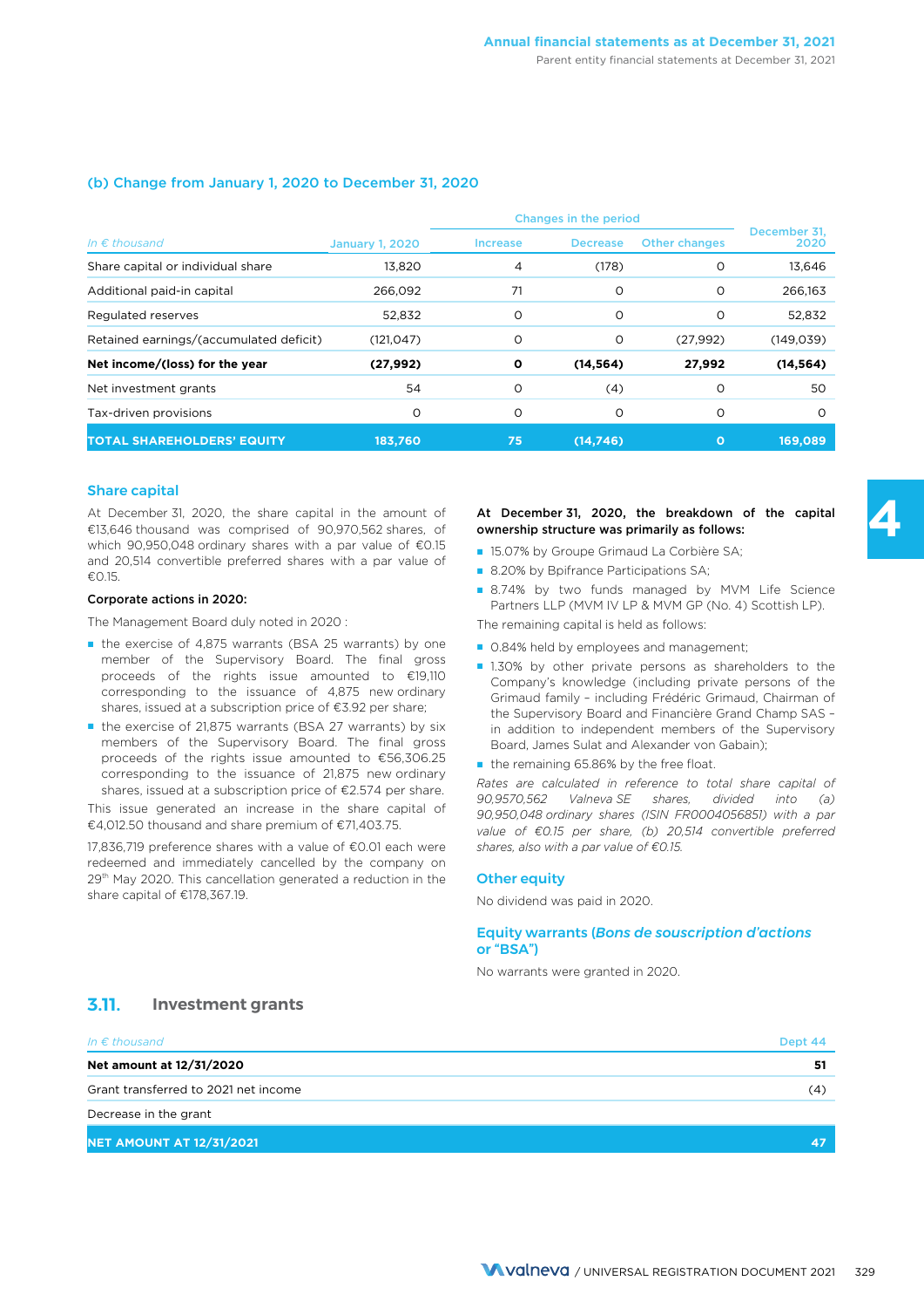### (b) Change from January 1, 2020 to December 31, 2020

| In € thousand | January 1, 2020 | Changes in the period | | | December 31, 2020 |
|---|---|---|---|---|---|
| | | Increase | Decrease | Other changes | |
| Share capital or individual share | 13,820 | 4 | (178) | 0 | 13,646 |
| Additional paid-in capital | 266,092 | 71 | 0 | 0 | 266,163 |
| Regulated reserves | 52,832 | 0 | 0 | 0 | 52,832 |
| Retained earnings/(accumulated deficit) | (121,047) | 0 | 0 | (27,992) | (149,039) |
| **Net income/(loss) for the year** | **(27,992)** | **0** | **(14,564)** | **27,992** | **(14,564)** |
| Net investment grants | 54 | 0 | (4) | 0 | 50 |
| Tax-driven provisions | 0 | 0 | 0 | 0 | 0 |
| **TOTAL SHAREHOLDERS' EQUITY** | **183,760** | **75** | **(14,746)** | **0** | **169,089** |

#### Share capital

At December 31, 2020, the share capital in the amount of €13,646 thousand was comprised of 90,970,562 shares, of which 90,950,048 ordinary shares with a par value of €0.15 and 20,514 convertible preferred shares with a par value of €0.15.

**Corporate actions in 2020:**

The Management Board duly noted in 2020 :

- the exercise of 4,875 warrants (BSA 25 warrants) by one member of the Supervisory Board. The final gross proceeds of the rights issue amounted to €19,110 corresponding to the issuance of 4,875 new ordinary shares, issued at a subscription price of €3.92 per share;
- the exercise of 21,875 warrants (BSA 27 warrants) by six members of the Supervisory Board. The final gross proceeds of the rights issue amounted to €56,306.25 corresponding to the issuance of 21,875 new ordinary shares, issued at a subscription price of €2.574 per share.

This issue generated an increase in the share capital of €4,012.50 thousand and share premium of €71,403.75.

17,836,719 preference shares with a value of €0.01 each were redeemed and immediately cancelled by the company on 29th May 2020. This cancellation generated a reduction in the share capital of €178,367.19.

**At December 31, 2020, the breakdown of the capital ownership structure was primarily as follows:**

- 15.07% by Groupe Grimaud La Corbière SA;
- 8.20% by Bpifrance Participations SA;
- 8.74% by two funds managed by MVM Life Science Partners LLP (MVM IV LP & MVM GP (No. 4) Scottish LP).

The remaining capital is held as follows:

- 0.84% held by employees and management;
- 1.30% by other private persons as shareholders to the Company's knowledge (including private persons of the Grimaud family – including Frédéric Grimaud, Chairman of the Supervisory Board and Financière Grand Champ SAS – in addition to independent members of the Supervisory Board, James Sulat and Alexander von Gabain);
- the remaining 65.86% by the free float.

*Rates are calculated in reference to total share capital of 90,9570,562 Valneva SE shares, divided into (a) 90,950,048 ordinary shares (ISIN FR0004056851) with a par value of €0.15 per share, (b) 20,514 convertible preferred shares, also with a par value of €0.15.*

#### Other equity

No dividend was paid in 2020.

#### Equity warrants (*Bons de souscription d'actions* or "BSA")

No warrants were granted in 2020.

## 3.11. Investment grants

| In € thousand | Dept 44 |
|---|---|
| **Net amount at 12/31/2020** | **51** |
| Grant transferred to 2021 net income | (4) |
| Decrease in the grant | |
| **NET AMOUNT AT 12/31/2021** | **47** |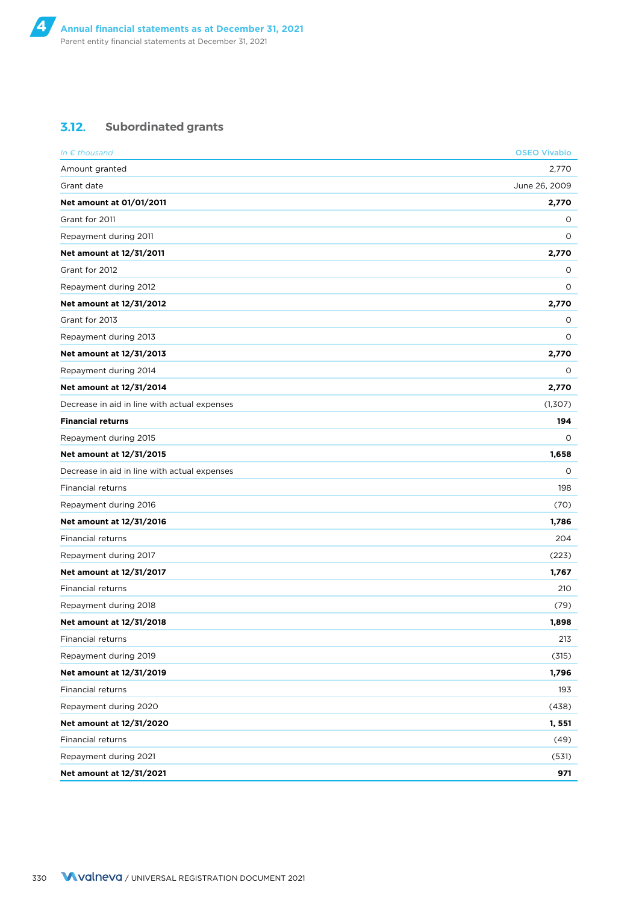### 3.12. Subordinated grants

| *In € thousand* | OSEO Vivabio |
|---|---|
| Amount granted | 2,770 |
| Grant date | June 26, 2009 |
| **Net amount at 01/01/2011** | **2,770** |
| Grant for 2011 | 0 |
| Repayment during 2011 | 0 |
| **Net amount at 12/31/2011** | **2,770** |
| Grant for 2012 | 0 |
| Repayment during 2012 | 0 |
| **Net amount at 12/31/2012** | **2,770** |
| Grant for 2013 | 0 |
| Repayment during 2013 | 0 |
| **Net amount at 12/31/2013** | **2,770** |
| Repayment during 2014 | 0 |
| **Net amount at 12/31/2014** | **2,770** |
| Decrease in aid in line with actual expenses | (1,307) |
| **Financial returns** | **194** |
| Repayment during 2015 | 0 |
| **Net amount at 12/31/2015** | **1,658** |
| Decrease in aid in line with actual expenses | 0 |
| Financial returns | 198 |
| Repayment during 2016 | (70) |
| **Net amount at 12/31/2016** | **1,786** |
| Financial returns | 204 |
| Repayment during 2017 | (223) |
| **Net amount at 12/31/2017** | **1,767** |
| Financial returns | 210 |
| Repayment during 2018 | (79) |
| **Net amount at 12/31/2018** | **1,898** |
| Financial returns | 213 |
| Repayment during 2019 | (315) |
| **Net amount at 12/31/2019** | **1,796** |
| Financial returns | 193 |
| Repayment during 2020 | (438) |
| **Net amount at 12/31/2020** | **1, 551** |
| Financial returns | (49) |
| Repayment during 2021 | (531) |
| **Net amount at 12/31/2021** | **971** |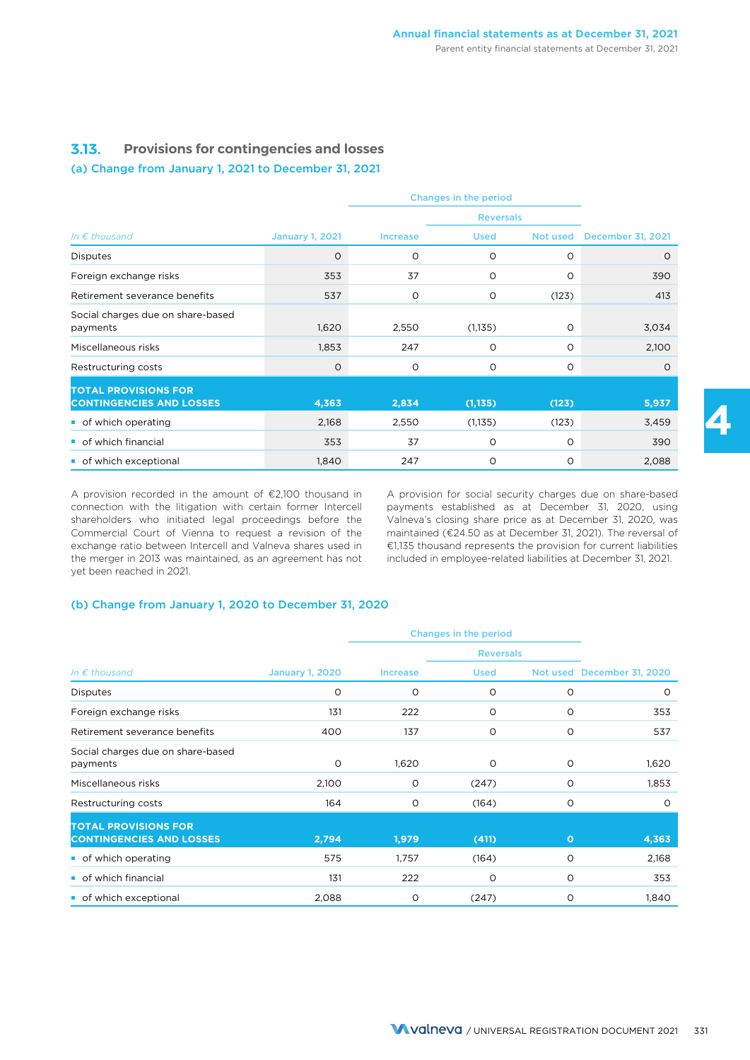## 3.13. Provisions for contingencies and losses

### (a) Change from January 1, 2021 to December 31, 2021

| *In € thousand* | January 1, 2021 | Changes in the period | | | December 31, 2021 |
|---|---|---|---|---|---|
| | | Increase | Reversals | | |
| | | | Used | Not used | |
| Disputes | 0 | 0 | 0 | 0 | 0 |
| Foreign exchange risks | 353 | 37 | 0 | 0 | 390 |
| Retirement severance benefits | 537 | 0 | 0 | (123) | 413 |
| Social charges due on share-based payments | 1,620 | 2,550 | (1,135) | 0 | 3,034 |
| Miscellaneous risks | 1,853 | 247 | 0 | 0 | 2,100 |
| Restructuring costs | 0 | 0 | 0 | 0 | 0 |
| **TOTAL PROVISIONS FOR CONTINGENCIES AND LOSSES** | **4,363** | **2,834** | **(1,135)** | **(123)** | **5,937** |
| ▪ of which operating | 2,168 | 2,550 | (1,135) | (123) | 3,459 |
| ▪ of which financial | 353 | 37 | 0 | 0 | 390 |
| ▪ of which exceptional | 1,840 | 247 | 0 | 0 | 2,088 |

A provision recorded in the amount of €2,100 thousand in connection with the litigation with certain former Intercell shareholders who initiated legal proceedings before the Commercial Court of Vienna to request a revision of the exchange ratio between Intercell and Valneva shares used in the merger in 2013 was maintained, as an agreement has not yet been reached in 2021.

A provision for social security charges due on share-based payments established as at December 31, 2020, using Valneva's closing share price as at December 31, 2020, was maintained (€24.50 as at December 31, 2021). The reversal of €1,135 thousand represents the provision for current liabilities included in employee-related liabilities at December 31, 2021.

### (b) Change from January 1, 2020 to December 31, 2020

| *In € thousand* | January 1, 2020 | Changes in the period | | | December 31, 2020 |
|---|---|---|---|---|---|
| | | Increase | Reversals | | |
| | | | Used | Not used | |
| Disputes | 0 | 0 | 0 | 0 | 0 |
| Foreign exchange risks | 131 | 222 | 0 | 0 | 353 |
| Retirement severance benefits | 400 | 137 | 0 | 0 | 537 |
| Social charges due on share-based payments | 0 | 1,620 | 0 | 0 | 1,620 |
| Miscellaneous risks | 2,100 | 0 | (247) | 0 | 1,853 |
| Restructuring costs | 164 | 0 | (164) | 0 | 0 |
| **TOTAL PROVISIONS FOR CONTINGENCIES AND LOSSES** | **2,794** | **1,979** | **(411)** | **0** | **4,363** |
| ▪ of which operating | 575 | 1,757 | (164) | 0 | 2,168 |
| ▪ of which financial | 131 | 222 | 0 | 0 | 353 |
| ▪ of which exceptional | 2,088 | 0 | (247) | 0 | 1,840 |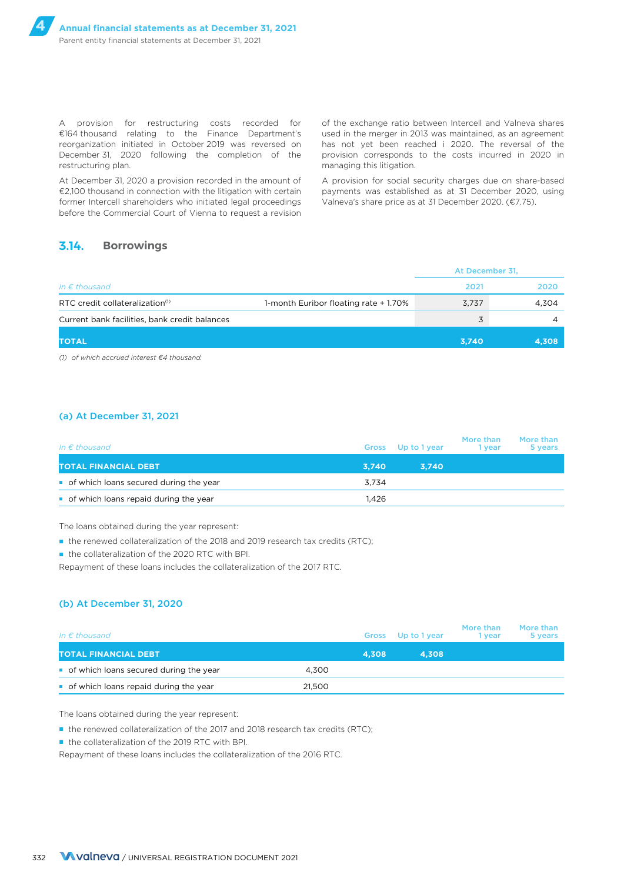A provision for restructuring costs recorded for €164 thousand relating to the Finance Department's reorganization initiated in October 2019 was reversed on December 31, 2020 following the completion of the restructuring plan.

At December 31, 2020 a provision recorded in the amount of €2,100 thousand in connection with the litigation with certain former Intercell shareholders who initiated legal proceedings before the Commercial Court of Vienna to request a revision of the exchange ratio between Intercell and Valneva shares used in the merger in 2013 was maintained, as an agreement has not yet been reached i 2020. The reversal of the provision corresponds to the costs incurred in 2020 in managing this litigation.

A provision for social security charges due on share-based payments was established as at 31 December 2020, using Valneva's share price as at 31 December 2020. (€7.75).

## 3.14. Borrowings

| *In € thousand* | | At December 31, 2021 | 2020 |
|---|---|---|---|
| RTC credit collateralization[1] | 1-month Euribor floating rate + 1.70% | 3,737 | 4,304 |
| Current bank facilities, bank credit balances | | 3 | 4 |
| **TOTAL** | | **3,740** | **4,308** |

*(1) of which accrued interest €4 thousand.*

### (a) At December 31, 2021

| *In € thousand* | Gross | Up to 1 year | More than 1 year | More than 5 years |
|---|---|---|---|---|
| **TOTAL FINANCIAL DEBT** | **3,740** | **3,740** | | |
| ▪ of which loans secured during the year | 3,734 | | | |
| ▪ of which loans repaid during the year | 1,426 | | | |

The loans obtained during the year represent:

- the renewed collateralization of the 2018 and 2019 research tax credits (RTC);
- the collateralization of the 2020 RTC with BPI.

Repayment of these loans includes the collateralization of the 2017 RTC.

### (b) At December 31, 2020

| *In € thousand* | Gross | Up to 1 year | More than 1 year | More than 5 years |
|---|---|---|---|---|
| **TOTAL FINANCIAL DEBT** | **4,308** | **4,308** | | |
| ▪ of which loans secured during the year | 4,300 | | | |
| ▪ of which loans repaid during the year | 21,500 | | | |

The loans obtained during the year represent:

- the renewed collateralization of the 2017 and 2018 research tax credits (RTC);
- the collateralization of the 2019 RTC with BPI.

Repayment of these loans includes the collateralization of the 2016 RTC.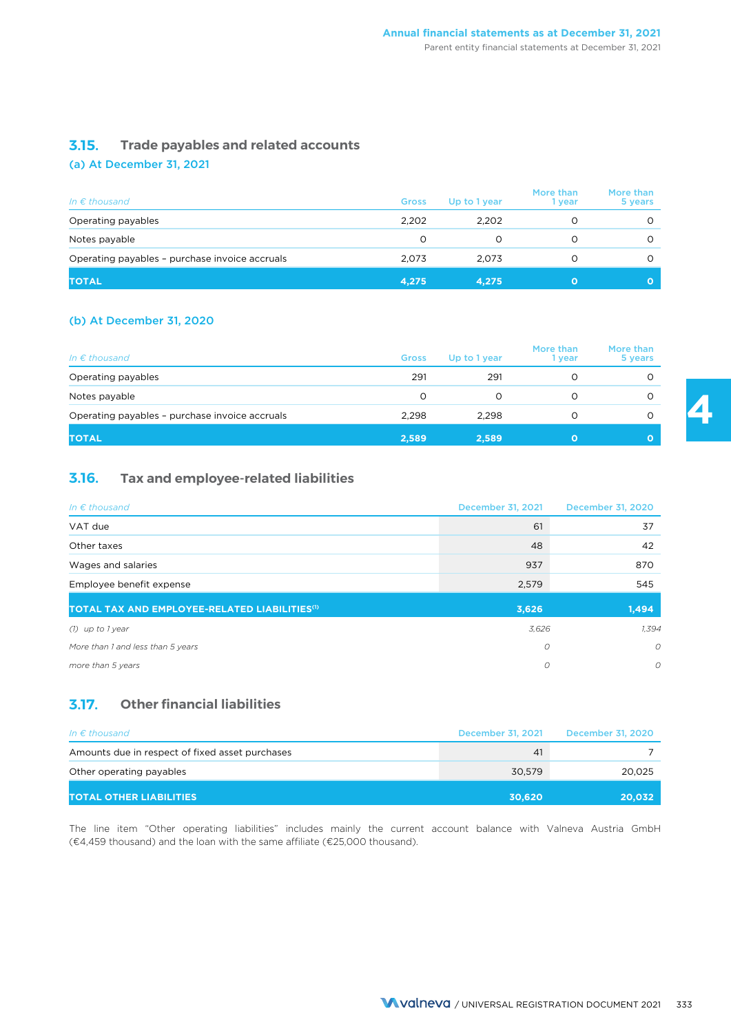### 3.15. Trade payables and related accounts

#### (a) At December 31, 2021

| *In € thousand* | Gross | Up to 1 year | More than 1 year | More than 5 years |
|---|---|---|---|---|
| Operating payables | 2,202 | 2,202 | 0 | 0 |
| Notes payable | 0 | 0 | 0 | 0 |
| Operating payables – purchase invoice accruals | 2,073 | 2,073 | 0 | 0 |
| **TOTAL** | **4,275** | **4,275** | **0** | **0** |

#### (b) At December 31, 2020

| *In € thousand* | Gross | Up to 1 year | More than 1 year | More than 5 years |
|---|---|---|---|---|
| Operating payables | 291 | 291 | 0 | 0 |
| Notes payable | 0 | 0 | 0 | 0 |
| Operating payables – purchase invoice accruals | 2,298 | 2,298 | 0 | 0 |
| **TOTAL** | **2,589** | **2,589** | **0** | **0** |

### 3.16. Tax and employee-related liabilities

| *In € thousand* | December 31, 2021 | December 31, 2020 |
|---|---|---|
| VAT due | 61 | 37 |
| Other taxes | 48 | 42 |
| Wages and salaries | 937 | 870 |
| Employee benefit expense | 2,579 | 545 |
| **TOTAL TAX AND EMPLOYEE-RELATED LIABILITIES[(1)]** | **3,626** | **1,494** |
| *(1) up to 1 year* | *3,626* | *1,394* |
| *More than 1 and less than 5 years* | *0* | *0* |
| *more than 5 years* | *0* | *0* |

### 3.17. Other financial liabilities

| *In € thousand* | December 31, 2021 | December 31, 2020 |
|---|---|---|
| Amounts due in respect of fixed asset purchases | 41 | 7 |
| Other operating payables | 30,579 | 20,025 |
| **TOTAL OTHER LIABILITIES** | **30,620** | **20,032** |

The line item "Other operating liabilities" includes mainly the current account balance with Valneva Austria GmbH (€4,459 thousand) and the loan with the same affiliate (€25,000 thousand).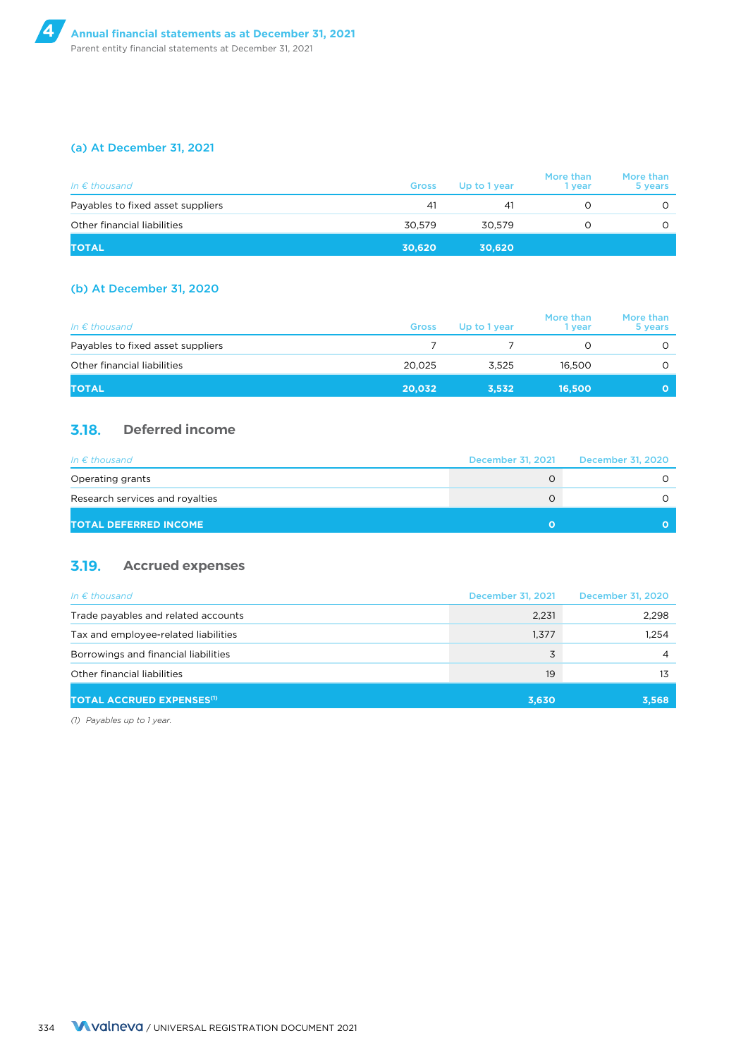### (a) At December 31, 2021

| *In € thousand* | Gross | Up to 1 year | More than 1 year | More than 5 years |
|---|---|---|---|---|
| Payables to fixed asset suppliers | 41 | 41 | 0 | 0 |
| Other financial liabilities | 30,579 | 30,579 | 0 | 0 |
| **TOTAL** | **30,620** | **30,620** | | |

### (b) At December 31, 2020

| *In € thousand* | Gross | Up to 1 year | More than 1 year | More than 5 years |
|---|---|---|---|---|
| Payables to fixed asset suppliers | 7 | 7 | 0 | 0 |
| Other financial liabilities | 20,025 | 3,525 | 16,500 | 0 |
| **TOTAL** | **20,032** | **3,532** | **16,500** | **0** |

## 3.18. Deferred income

| *In € thousand* | December 31, 2021 | December 31, 2020 |
|---|---|---|
| Operating grants | 0 | 0 |
| Research services and royalties | 0 | 0 |
| **TOTAL DEFERRED INCOME** | **0** | **0** |

## 3.19. Accrued expenses

| *In € thousand* | December 31, 2021 | December 31, 2020 |
|---|---|---|
| Trade payables and related accounts | 2,231 | 2,298 |
| Tax and employee-related liabilities | 1,377 | 1,254 |
| Borrowings and financial liabilities | 3 | 4 |
| Other financial liabilities | 19 | 13 |
| **TOTAL ACCRUED EXPENSES[(1)]** | **3,630** | **3,568** |

*(1) Payables up to 1 year.*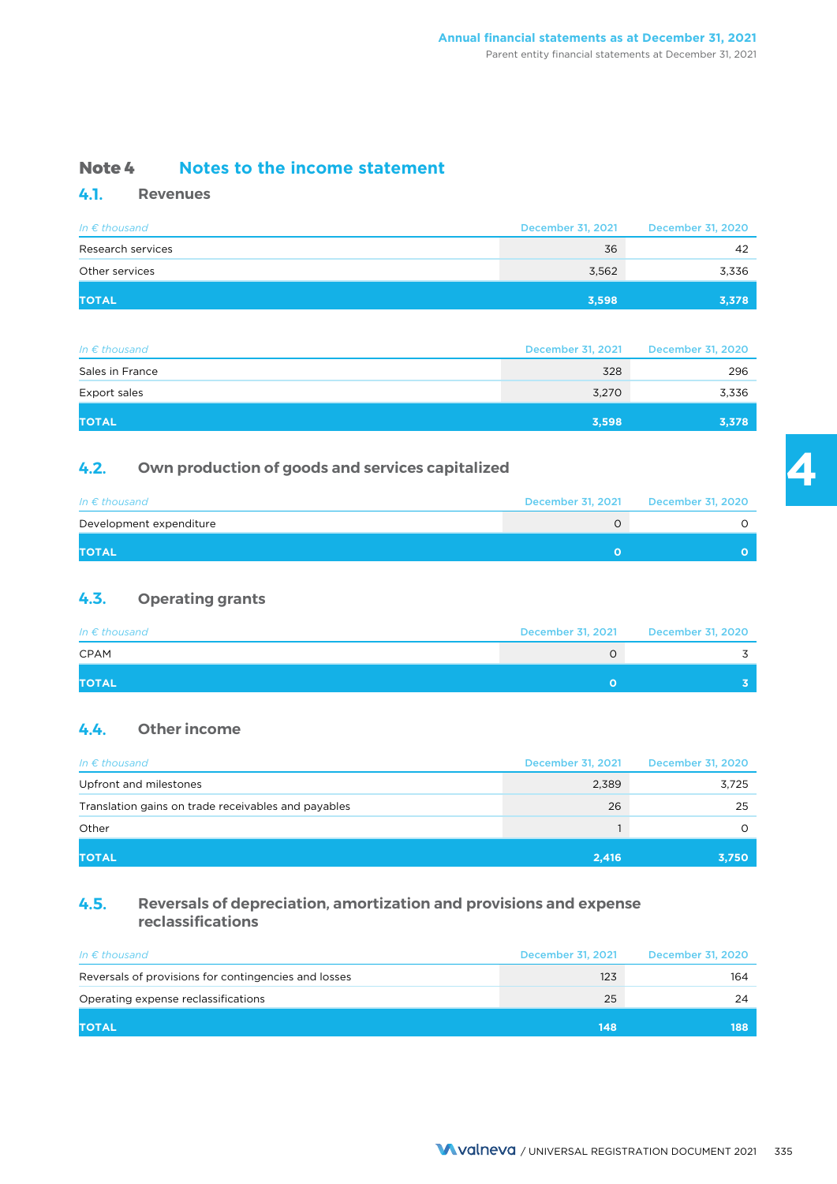## Note 4 Notes to the income statement

### 4.1. Revenues

| In € thousand | December 31, 2021 | December 31, 2020 |
|---|---|---|
| Research services | 36 | 42 |
| Other services | 3,562 | 3,336 |
| **TOTAL** | **3,598** | **3,378** |

| In € thousand | December 31, 2021 | December 31, 2020 |
|---|---|---|
| Sales in France | 328 | 296 |
| Export sales | 3,270 | 3,336 |
| **TOTAL** | **3,598** | **3,378** |

### 4.2. Own production of goods and services capitalized

| In € thousand | December 31, 2021 | December 31, 2020 |
|---|---|---|
| Development expenditure | 0 | 0 |
| **TOTAL** | **0** | **0** |

### 4.3. Operating grants

| In € thousand | December 31, 2021 | December 31, 2020 |
|---|---|---|
| CPAM | 0 | 3 |
| **TOTAL** | **0** | **3** |

### 4.4. Other income

| In € thousand | December 31, 2021 | December 31, 2020 |
|---|---|---|
| Upfront and milestones | 2,389 | 3,725 |
| Translation gains on trade receivables and payables | 26 | 25 |
| Other | 1 | 0 |
| **TOTAL** | **2,416** | **3,750** |

### 4.5. Reversals of depreciation, amortization and provisions and expense reclassifications

| In € thousand | December 31, 2021 | December 31, 2020 |
|---|---|---|
| Reversals of provisions for contingencies and losses | 123 | 164 |
| Operating expense reclassifications | 25 | 24 |
| **TOTAL** | **148** | **188** |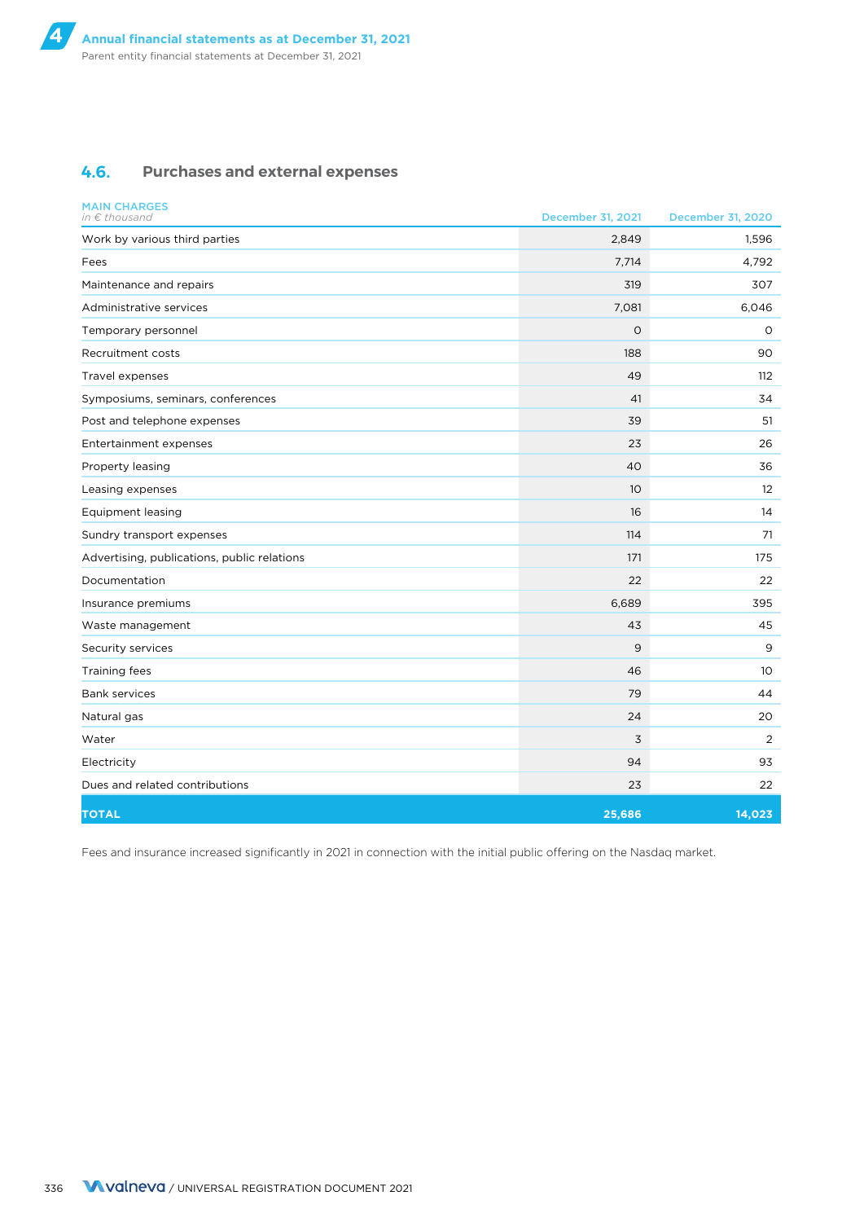## 4.6. Purchases and external expenses

| MAIN CHARGES *in € thousand* | December 31, 2021 | December 31, 2020 |
|---|---|---|
| Work by various third parties | 2,849 | 1,596 |
| Fees | 7,714 | 4,792 |
| Maintenance and repairs | 319 | 307 |
| Administrative services | 7,081 | 6,046 |
| Temporary personnel | 0 | 0 |
| Recruitment costs | 188 | 90 |
| Travel expenses | 49 | 112 |
| Symposiums, seminars, conferences | 41 | 34 |
| Post and telephone expenses | 39 | 51 |
| Entertainment expenses | 23 | 26 |
| Property leasing | 40 | 36 |
| Leasing expenses | 10 | 12 |
| Equipment leasing | 16 | 14 |
| Sundry transport expenses | 114 | 71 |
| Advertising, publications, public relations | 171 | 175 |
| Documentation | 22 | 22 |
| Insurance premiums | 6,689 | 395 |
| Waste management | 43 | 45 |
| Security services | 9 | 9 |
| Training fees | 46 | 10 |
| Bank services | 79 | 44 |
| Natural gas | 24 | 20 |
| Water | 3 | 2 |
| Electricity | 94 | 93 |
| Dues and related contributions | 23 | 22 |
| **TOTAL** | **25,686** | **14,023** |

Fees and insurance increased significantly in 2021 in connection with the initial public offering on the Nasdaq market.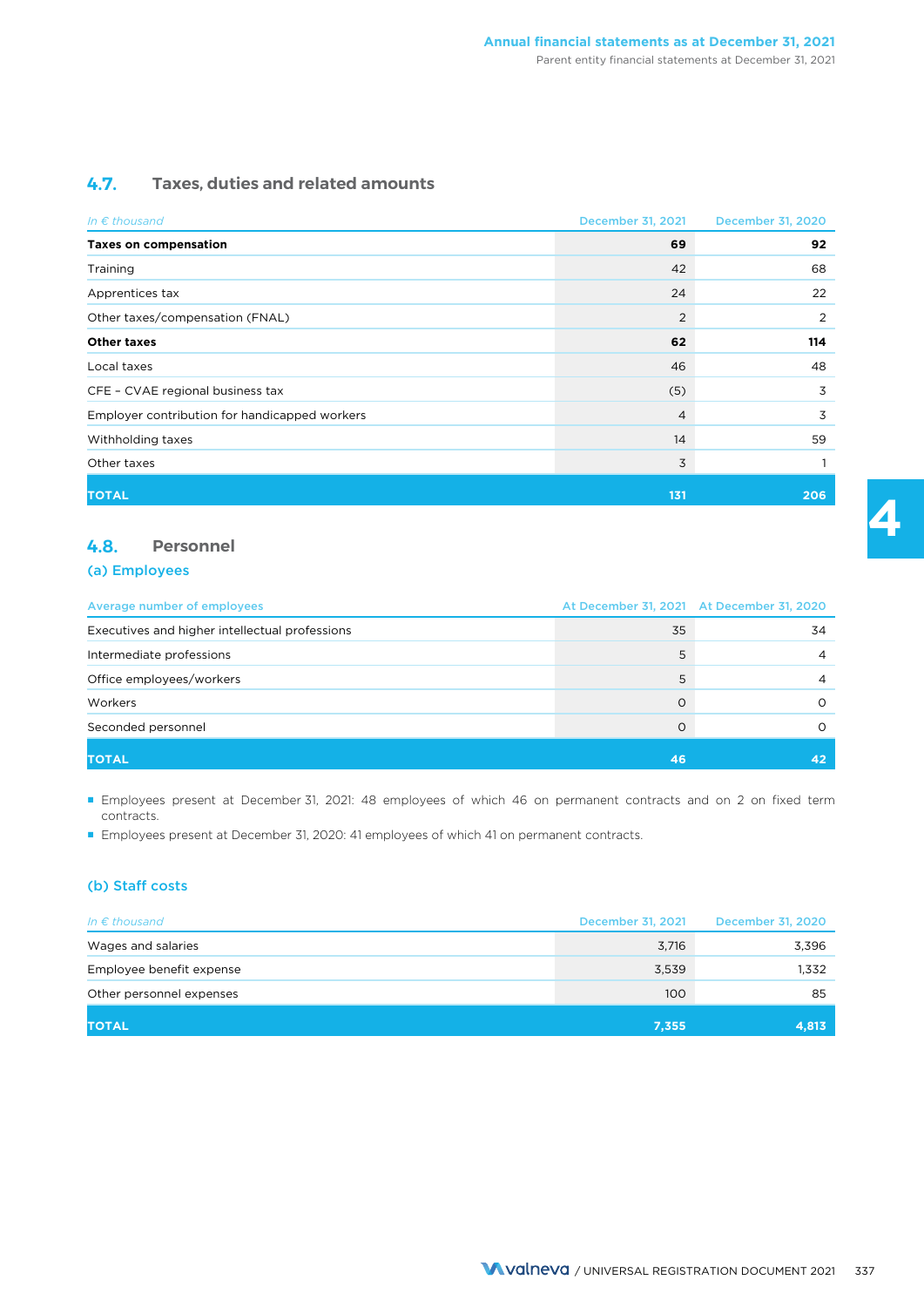### 4.7. Taxes, duties and related amounts

| *In € thousand* | December 31, 2021 | December 31, 2020 |
|---|---|---|
| **Taxes on compensation** | **69** | **92** |
| Training | 42 | 68 |
| Apprentices tax | 24 | 22 |
| Other taxes/compensation (FNAL) | 2 | 2 |
| **Other taxes** | **62** | **114** |
| Local taxes | 46 | 48 |
| CFE – CVAE regional business tax | (5) | 3 |
| Employer contribution for handicapped workers | 4 | 3 |
| Withholding taxes | 14 | 59 |
| Other taxes | 3 | 1 |
| **TOTAL** | **131** | **206** |

### 4.8. Personnel

#### (a) Employees

| Average number of employees | At December 31, 2021 | At December 31, 2020 |
|---|---|---|
| Executives and higher intellectual professions | 35 | 34 |
| Intermediate professions | 5 | 4 |
| Office employees/workers | 5 | 4 |
| Workers | 0 | 0 |
| Seconded personnel | 0 | 0 |
| **TOTAL** | **46** | **42** |

- Employees present at December 31, 2021: 48 employees of which 46 on permanent contracts and on 2 on fixed term contracts.
- Employees present at December 31, 2020: 41 employees of which 41 on permanent contracts.

#### (b) Staff costs

| *In € thousand* | December 31, 2021 | December 31, 2020 |
|---|---|---|
| Wages and salaries | 3,716 | 3,396 |
| Employee benefit expense | 3,539 | 1,332 |
| Other personnel expenses | 100 | 85 |
| **TOTAL** | **7,355** | **4,813** |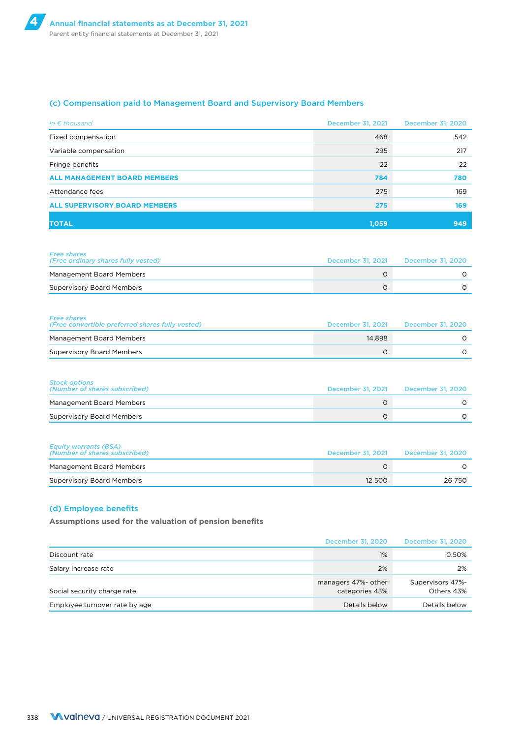### (c) Compensation paid to Management Board and Supervisory Board Members

| *In € thousand* | December 31, 2021 | December 31, 2020 |
|---|---|---|
| Fixed compensation | 468 | 542 |
| Variable compensation | 295 | 217 |
| Fringe benefits | 22 | 22 |
| **ALL MANAGEMENT BOARD MEMBERS** | **784** | **780** |
| Attendance fees | 275 | 169 |
| **ALL SUPERVISORY BOARD MEMBERS** | **275** | **169** |
| **TOTAL** | **1,059** | **949** |

| *Free shares (Free ordinary shares fully vested)* | December 31, 2021 | December 31, 2020 |
|---|---|---|
| Management Board Members | 0 | 0 |
| Supervisory Board Members | 0 | 0 |

| *Free shares (Free convertible preferred shares fully vested)* | December 31, 2021 | December 31, 2020 |
|---|---|---|
| Management Board Members | 14,898 | 0 |
| Supervisory Board Members | 0 | 0 |

| *Stock options (Number of shares subscribed)* | December 31, 2021 | December 31, 2020 |
|---|---|---|
| Management Board Members | 0 | 0 |
| Supervisory Board Members | 0 | 0 |

| *Equity warrants (BSA) (Number of shares subscribed)* | December 31, 2021 | December 31, 2020 |
|---|---|---|
| Management Board Members | 0 | 0 |
| Supervisory Board Members | 12 500 | 26 750 |

### (d) Employee benefits

**Assumptions used for the valuation of pension benefits**

| | December 31, 2020 | December 31, 2020 |
|---|---|---|
| Discount rate | 1% | 0.50% |
| Salary increase rate | 2% | 2% |
| Social security charge rate | managers 47%- other categories 43% | Supervisors 47%- Others 43% |
| Employee turnover rate by age | Details below | Details below |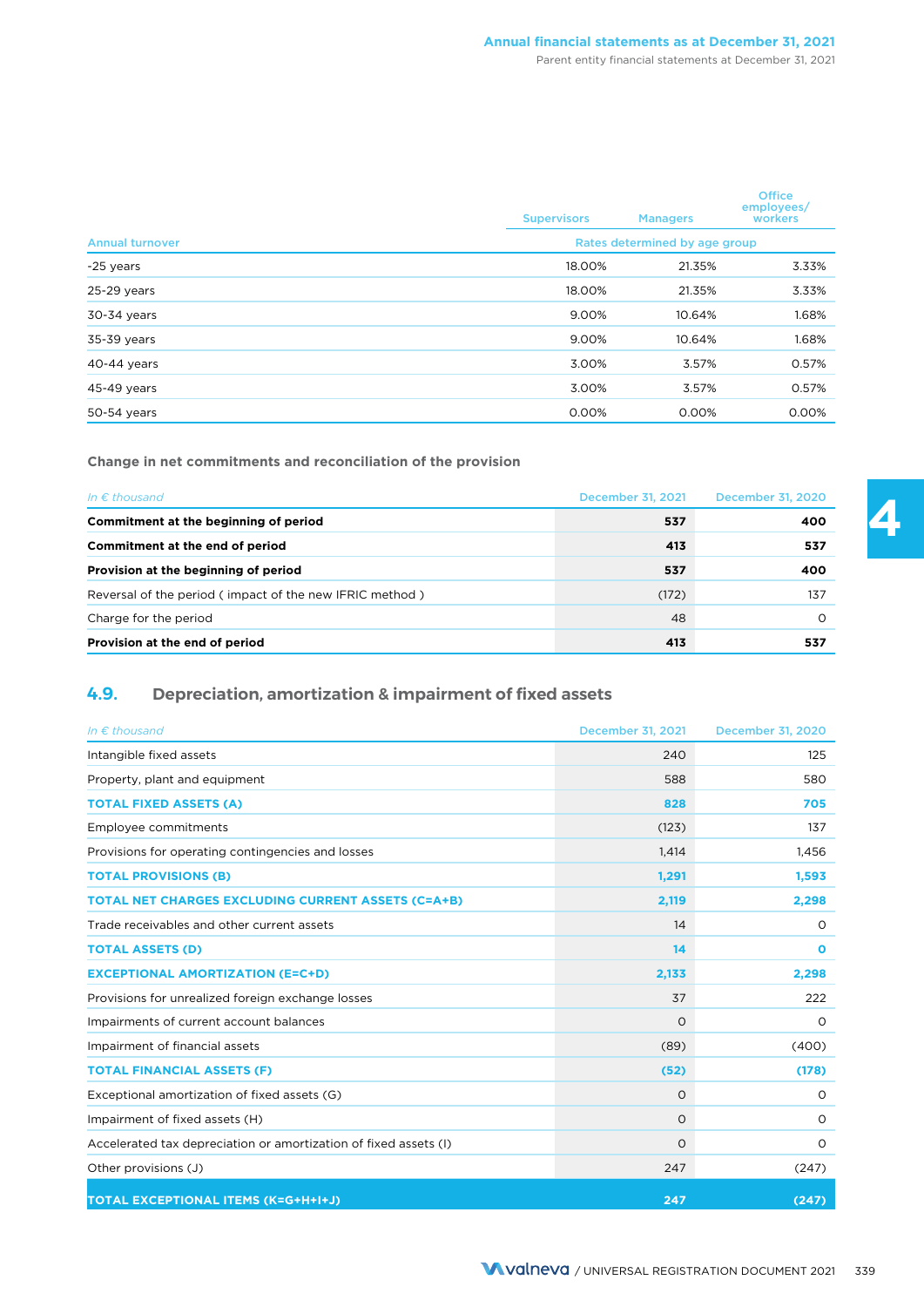| Annual turnover | Supervisors | Managers | Office employees/ workers |
|---|---|---|---|
| | Rates determined by age group | | |
| -25 years | 18.00% | 21.35% | 3.33% |
| 25-29 years | 18.00% | 21.35% | 3.33% |
| 30-34 years | 9.00% | 10.64% | 1.68% |
| 35-39 years | 9.00% | 10.64% | 1.68% |
| 40-44 years | 3.00% | 3.57% | 0.57% |
| 45-49 years | 3.00% | 3.57% | 0.57% |
| 50-54 years | 0.00% | 0.00% | 0.00% |

**Change in net commitments and reconciliation of the provision**

| *In € thousand* | December 31, 2021 | December 31, 2020 |
|---|---|---|
| **Commitment at the beginning of period** | **537** | **400** |
| **Commitment at the end of period** | **413** | **537** |
| **Provision at the beginning of period** | **537** | **400** |
| Reversal of the period ( impact of the new IFRIC method ) | (172) | 137 |
| Charge for the period | 48 | 0 |
| **Provision at the end of period** | **413** | **537** |

## 4.9. Depreciation, amortization & impairment of fixed assets

| *In € thousand* | December 31, 2021 | December 31, 2020 |
|---|---|---|
| Intangible fixed assets | 240 | 125 |
| Property, plant and equipment | 588 | 580 |
| **TOTAL FIXED ASSETS (A)** | **828** | **705** |
| Employee commitments | (123) | 137 |
| Provisions for operating contingencies and losses | 1,414 | 1,456 |
| **TOTAL PROVISIONS (B)** | **1,291** | **1,593** |
| **TOTAL NET CHARGES EXCLUDING CURRENT ASSETS (C=A+B)** | **2,119** | **2,298** |
| Trade receivables and other current assets | 14 | 0 |
| **TOTAL ASSETS (D)** | **14** | **0** |
| **EXCEPTIONAL AMORTIZATION (E=C+D)** | **2,133** | **2,298** |
| Provisions for unrealized foreign exchange losses | 37 | 222 |
| Impairments of current account balances | 0 | 0 |
| Impairment of financial assets | (89) | (400) |
| **TOTAL FINANCIAL ASSETS (F)** | **(52)** | **(178)** |
| Exceptional amortization of fixed assets (G) | 0 | 0 |
| Impairment of fixed assets (H) | 0 | 0 |
| Accelerated tax depreciation or amortization of fixed assets (I) | 0 | 0 |
| Other provisions (J) | 247 | (247) |
| **TOTAL EXCEPTIONAL ITEMS (K=G+H+I+J)** | **247** | **(247)** |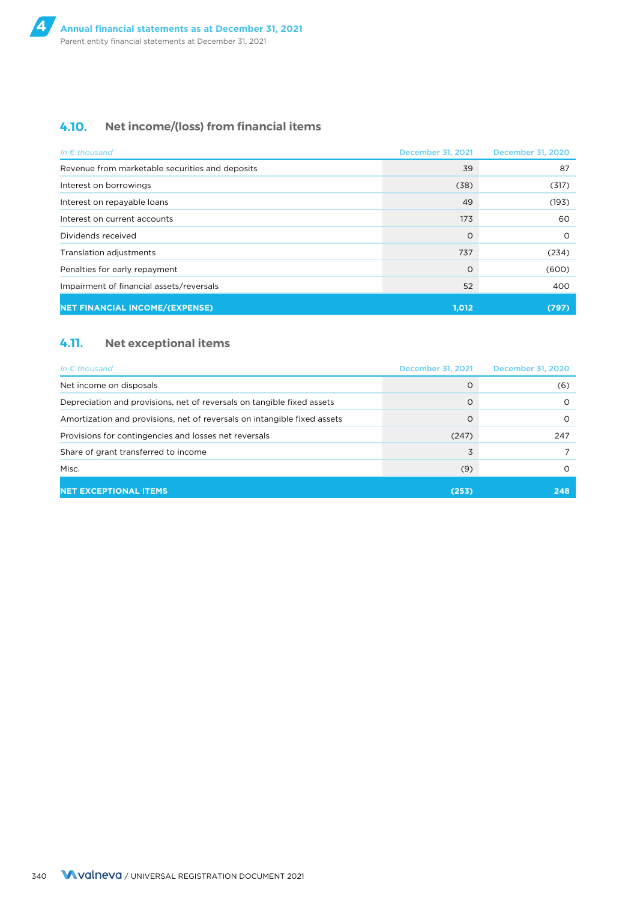## 4.10. Net income/(loss) from financial items

| *In € thousand* | December 31, 2021 | December 31, 2020 |
|---|---|---|
| Revenue from marketable securities and deposits | 39 | 87 |
| Interest on borrowings | (38) | (317) |
| Interest on repayable loans | 49 | (193) |
| Interest on current accounts | 173 | 60 |
| Dividends received | 0 | 0 |
| Translation adjustments | 737 | (234) |
| Penalties for early repayment | 0 | (600) |
| Impairment of financial assets/reversals | 52 | 400 |
| **NET FINANCIAL INCOME/(EXPENSE)** | **1,012** | **(797)** |

## 4.11. Net exceptional items

| *In € thousand* | December 31, 2021 | December 31, 2020 |
|---|---|---|
| Net income on disposals | 0 | (6) |
| Depreciation and provisions, net of reversals on tangible fixed assets | 0 | 0 |
| Amortization and provisions, net of reversals on intangible fixed assets | 0 | 0 |
| Provisions for contingencies and losses net reversals | (247) | 247 |
| Share of grant transferred to income | 3 | 7 |
| Misc. | (9) | 0 |
| **NET EXCEPTIONAL ITEMS** | **(253)** | **248** |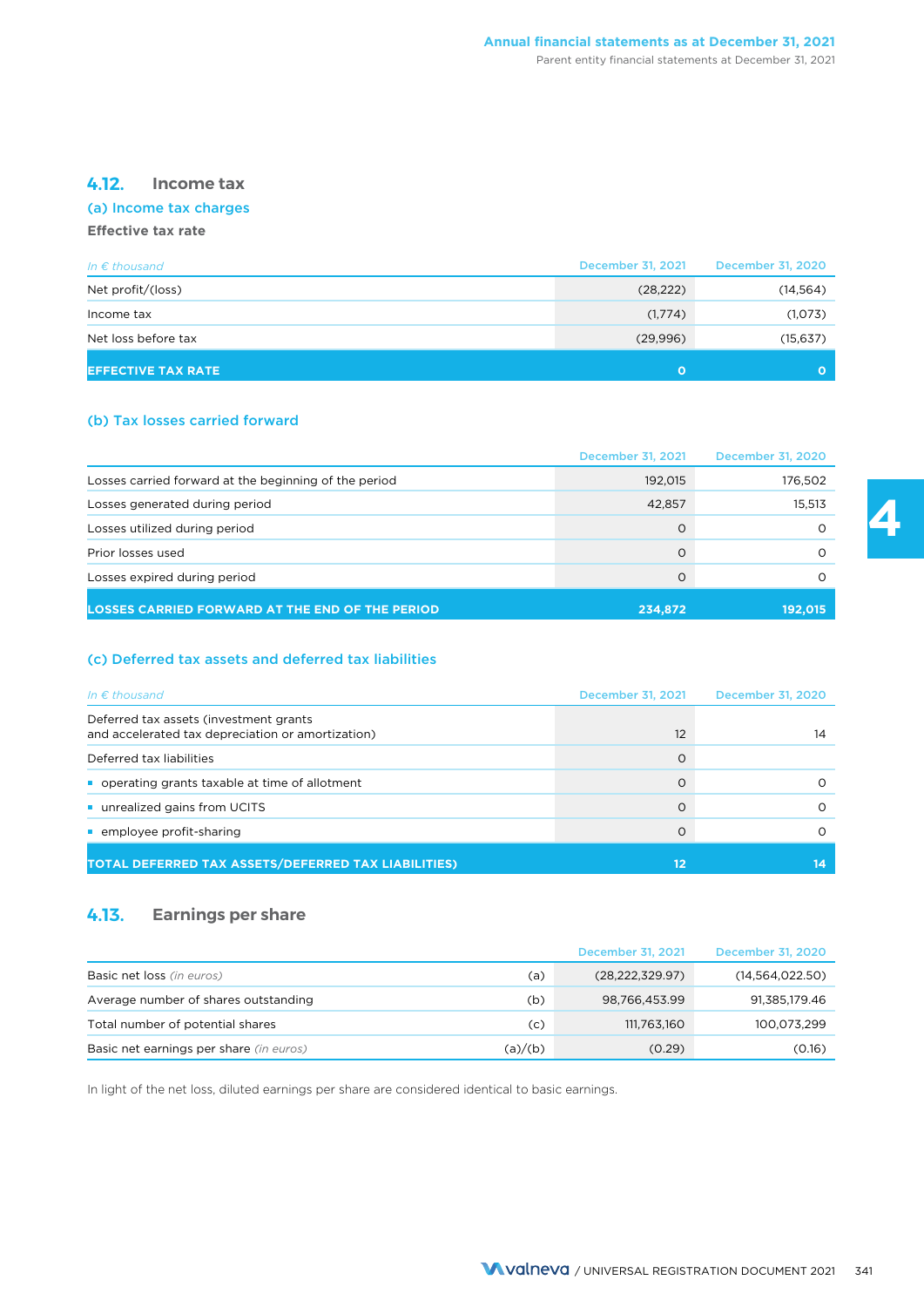## 4.12. Income tax

### (a) Income tax charges

**Effective tax rate**

| *In € thousand* | December 31, 2021 | December 31, 2020 |
|---|---|---|
| Net profit/(loss) | (28,222) | (14,564) |
| Income tax | (1,774) | (1,073) |
| Net loss before tax | (29,996) | (15,637) |
| **EFFECTIVE TAX RATE** | **0** | **0** |

### (b) Tax losses carried forward

| | December 31, 2021 | December 31, 2020 |
|---|---|---|
| Losses carried forward at the beginning of the period | 192,015 | 176,502 |
| Losses generated during period | 42,857 | 15,513 |
| Losses utilized during period | 0 | 0 |
| Prior losses used | 0 | 0 |
| Losses expired during period | 0 | 0 |
| **LOSSES CARRIED FORWARD AT THE END OF THE PERIOD** | **234,872** | **192,015** |

### (c) Deferred tax assets and deferred tax liabilities

| *In € thousand* | December 31, 2021 | December 31, 2020 |
|---|---|---|
| Deferred tax assets (investment grants and accelerated tax depreciation or amortization) | 12 | 14 |
| Deferred tax liabilities | 0 | |
| ▪ operating grants taxable at time of allotment | 0 | 0 |
| ▪ unrealized gains from UCITS | 0 | 0 |
| ▪ employee profit-sharing | 0 | 0 |
| **TOTAL DEFERRED TAX ASSETS/DEFERRED TAX LIABILITIES)** | **12** | **14** |

## 4.13. Earnings per share

| | | December 31, 2021 | December 31, 2020 |
|---|---|---|---|
| Basic net loss *(in euros)* | (a) | (28,222,329.97) | (14,564,022.50) |
| Average number of shares outstanding | (b) | 98,766,453.99 | 91,385,179.46 |
| Total number of potential shares | (c) | 111,763,160 | 100,073,299 |
| Basic net earnings per share *(in euros)* | (a)/(b) | (0.29) | (0.16) |

In light of the net loss, diluted earnings per share are considered identical to basic earnings.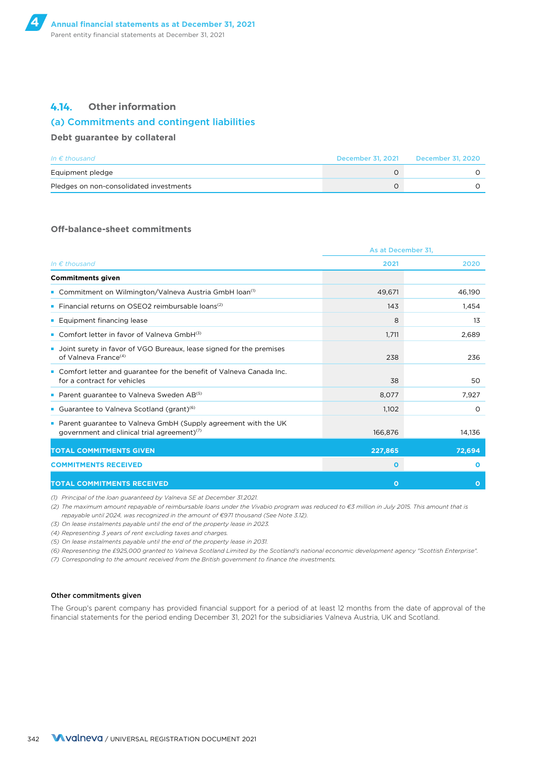### 4.14. Other information

#### (a) Commitments and contingent liabilities

**Debt guarantee by collateral**

| *In € thousand* | December 31, 2021 | December 31, 2020 |
|---|---|---|
| Equipment pledge | 0 | 0 |
| Pledges on non-consolidated investments | 0 | 0 |

**Off-balance-sheet commitments**

| | As at December 31, | |
|---|---|---|
| *In € thousand* | 2021 | 2020 |
| **Commitments given** | | |
| ▪ Commitment on Wilmington/Valneva Austria GmbH loan[1] | 49,671 | 46,190 |
| ▪ Financial returns on OSEO2 reimbursable loans[2] | 143 | 1,454 |
| ▪ Equipment financing lease | 8 | 13 |
| ▪ Comfort letter in favor of Valneva GmbH[3] | 1,711 | 2,689 |
| ▪ Joint surety in favor of VGO Bureaux, lease signed for the premises of Valneva France[4] | 238 | 236 |
| ▪ Comfort letter and guarantee for the benefit of Valneva Canada Inc. for a contract for vehicles | 38 | 50 |
| ▪ Parent guarantee to Valneva Sweden AB[5] | 8,077 | 7,927 |
| ▪ Guarantee to Valneva Scotland (grant)[6] | 1,102 | 0 |
| ▪ Parent guarantee to Valneva GmbH (Supply agreement with the UK government and clinical trial agreement)[7] | 166,876 | 14,136 |
| **TOTAL COMMITMENTS GIVEN** | **227,865** | **72,694** |
| **COMMITMENTS RECEIVED** | **0** | **0** |
| **TOTAL COMMITMENTS RECEIVED** | **0** | **0** |

*(1) Principal of the loan guaranteed by Valneva SE at December 31.2021.*

*(2) The maximum amount repayable of reimbursable loans under the Vivabio program was reduced to €3 million in July 2015. This amount that is repayable until 2024, was recognized in the amount of €971 thousand (See Note 3.12).*

*(3) On lease instalments payable until the end of the property lease in 2023.*

*(4) Representing 3 years of rent excluding taxes and charges.*

*(5) On lease instalments payable until the end of the property lease in 2031.*

*(6) Representing the £925,000 granted to Valneva Scotland Limited by the Scotland's national economic development agency "Scottish Enterprise".*

*(7) Corresponding to the amount received from the British government to finance the investments.*

**Other commitments given**

The Group's parent company has provided financial support for a period of at least 12 months from the date of approval of the financial statements for the period ending December 31, 2021 for the subsidiaries Valneva Austria, UK and Scotland.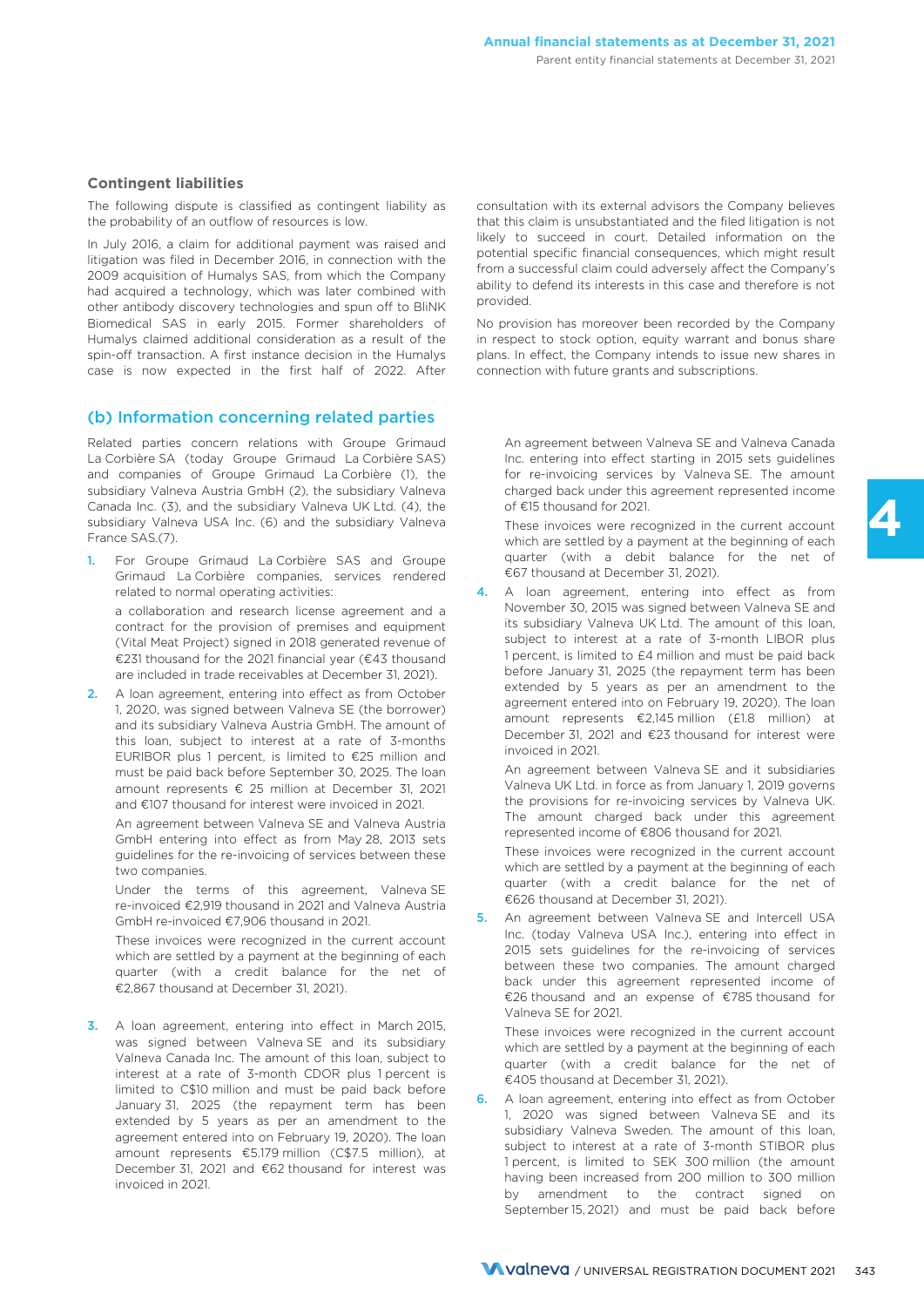### Contingent liabilities

The following dispute is classified as contingent liability as the probability of an outflow of resources is low.

In July 2016, a claim for additional payment was raised and litigation was filed in December 2016, in connection with the 2009 acquisition of Humalys SAS, from which the Company had acquired a technology, which was later combined with other antibody discovery technologies and spun off to BliNK Biomedical SAS in early 2015. Former shareholders of Humalys claimed additional consideration as a result of the spin-off transaction. A first instance decision in the Humalys case is now expected in the first half of 2022. After consultation with its external advisors the Company believes that this claim is unsubstantiated and the filed litigation is not likely to succeed in court. Detailed information on the potential specific financial consequences, which might result from a successful claim could adversely affect the Company's ability to defend its interests in this case and therefore is not provided.

No provision has moreover been recorded by the Company in respect to stock option, equity warrant and bonus share plans. In effect, the Company intends to issue new shares in connection with future grants and subscriptions.

## (b) Information concerning related parties

Related parties concern relations with Groupe Grimaud La Corbière SA (today Groupe Grimaud La Corbière SAS) and companies of Groupe Grimaud La Corbière (1), the subsidiary Valneva Austria GmbH (2), the subsidiary Valneva Canada Inc. (3), and the subsidiary Valneva UK Ltd. (4), the subsidiary Valneva USA Inc. (6) and the subsidiary Valneva France SAS.(7).

1. For Groupe Grimaud La Corbière SAS and Groupe Grimaud La Corbière companies, services rendered related to normal operating activities:

   a collaboration and research license agreement and a contract for the provision of premises and equipment (Vital Meat Project) signed in 2018 generated revenue of €231 thousand for the 2021 financial year (€43 thousand are included in trade receivables at December 31, 2021).

2. A loan agreement, entering into effect as from October 1, 2020, was signed between Valneva SE (the borrower) and its subsidiary Valneva Austria GmbH. The amount of this loan, subject to interest at a rate of 3-months EURIBOR plus 1 percent, is limited to €25 million and must be paid back before September 30, 2025. The loan amount represents € 25 million at December 31, 2021 and €107 thousand for interest were invoiced in 2021.

   An agreement between Valneva SE and Valneva Austria GmbH entering into effect as from May 28, 2013 sets guidelines for the re-invoicing of services between these two companies.

   Under the terms of this agreement, Valneva SE re-invoiced €2,919 thousand in 2021 and Valneva Austria GmbH re-invoiced €7,906 thousand in 2021.

   These invoices were recognized in the current account which are settled by a payment at the beginning of each quarter (with a credit balance for the net of €2,867 thousand at December 31, 2021).

3. A loan agreement, entering into effect in March 2015, was signed between Valneva SE and its subsidiary Valneva Canada Inc. The amount of this loan, subject to interest at a rate of 3-month CDOR plus 1 percent is limited to C$10 million and must be paid back before January 31, 2025 (the repayment term has been extended by 5 years as per an amendment to the agreement entered into on February 19, 2020). The loan amount represents €5.179 million (C$7.5 million), at December 31, 2021 and €62 thousand for interest was invoiced in 2021.

   An agreement between Valneva SE and Valneva Canada Inc. entering into effect starting in 2015 sets guidelines for re-invoicing services by Valneva SE. The amount charged back under this agreement represented income of €15 thousand for 2021.

   These invoices were recognized in the current account which are settled by a payment at the beginning of each quarter (with a debit balance for the net of €67 thousand at December 31, 2021).

4. A loan agreement, entering into effect as from November 30, 2015 was signed between Valneva SE and its subsidiary Valneva UK Ltd. The amount of this loan, subject to interest at a rate of 3-month LIBOR plus 1 percent, is limited to £4 million and must be paid back before January 31, 2025 (the repayment term has been extended by 5 years as per an amendment to the agreement entered into on February 19, 2020). The loan amount represents €2,145 million (£1.8 million) at December 31, 2021 and €23 thousand for interest were invoiced in 2021.

   An agreement between Valneva SE and it subsidiaries Valneva UK Ltd. in force as from January 1, 2019 governs the provisions for re-invoicing services by Valneva UK. The amount charged back under this agreement represented income of €806 thousand for 2021.

   These invoices were recognized in the current account which are settled by a payment at the beginning of each quarter (with a credit balance for the net of €626 thousand at December 31, 2021).

5. An agreement between Valneva SE and Intercell USA Inc. (today Valneva USA Inc.), entering into effect in 2015 sets guidelines for the re-invoicing of services between these two companies. The amount charged back under this agreement represented income of €26 thousand and an expense of €785 thousand for Valneva SE for 2021.

   These invoices were recognized in the current account which are settled by a payment at the beginning of each quarter (with a credit balance for the net of €405 thousand at December 31, 2021).

6. A loan agreement, entering into effect as from October 1, 2020 was signed between Valneva SE and its subsidiary Valneva Sweden. The amount of this loan, subject to interest at a rate of 3-month STIBOR plus 1 percent, is limited to SEK 300 million (the amount having been increased from 200 million to 300 million by amendment to the contract signed on September 15, 2021) and must be paid back before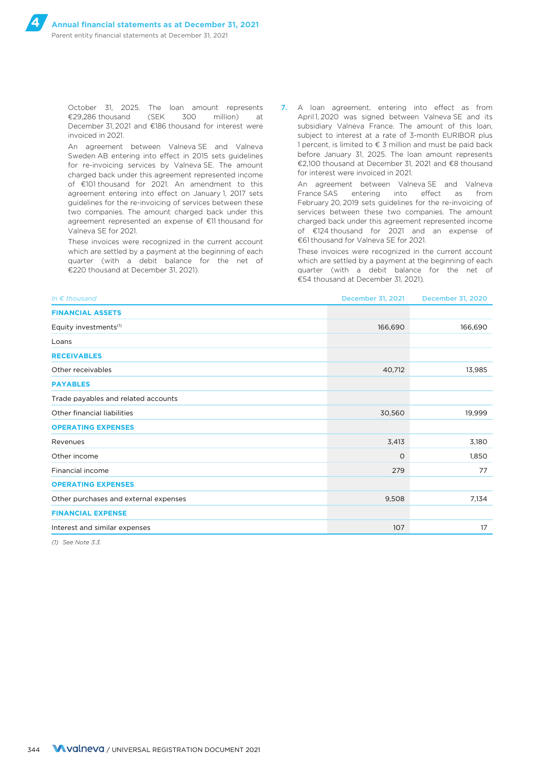October 31, 2025. The loan amount represents €29,286 thousand (SEK 300 million) at December 31, 2021 and €186 thousand for interest were invoiced in 2021.

An agreement between Valneva SE and Valneva Sweden AB entering into effect in 2015 sets guidelines for re-invoicing services by Valneva SE. The amount charged back under this agreement represented income of €101 thousand for 2021. An amendment to this agreement entering into effect on January 1, 2017 sets guidelines for the re-invoicing of services between these two companies. The amount charged back under this agreement represented an expense of €11 thousand for Valneva SE for 2021.

These invoices were recognized in the current account which are settled by a payment at the beginning of each quarter (with a debit balance for the net of €220 thousand at December 31, 2021).

7. A loan agreement, entering into effect as from April 1, 2020 was signed between Valneva SE and its subsidiary Valneva France. The amount of this loan, subject to interest at a rate of 3-month EURIBOR plus 1 percent, is limited to € 3 million and must be paid back before January 31, 2025. The loan amount represents €2,100 thousand at December 31, 2021 and €8 thousand for interest were invoiced in 2021.

   An agreement between Valneva SE and Valneva France SAS entering into effect as from February 20, 2019 sets guidelines for the re-invoicing of services between these two companies. The amount charged back under this agreement represented income of €124 thousand for 2021 and an expense of €61 thousand for Valneva SE for 2021.

   These invoices were recognized in the current account which are settled by a payment at the beginning of each quarter (with a debit balance for the net of €54 thousand at December 31, 2021).

| *In € thousand* | December 31, 2021 | December 31, 2020 |
|---|---|---|
| **FINANCIAL ASSETS** | | |
| Equity investments[(1)] | 166,690 | 166,690 |
| Loans | | |
| **RECEIVABLES** | | |
| Other receivables | 40,712 | 13,985 |
| **PAYABLES** | | |
| Trade payables and related accounts | | |
| Other financial liabilities | 30,560 | 19,999 |
| **OPERATING EXPENSES** | | |
| Revenues | 3,413 | 3,180 |
| Other income | 0 | 1,850 |
| Financial income | 279 | 77 |
| **OPERATING EXPENSES** | | |
| Other purchases and external expenses | 9,508 | 7,134 |
| **FINANCIAL EXPENSE** | | |
| Interest and similar expenses | 107 | 17 |

*(1) See Note 3.3.*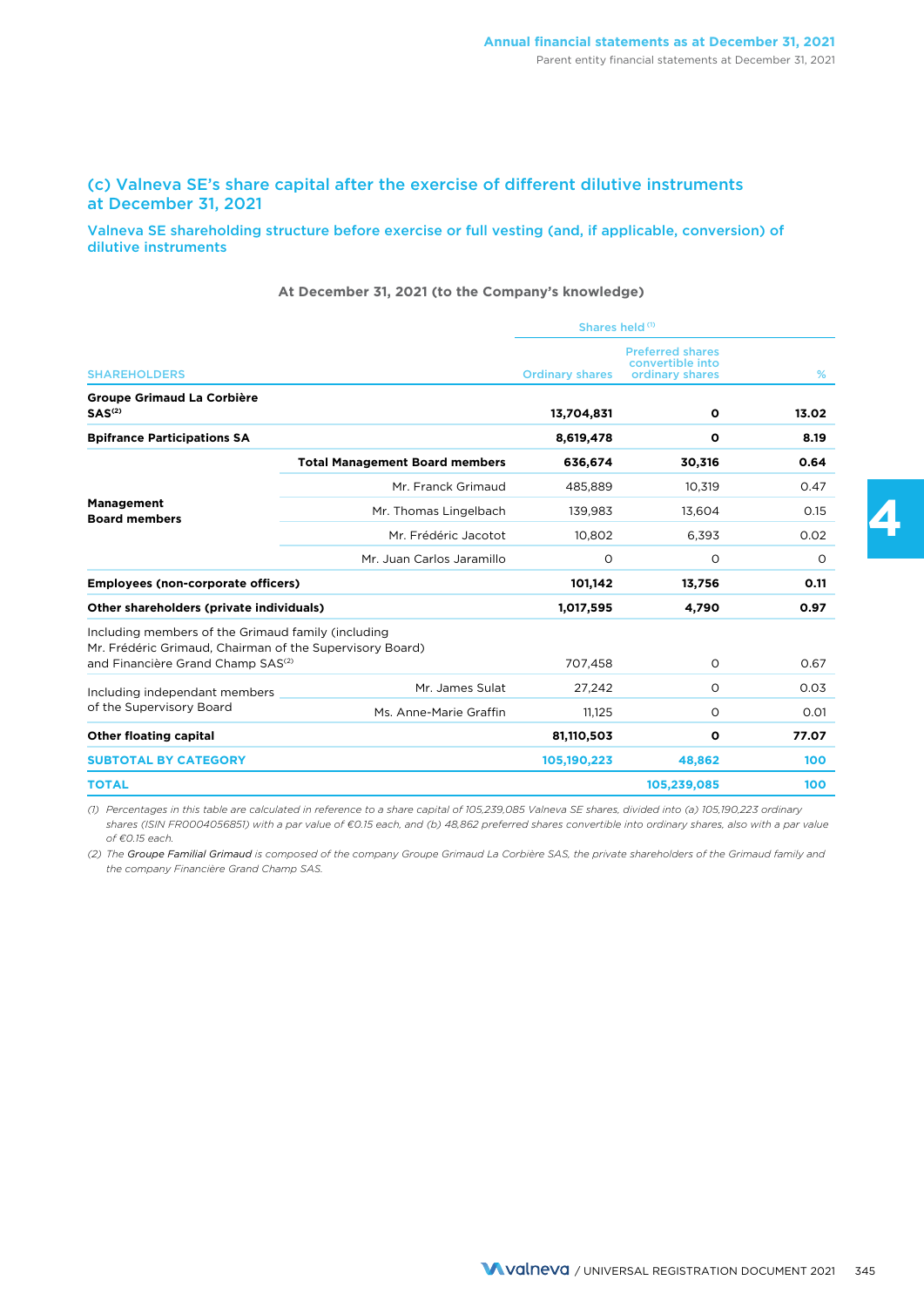## (c) Valneva SE's share capital after the exercise of different dilutive instruments at December 31, 2021

### Valneva SE shareholding structure before exercise or full vesting (and, if applicable, conversion) of dilutive instruments

**At December 31, 2021 (to the Company's knowledge)**

| SHAREHOLDERS | | Shares held [1] Ordinary shares | Preferred shares convertible into ordinary shares | % |
|---|---|---|---|---|
| **Groupe Grimaud La Corbière SAS[2]** | | **13,704,831** | **0** | **13.02** |
| **Bpifrance Participations SA** | | **8,619,478** | **0** | **8.19** |
| **Management Board members** | **Total Management Board members** | **636,674** | **30,316** | **0.64** |
| | Mr. Franck Grimaud | 485,889 | 10,319 | 0.47 |
| | Mr. Thomas Lingelbach | 139,983 | 13,604 | 0.15 |
| | Mr. Frédéric Jacotot | 10,802 | 6,393 | 0.02 |
| | Mr. Juan Carlos Jaramillo | 0 | 0 | 0 |
| **Employees (non-corporate officers)** | | **101,142** | **13,756** | **0.11** |
| **Other shareholders (private individuals)** | | **1,017,595** | **4,790** | **0.97** |
| Including members of the Grimaud family (including Mr. Frédéric Grimaud, Chairman of the Supervisory Board) and Financière Grand Champ SAS[2] | | 707,458 | 0 | 0.67 |
| Including independant members of the Supervisory Board | Mr. James Sulat | 27,242 | 0 | 0.03 |
| | Ms. Anne-Marie Graffin | 11,125 | 0 | 0.01 |
| **Other floating capital** | | **81,110,503** | **0** | **77.07** |
| **SUBTOTAL BY CATEGORY** | | **105,190,223** | **48,862** | **100** |
| **TOTAL** | | | **105,239,085** | **100** |

*(1) Percentages in this table are calculated in reference to a share capital of 105,239,085 Valneva SE shares, divided into (a) 105,190,223 ordinary shares (ISIN FR0004056851) with a par value of €0.15 each, and (b) 48,862 preferred shares convertible into ordinary shares, also with a par value of €0.15 each.*

*(2) The Groupe Familial Grimaud is composed of the company Groupe Grimaud La Corbière SAS, the private shareholders of the Grimaud family and the company Financière Grand Champ SAS.*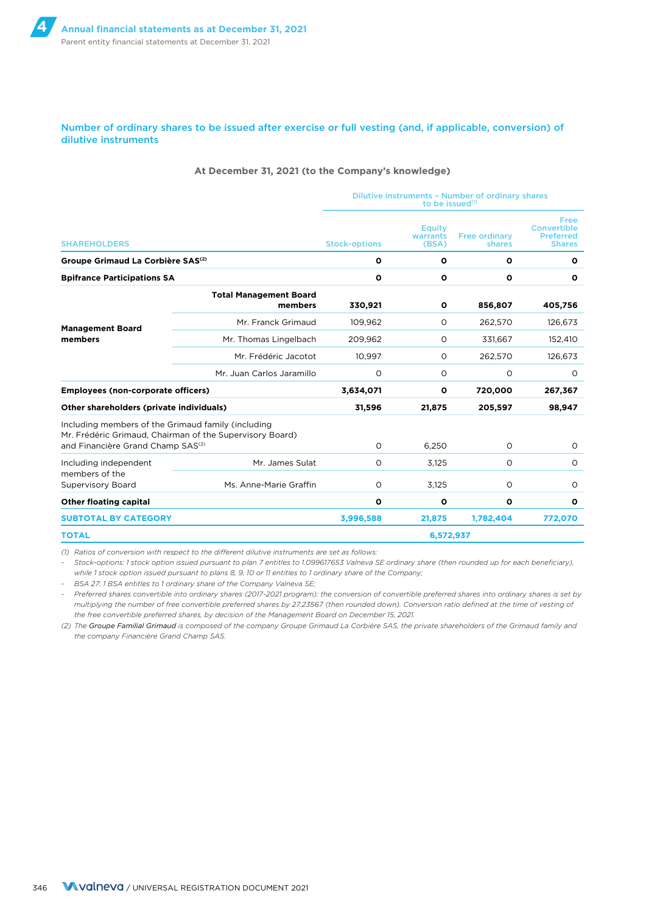## Number of ordinary shares to be issued after exercise or full vesting (and, if applicable, conversion) of dilutive instruments

**At December 31, 2021 (to the Company's knowledge)**

| SHAREHOLDERS | | Dilutive instruments – Number of ordinary shares to be issued[(1)] Stock-options | Equity warrants (BSA) | Free ordinary shares | Free Convertible Preferred Shares |
|---|---|---|---|---|---|
| **Groupe Grimaud La Corbière SAS[(2)]** | | **0** | **0** | **0** | **0** |
| **Bpifrance Participations SA** | | **0** | **0** | **0** | **0** |
| **Management Board members** | **Total Management Board members** | **330,921** | **0** | **856,807** | **405,756** |
| | Mr. Franck Grimaud | 109,962 | 0 | 262,570 | 126,673 |
| | Mr. Thomas Lingelbach | 209,962 | 0 | 331,667 | 152,410 |
| | Mr. Frédéric Jacotot | 10,997 | 0 | 262,570 | 126,673 |
| | Mr. Juan Carlos Jaramillo | 0 | 0 | 0 | 0 |
| **Employees (non-corporate officers)** | | **3,634,071** | **0** | **720,000** | **267,367** |
| **Other shareholders (private individuals)** | | **31,596** | **21,875** | **205,597** | **98,947** |
| Including members of the Grimaud family (including Mr. Frédéric Grimaud, Chairman of the Supervisory Board) and Financière Grand Champ SAS[(2)] | | 0 | 6,250 | 0 | 0 |
| Including independent members of the Supervisory Board | Mr. James Sulat | 0 | 3,125 | 0 | 0 |
| | Ms. Anne-Marie Graffin | 0 | 3,125 | 0 | 0 |
| **Other floating capital** | | **0** | **0** | **0** | **0** |
| **SUBTOTAL BY CATEGORY** | | **3,996,588** | **21,875** | **1,782,404** | **772,070** |
| **TOTAL** | | | **6,572,937** | | |

*(1) Ratios of conversion with respect to the different dilutive instruments are set as follows:*

- *Stock-options: 1 stock option issued pursuant to plan 7 entitles to 1.099617653 Valneva SE ordinary share (then rounded up for each beneficiary), while 1 stock option issued pursuant to plans 8, 9, 10 or 11 entitles to 1 ordinary share of the Company;*
- *BSA 27: 1 BSA entitles to 1 ordinary share of the Company Valneva SE;*
- *Preferred shares convertible into ordinary shares (2017-2021 program): the conversion of convertible preferred shares into ordinary shares is set by multiplying the number of free convertible preferred shares by 27.23567 (then rounded down). Conversion ratio defined at the time of vesting of the free convertible preferred shares, by decision of the Management Board on December 15, 2021.*

*(2) The* Groupe Familial Grimaud *is composed of the company Groupe Grimaud La Corbière SAS, the private shareholders of the Grimaud family and the company Financière Grand Champ SAS.*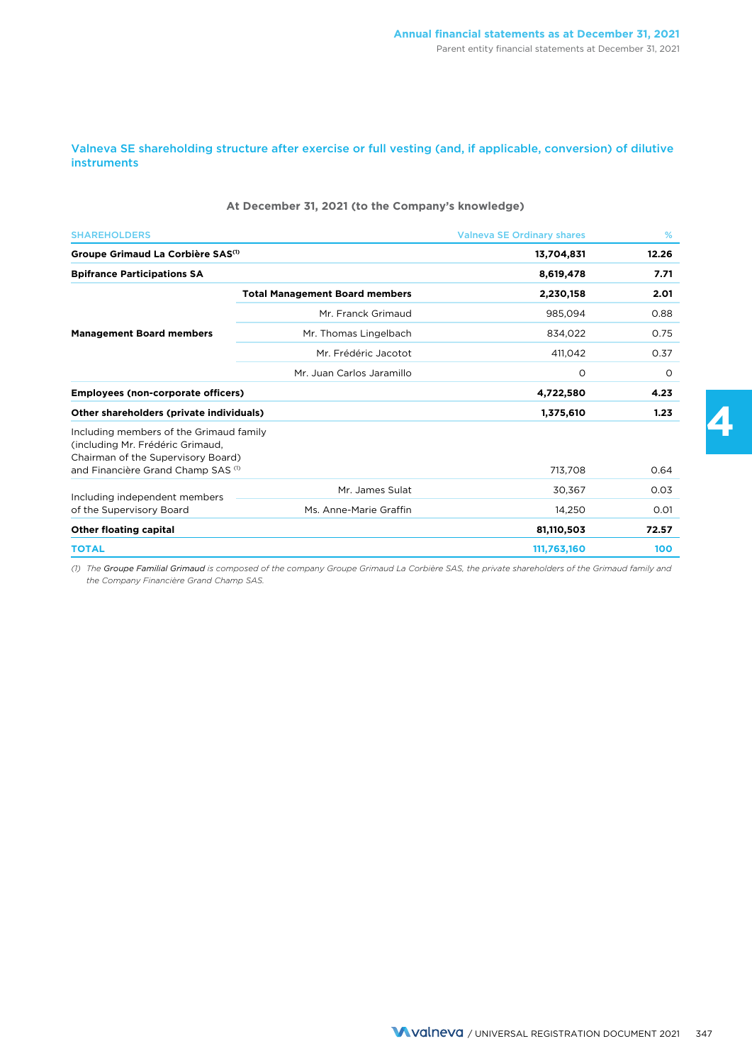### Valneva SE shareholding structure after exercise or full vesting (and, if applicable, conversion) of dilutive instruments

**At December 31, 2021 (to the Company's knowledge)**

| SHAREHOLDERS | | Valneva SE Ordinary shares | % |
|---|---|---|---|
| **Groupe Grimaud La Corbière SAS[1]** | | **13,704,831** | **12.26** |
| **Bpifrance Participations SA** | | **8,619,478** | **7.71** |
| **Management Board members** | **Total Management Board members** | **2,230,158** | **2.01** |
| | Mr. Franck Grimaud | 985,094 | 0.88 |
| | Mr. Thomas Lingelbach | 834,022 | 0.75 |
| | Mr. Frédéric Jacotot | 411,042 | 0.37 |
| | Mr. Juan Carlos Jaramillo | 0 | 0 |
| **Employees (non-corporate officers)** | | **4,722,580** | **4.23** |
| **Other shareholders (private individuals)** | | **1,375,610** | **1.23** |
| Including members of the Grimaud family (including Mr. Frédéric Grimaud, Chairman of the Supervisory Board) and Financière Grand Champ SAS [1] | | 713,708 | 0.64 |
| Including independent members of the Supervisory Board | Mr. James Sulat | 30,367 | 0.03 |
| | Ms. Anne-Marie Graffin | 14,250 | 0.01 |
| **Other floating capital** | | **81,110,503** | **72.57** |
| **TOTAL** | | **111,763,160** | **100** |

*(1) The* Groupe Familial Grimaud *is composed of the company Groupe Grimaud La Corbière SAS, the private shareholders of the Grimaud family and the Company Financière Grand Champ SAS.*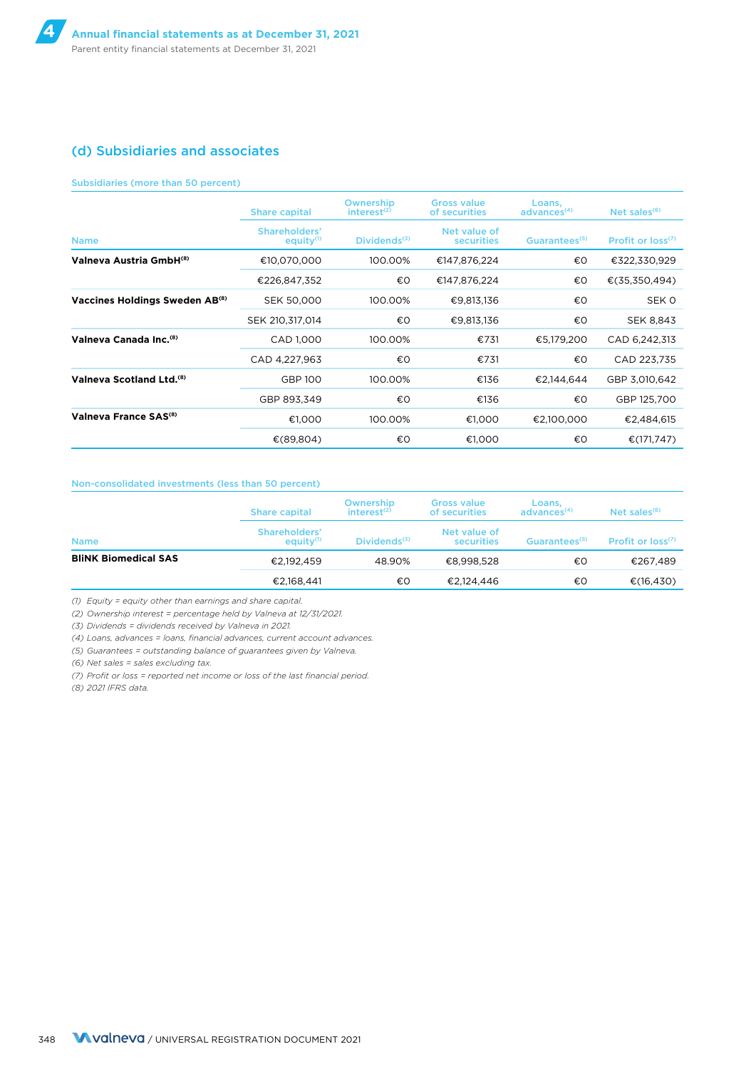### (d) Subsidiaries and associates

Subsidiaries (more than 50 percent)

| Name | Share capital / Shareholders' equity[1] | Ownership interest[2] / Dividends[3] | Gross value of securities / Net value of securities | Loans, advances[4] / Guarantees[5] | Net sales[6] / Profit or loss[7] |
|---|---|---|---|---|---|
| **Valneva Austria GmbH[8]** | €10,070,000 | 100.00% | €147,876,224 | €0 | €322,330,929 |
| | €226,847,352 | €0 | €147,876,224 | €0 | €(35,350,494) |
| **Vaccines Holdings Sweden AB[8]** | SEK 50,000 | 100.00% | €9,813,136 | €0 | SEK 0 |
| | SEK 210,317,014 | €0 | €9,813,136 | €0 | SEK 8,843 |
| **Valneva Canada Inc.[8]** | CAD 1,000 | 100.00% | €731 | €5,179,200 | CAD 6,242,313 |
| | CAD 4,227,963 | €0 | €731 | €0 | CAD 223,735 |
| **Valneva Scotland Ltd.[8]** | GBP 100 | 100.00% | €136 | €2,144,644 | GBP 3,010,642 |
| | GBP 893,349 | €0 | €136 | €0 | GBP 125,700 |
| **Valneva France SAS[8]** | €1,000 | 100.00% | €1,000 | €2,100,000 | €2,484,615 |
| | €(89,804) | €0 | €1,000 | €0 | €(171,747) |

Non-consolidated investments (less than 50 percent)

| Name | Share capital / Shareholders' equity[1] | Ownership interest[2] / Dividends[3] | Gross value of securities / Net value of securities | Loans, advances[4] / Guarantees[5] | Net sales[6] / Profit or loss[7] |
|---|---|---|---|---|---|
| **BliNK Biomedical SAS** | €2,192,459 | 48.90% | €8,998,528 | €0 | €267,489 |
| | €2,168,441 | €0 | €2,124,446 | €0 | €(16,430) |

*(1) Equity = equity other than earnings and share capital.*
*(2) Ownership interest = percentage held by Valneva at 12/31/2021.*
*(3) Dividends = dividends received by Valneva in 2021.*
*(4) Loans, advances = loans, financial advances, current account advances.*
*(5) Guarantees = outstanding balance of guarantees given by Valneva.*
*(6) Net sales = sales excluding tax.*
*(7) Profit or loss = reported net income or loss of the last financial period.*
*(8) 2021 IFRS data.*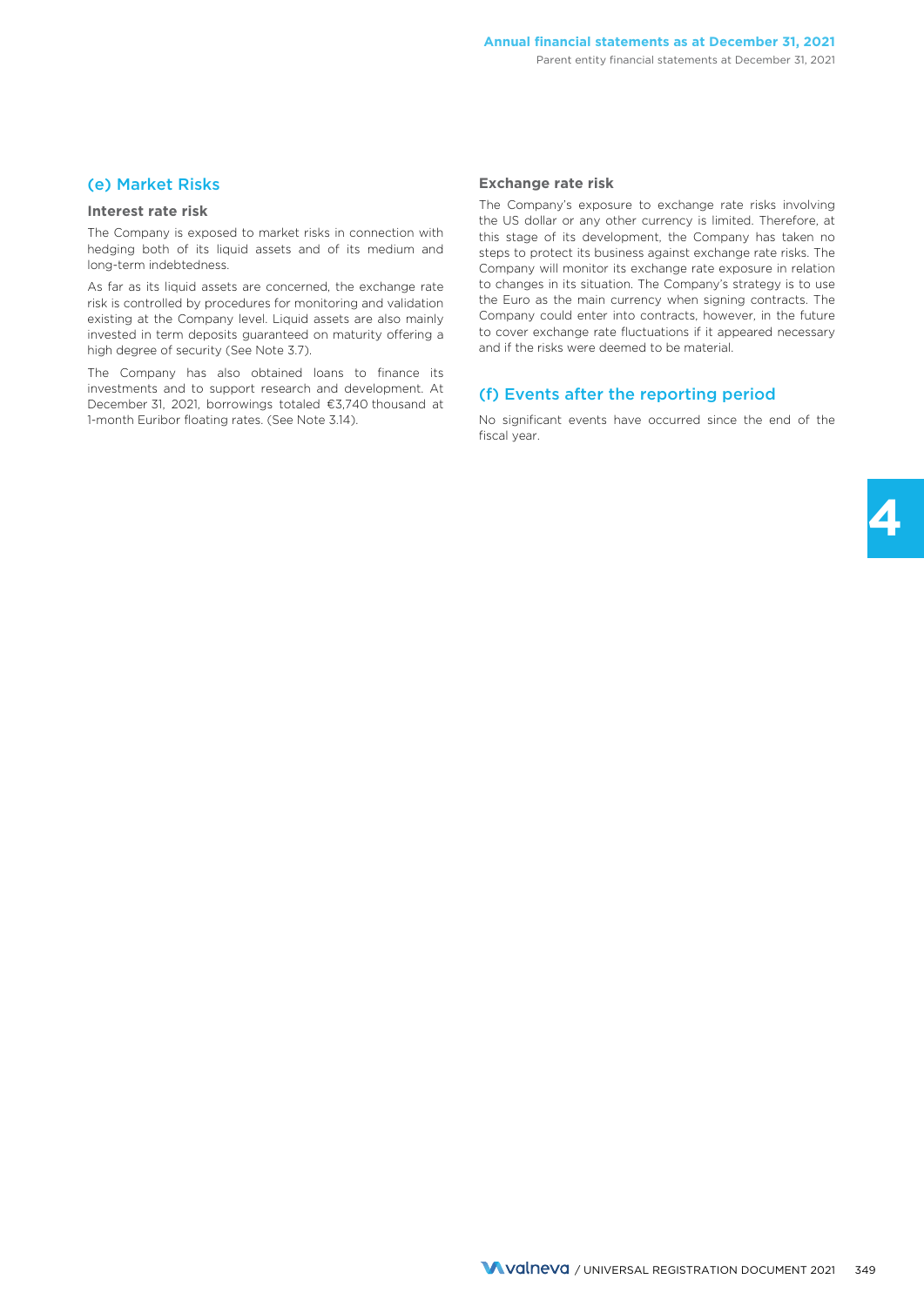## (e) Market Risks

### Interest rate risk

The Company is exposed to market risks in connection with hedging both of its liquid assets and of its medium and long-term indebtedness.

As far as its liquid assets are concerned, the exchange rate risk is controlled by procedures for monitoring and validation existing at the Company level. Liquid assets are also mainly invested in term deposits guaranteed on maturity offering a high degree of security (See Note 3.7).

The Company has also obtained loans to finance its investments and to support research and development. At December 31, 2021, borrowings totaled €3,740 thousand at 1-month Euribor floating rates. (See Note 3.14).

### Exchange rate risk

The Company's exposure to exchange rate risks involving the US dollar or any other currency is limited. Therefore, at this stage of its development, the Company has taken no steps to protect its business against exchange rate risks. The Company will monitor its exchange rate exposure in relation to changes in its situation. The Company's strategy is to use the Euro as the main currency when signing contracts. The Company could enter into contracts, however, in the future to cover exchange rate fluctuations if it appeared necessary and if the risks were deemed to be material.

## (f) Events after the reporting period

No significant events have occurred since the end of the fiscal year.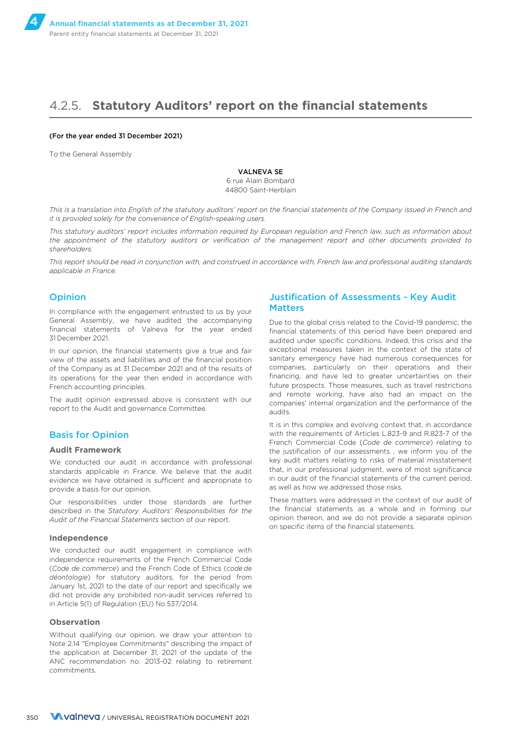## 4.2.5. Statutory Auditors' report on the financial statements

**(For the year ended 31 December 2021)**

To the General Assembly

**VALNEVA SE**
6 rue Alain Bombard
44800 Saint-Herblain

*This is a translation into English of the statutory auditors' report on the financial statements of the Company issued in French and it is provided solely for the convenience of English-speaking users.*

*This statutory auditors' report includes information required by European regulation and French law, such as information about the appointment of the statutory auditors or verification of the management report and other documents provided to shareholders.*

*This report should be read in conjunction with, and construed in accordance with, French law and professional auditing standards applicable in France.*

### Opinion

In compliance with the engagement entrusted to us by your General Assembly, we have audited the accompanying financial statements of Valneva for the year ended 31 December 2021.

In our opinion, the financial statements give a true and fair view of the assets and liabilities and of the financial position of the Company as at 31 December 2021 and of the results of its operations for the year then ended in accordance with French accounting principles.

The audit opinion expressed above is consistent with our report to the Audit and governance Committee.

### Basis for Opinion

#### Audit Framework

We conducted our audit in accordance with professional standards applicable in France. We believe that the audit evidence we have obtained is sufficient and appropriate to provide a basis for our opinion.

Our responsibilities under those standards are further described in the *Statutory Auditors' Responsibilities for the Audit of the Financial Statements* section of our report.

#### Independence

We conducted our audit engagement in compliance with independence requirements of the French Commercial Code (*Code de commerce*) and the French Code of Ethics (*code de déontologie*) for statutory auditors, for the period from January 1st, 2021 to the date of our report and specifically we did not provide any prohibited non-audit services referred to in Article 5(1) of Regulation (EU) No 537/2014.

#### Observation

Without qualifying our opinion, we draw your attention to Note 2.14 "Employee Commitments" describing the impact of the application at December 31, 2021 of the update of the ANC recommendation no. 2013-02 relating to retirement commitments.

### Justification of Assessments - Key Audit Matters

Due to the global crisis related to the Covid-19 pandemic, the financial statements of this period have been prepared and audited under specific conditions. Indeed, this crisis and the exceptional measures taken in the context of the state of sanitary emergency have had numerous consequences for companies, particularly on their operations and their financing, and have led to greater uncertainties on their future prospects. Those measures, such as travel restrictions and remote working, have also had an impact on the companies' internal organization and the performance of the audits.

It is in this complex and evolving context that, in accordance with the requirements of Articles L.823-9 and R.823-7 of the French Commercial Code (*Code de commerce*) relating to the justification of our assessments , we inform you of the key audit matters relating to risks of material misstatement that, in our professional judgment, were of most significance in our audit of the financial statements of the current period, as well as how we addressed those risks.

These matters were addressed in the context of our audit of the financial statements as a whole and in forming our opinion thereon, and we do not provide a separate opinion on specific items of the financial statements.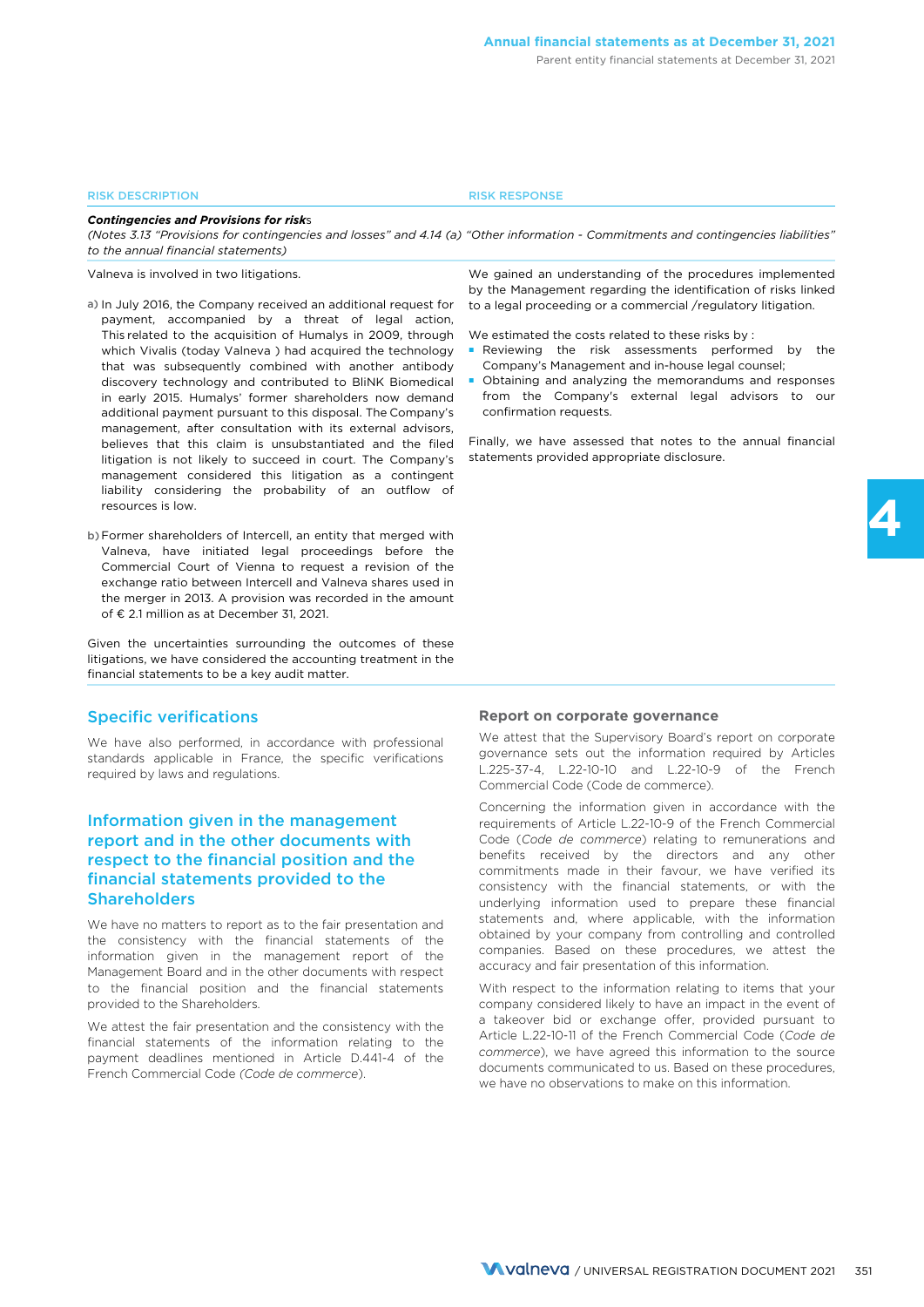| RISK DESCRIPTION | RISK RESPONSE |
|---|---|
| ***Contingencies and Provisions for risk*s**<br>*(Notes 3.13 "Provisions for contingencies and losses" and 4.14 (a) "Other information - Commitments and contingencies liabilities" to the annual financial statements)* | |
| Valneva is involved in two litigations.<br><br>a) In July 2016, the Company received an additional request for payment, accompanied by a threat of legal action, This related to the acquisition of Humalys in 2009, through which Vivalis (today Valneva ) had acquired the technology that was subsequently combined with another antibody discovery technology and contributed to BliNK Biomedical in early 2015. Humalys' former shareholders now demand additional payment pursuant to this disposal. The Company's management, after consultation with its external advisors, believes that this claim is unsubstantiated and the filed litigation is not likely to succeed in court. The Company's management considered this litigation as a contingent liability considering the probability of an outflow of resources is low.<br><br>b) Former shareholders of Intercell, an entity that merged with Valneva, have initiated legal proceedings before the Commercial Court of Vienna to request a revision of the exchange ratio between Intercell and Valneva shares used in the merger in 2013. A provision was recorded in the amount of € 2.1 million as at December 31, 2021.<br><br>Given the uncertainties surrounding the outcomes of these litigations, we have considered the accounting treatment in the financial statements to be a key audit matter. | We gained an understanding of the procedures implemented by the Management regarding the identification of risks linked to a legal proceeding or a commercial /regulatory litigation.<br><br>We estimated the costs related to these risks by :<br>▪ Reviewing the risk assessments performed by the Company's Management and in-house legal counsel;<br>▪ Obtaining and analyzing the memorandums and responses from the Company's external legal advisors to our confirmation requests.<br><br>Finally, we have assessed that notes to the annual financial statements provided appropriate disclosure. |

## Specific verifications

We have also performed, in accordance with professional standards applicable in France, the specific verifications required by laws and regulations.

## Information given in the management report and in the other documents with respect to the financial position and the financial statements provided to the Shareholders

We have no matters to report as to the fair presentation and the consistency with the financial statements of the information given in the management report of the Management Board and in the other documents with respect to the financial position and the financial statements provided to the Shareholders.

We attest the fair presentation and the consistency with the financial statements of the information relating to the payment deadlines mentioned in Article D.441-4 of the French Commercial Code *(Code de commerce)*.

### Report on corporate governance

We attest that the Supervisory Board's report on corporate governance sets out the information required by Articles L.225-37-4, L.22-10-10 and L.22-10-9 of the French Commercial Code (Code de commerce).

Concerning the information given in accordance with the requirements of Article L.22-10-9 of the French Commercial Code (*Code de commerce*) relating to remunerations and benefits received by the directors and any other commitments made in their favour, we have verified its consistency with the financial statements, or with the underlying information used to prepare these financial statements and, where applicable, with the information obtained by your company from controlling and controlled companies. Based on these procedures, we attest the accuracy and fair presentation of this information.

With respect to the information relating to items that your company considered likely to have an impact in the event of a takeover bid or exchange offer, provided pursuant to Article L.22-10-11 of the French Commercial Code (*Code de commerce*), we have agreed this information to the source documents communicated to us. Based on these procedures, we have no observations to make on this information.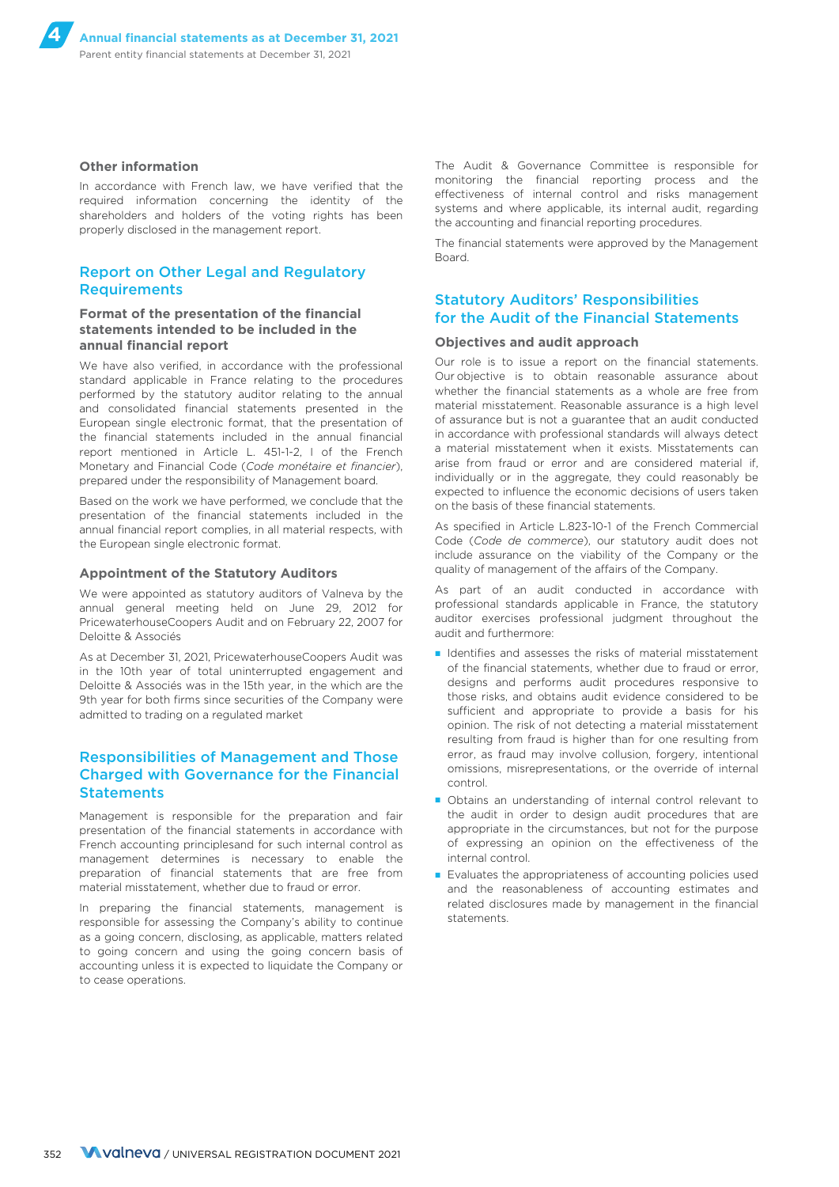### Other information

In accordance with French law, we have verified that the required information concerning the identity of the shareholders and holders of the voting rights has been properly disclosed in the management report.

## Report on Other Legal and Regulatory Requirements

### Format of the presentation of the financial statements intended to be included in the annual financial report

We have also verified, in accordance with the professional standard applicable in France relating to the procedures performed by the statutory auditor relating to the annual and consolidated financial statements presented in the European single electronic format, that the presentation of the financial statements included in the annual financial report mentioned in Article L. 451-1-2, I of the French Monetary and Financial Code (*Code monétaire et financier*), prepared under the responsibility of Management board.

Based on the work we have performed, we conclude that the presentation of the financial statements included in the annual financial report complies, in all material respects, with the European single electronic format.

### Appointment of the Statutory Auditors

We were appointed as statutory auditors of Valneva by the annual general meeting held on June 29, 2012 for PricewaterhouseCoopers Audit and on February 22, 2007 for Deloitte & Associés

As at December 31, 2021, PricewaterhouseCoopers Audit was in the 10th year of total uninterrupted engagement and Deloitte & Associés was in the 15th year, in the which are the 9th year for both firms since securities of the Company were admitted to trading on a regulated market

## Responsibilities of Management and Those Charged with Governance for the Financial Statements

Management is responsible for the preparation and fair presentation of the financial statements in accordance with French accounting principlesand for such internal control as management determines is necessary to enable the preparation of financial statements that are free from material misstatement, whether due to fraud or error.

In preparing the financial statements, management is responsible for assessing the Company's ability to continue as a going concern, disclosing, as applicable, matters related to going concern and using the going concern basis of accounting unless it is expected to liquidate the Company or to cease operations.

The Audit & Governance Committee is responsible for monitoring the financial reporting process and the effectiveness of internal control and risks management systems and where applicable, its internal audit, regarding the accounting and financial reporting procedures.

The financial statements were approved by the Management Board.

## Statutory Auditors' Responsibilities for the Audit of the Financial Statements

### Objectives and audit approach

Our role is to issue a report on the financial statements. Our objective is to obtain reasonable assurance about whether the financial statements as a whole are free from material misstatement. Reasonable assurance is a high level of assurance but is not a guarantee that an audit conducted in accordance with professional standards will always detect a material misstatement when it exists. Misstatements can arise from fraud or error and are considered material if, individually or in the aggregate, they could reasonably be expected to influence the economic decisions of users taken on the basis of these financial statements.

As specified in Article L.823-10-1 of the French Commercial Code (*Code de commerce*), our statutory audit does not include assurance on the viability of the Company or the quality of management of the affairs of the Company.

As part of an audit conducted in accordance with professional standards applicable in France, the statutory auditor exercises professional judgment throughout the audit and furthermore:

- Identifies and assesses the risks of material misstatement of the financial statements, whether due to fraud or error, designs and performs audit procedures responsive to those risks, and obtains audit evidence considered to be sufficient and appropriate to provide a basis for his opinion. The risk of not detecting a material misstatement resulting from fraud is higher than for one resulting from error, as fraud may involve collusion, forgery, intentional omissions, misrepresentations, or the override of internal control.
- Obtains an understanding of internal control relevant to the audit in order to design audit procedures that are appropriate in the circumstances, but not for the purpose of expressing an opinion on the effectiveness of the internal control.
- Evaluates the appropriateness of accounting policies used and the reasonableness of accounting estimates and related disclosures made by management in the financial statements.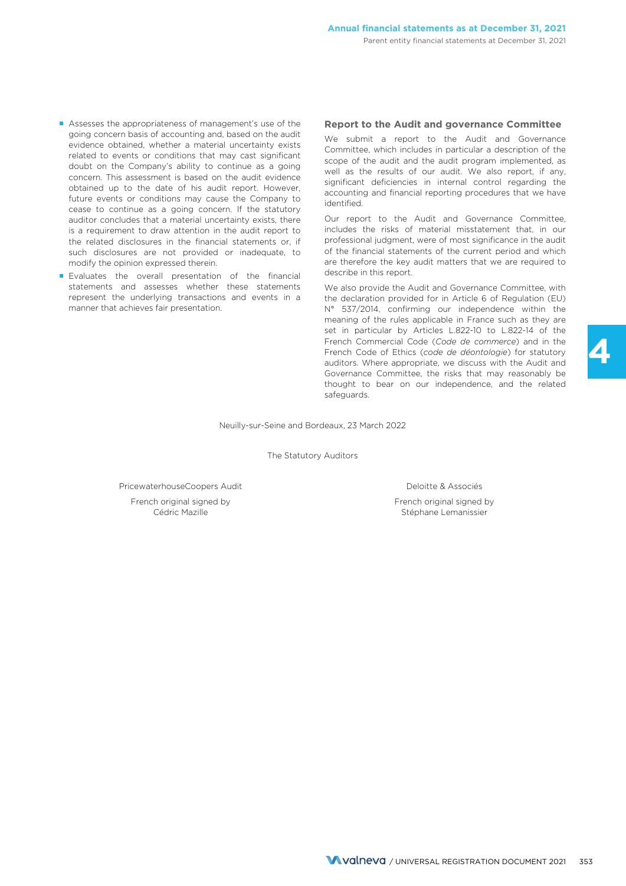- Assesses the appropriateness of management's use of the going concern basis of accounting and, based on the audit evidence obtained, whether a material uncertainty exists related to events or conditions that may cast significant doubt on the Company's ability to continue as a going concern. This assessment is based on the audit evidence obtained up to the date of his audit report. However, future events or conditions may cause the Company to cease to continue as a going concern. If the statutory auditor concludes that a material uncertainty exists, there is a requirement to draw attention in the audit report to the related disclosures in the financial statements or, if such disclosures are not provided or inadequate, to modify the opinion expressed therein.
- Evaluates the overall presentation of the financial statements and assesses whether these statements represent the underlying transactions and events in a manner that achieves fair presentation.

### Report to the Audit and governance Committee

We submit a report to the Audit and Governance Committee, which includes in particular a description of the scope of the audit and the audit program implemented, as well as the results of our audit. We also report, if any, significant deficiencies in internal control regarding the accounting and financial reporting procedures that we have identified.

Our report to the Audit and Governance Committee, includes the risks of material misstatement that, in our professional judgment, were of most significance in the audit of the financial statements of the current period and which are therefore the key audit matters that we are required to describe in this report.

We also provide the Audit and Governance Committee, with the declaration provided for in Article 6 of Regulation (EU) N° 537/2014, confirming our independence within the meaning of the rules applicable in France such as they are set in particular by Articles L.822-10 to L.822-14 of the French Commercial Code (*Code de commerce*) and in the French Code of Ethics (*code de déontologie*) for statutory auditors. Where appropriate, we discuss with the Audit and Governance Committee, the risks that may reasonably be thought to bear on our independence, and the related safeguards.

Neuilly-sur-Seine and Bordeaux, 23 March 2022

The Statutory Auditors

| PricewaterhouseCoopers Audit | Deloitte & Associés |
|---|---|
| French original signed by Cédric Mazille | French original signed by Stéphane Lemanissier |